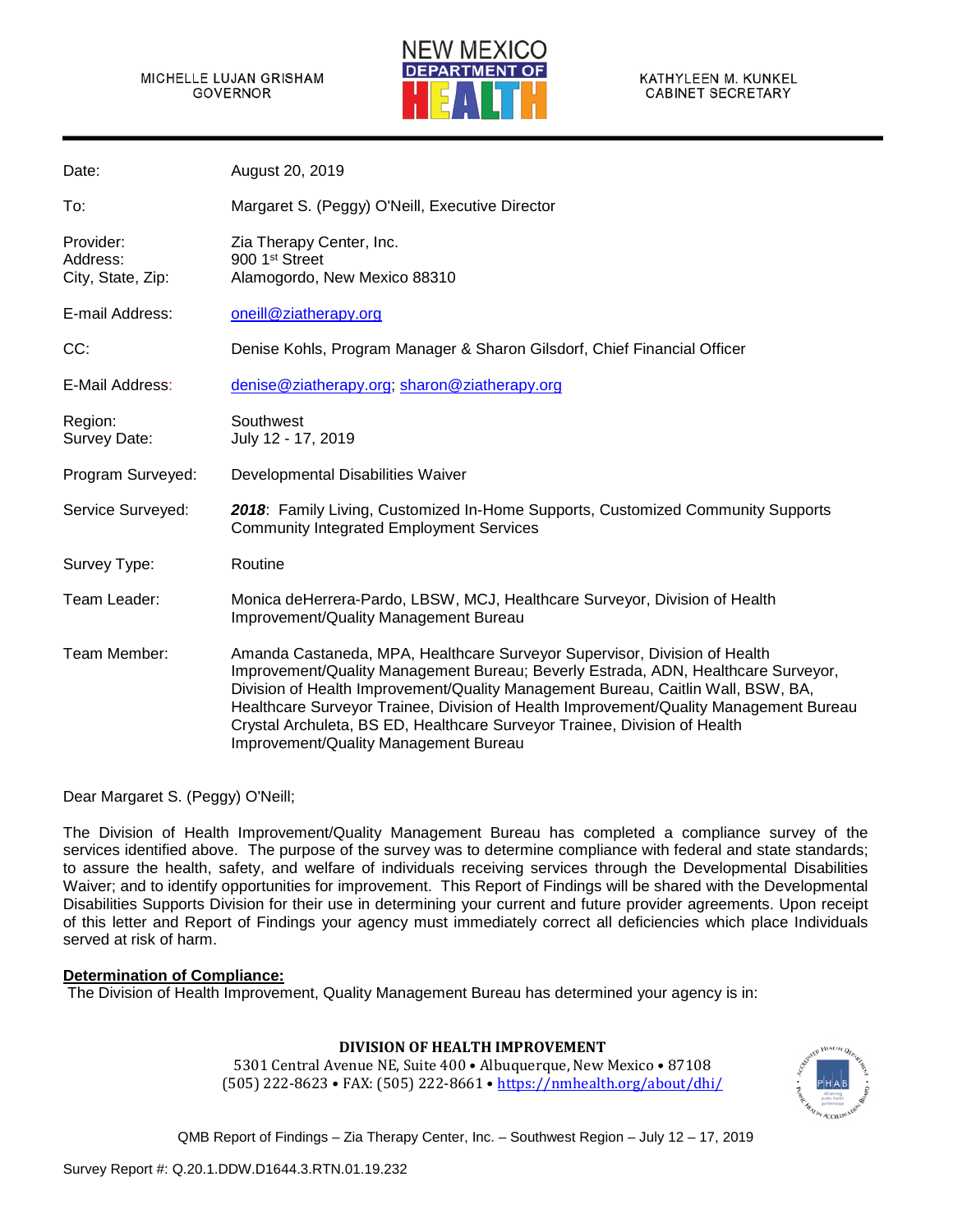MICHELLE LUJAN GRISHAM
GOVERNOR

NEW MEXICO DEPARTMENT OF HEALTH

KATHYLEEN M. KUNKEL
CABINET SECRETARY

| | |
|---|---|
| Date: | August 20, 2019 |
| To: | Margaret S. (Peggy) O'Neill, Executive Director |
| Provider:<br>Address:<br>City, State, Zip: | Zia Therapy Center, Inc.<br>900 1st Street<br>Alamogordo, New Mexico 88310 |
| E-mail Address: | oneill@ziatherapy.org |
| CC: | Denise Kohls, Program Manager & Sharon Gilsdorf, Chief Financial Officer |
| E-Mail Address: | denise@ziatherapy.org; sharon@ziatherapy.org |
| Region:<br>Survey Date: | Southwest<br>July 12 - 17, 2019 |
| Program Surveyed: | Developmental Disabilities Waiver |
| Service Surveyed: | ***2018***: Family Living, Customized In-Home Supports, Customized Community Supports Community Integrated Employment Services |
| Survey Type: | Routine |
| Team Leader: | Monica deHerrera-Pardo, LBSW, MCJ, Healthcare Surveyor, Division of Health Improvement/Quality Management Bureau |
| Team Member: | Amanda Castaneda, MPA, Healthcare Surveyor Supervisor, Division of Health Improvement/Quality Management Bureau; Beverly Estrada, ADN, Healthcare Surveyor, Division of Health Improvement/Quality Management Bureau, Caitlin Wall, BSW, BA, Healthcare Surveyor Trainee, Division of Health Improvement/Quality Management Bureau Crystal Archuleta, BS ED, Healthcare Surveyor Trainee, Division of Health Improvement/Quality Management Bureau |

Dear Margaret S. (Peggy) O'Neill;

The Division of Health Improvement/Quality Management Bureau has completed a compliance survey of the services identified above. The purpose of the survey was to determine compliance with federal and state standards; to assure the health, safety, and welfare of individuals receiving services through the Developmental Disabilities Waiver; and to identify opportunities for improvement. This Report of Findings will be shared with the Developmental Disabilities Supports Division for their use in determining your current and future provider agreements. Upon receipt of this letter and Report of Findings your agency must immediately correct all deficiencies which place Individuals served at risk of harm.

**Determination of Compliance:**

The Division of Health Improvement, Quality Management Bureau has determined your agency is in:

**DIVISION OF HEALTH IMPROVEMENT**
5301 Central Avenue NE, Suite 400 • Albuquerque, New Mexico • 87108
(505) 222-8623 • FAX: (505) 222-8661 • https://nmhealth.org/about/dhi/

QMB Report of Findings – Zia Therapy Center, Inc. – Southwest Region – July 12 – 17, 2019

Survey Report #: Q.20.1.DDW.D1644.3.RTN.01.19.232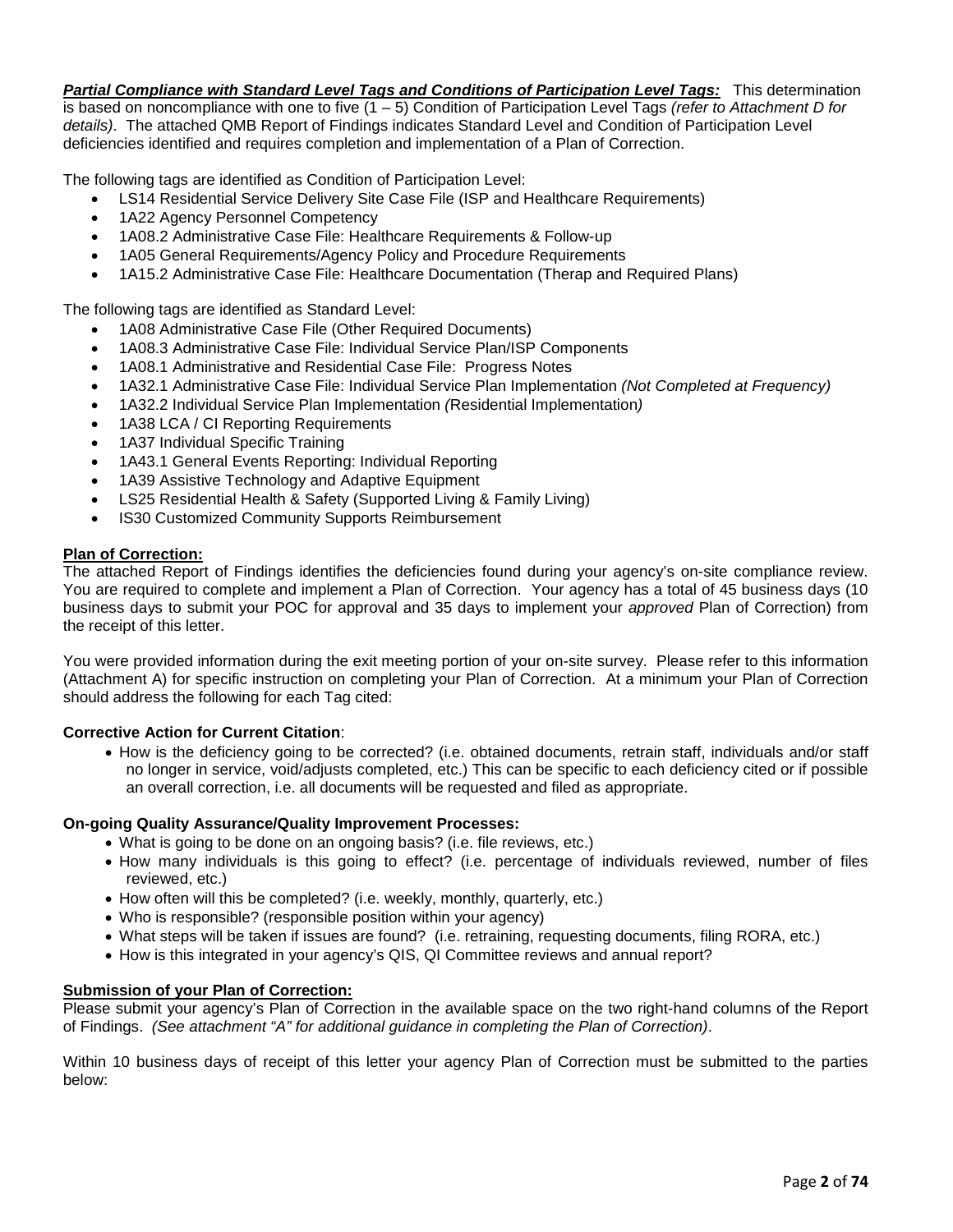***Partial Compliance with Standard Level Tags and Conditions of Participation Level Tags:*** This determination is based on noncompliance with one to five (1 – 5) Condition of Participation Level Tags *(refer to Attachment D for details)*. The attached QMB Report of Findings indicates Standard Level and Condition of Participation Level deficiencies identified and requires completion and implementation of a Plan of Correction.

The following tags are identified as Condition of Participation Level:

- LS14 Residential Service Delivery Site Case File (ISP and Healthcare Requirements)
- 1A22 Agency Personnel Competency
- 1A08.2 Administrative Case File: Healthcare Requirements & Follow-up
- 1A05 General Requirements/Agency Policy and Procedure Requirements
- 1A15.2 Administrative Case File: Healthcare Documentation (Therap and Required Plans)

The following tags are identified as Standard Level:

- 1A08 Administrative Case File (Other Required Documents)
- 1A08.3 Administrative Case File: Individual Service Plan/ISP Components
- 1A08.1 Administrative and Residential Case File: Progress Notes
- 1A32.1 Administrative Case File: Individual Service Plan Implementation *(Not Completed at Frequency)*
- 1A32.2 Individual Service Plan Implementation *(*Residential Implementation*)*
- 1A38 LCA / CI Reporting Requirements
- 1A37 Individual Specific Training
- 1A43.1 General Events Reporting: Individual Reporting
- 1A39 Assistive Technology and Adaptive Equipment
- LS25 Residential Health & Safety (Supported Living & Family Living)
- IS30 Customized Community Supports Reimbursement

**Plan of Correction:**

The attached Report of Findings identifies the deficiencies found during your agency's on-site compliance review. You are required to complete and implement a Plan of Correction. Your agency has a total of 45 business days (10 business days to submit your POC for approval and 35 days to implement your *approved* Plan of Correction) from the receipt of this letter.

You were provided information during the exit meeting portion of your on-site survey. Please refer to this information (Attachment A) for specific instruction on completing your Plan of Correction. At a minimum your Plan of Correction should address the following for each Tag cited:

**Corrective Action for Current Citation**:

- How is the deficiency going to be corrected? (i.e. obtained documents, retrain staff, individuals and/or staff no longer in service, void/adjusts completed, etc.) This can be specific to each deficiency cited or if possible an overall correction, i.e. all documents will be requested and filed as appropriate.

**On-going Quality Assurance/Quality Improvement Processes:**

- What is going to be done on an ongoing basis? (i.e. file reviews, etc.)
- How many individuals is this going to effect? (i.e. percentage of individuals reviewed, number of files reviewed, etc.)
- How often will this be completed? (i.e. weekly, monthly, quarterly, etc.)
- Who is responsible? (responsible position within your agency)
- What steps will be taken if issues are found? (i.e. retraining, requesting documents, filing RORA, etc.)
- How is this integrated in your agency's QIS, QI Committee reviews and annual report?

**Submission of your Plan of Correction:**

Please submit your agency's Plan of Correction in the available space on the two right-hand columns of the Report of Findings. *(See attachment "A" for additional guidance in completing the Plan of Correction)*.

Within 10 business days of receipt of this letter your agency Plan of Correction must be submitted to the parties below: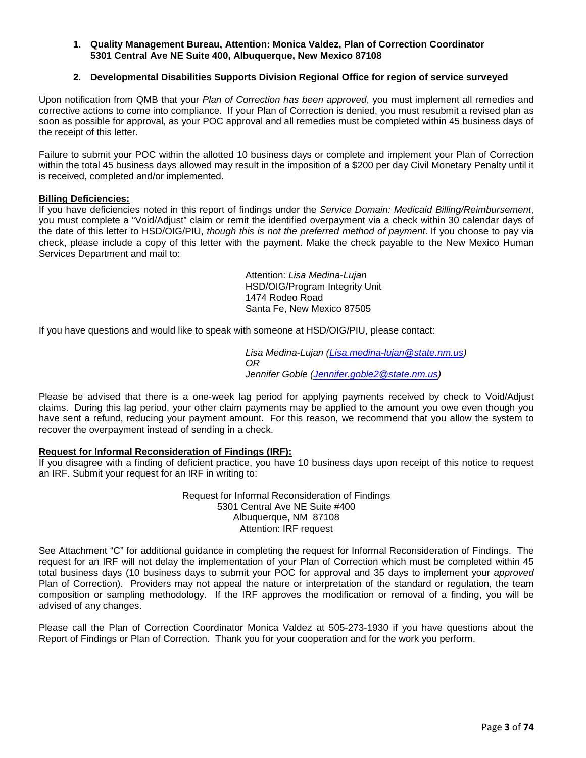1. **Quality Management Bureau, Attention: Monica Valdez, Plan of Correction Coordinator 5301 Central Ave NE Suite 400, Albuquerque, New Mexico 87108**

2. **Developmental Disabilities Supports Division Regional Office for region of service surveyed**

Upon notification from QMB that your *Plan of Correction has been approved*, you must implement all remedies and corrective actions to come into compliance. If your Plan of Correction is denied, you must resubmit a revised plan as soon as possible for approval, as your POC approval and all remedies must be completed within 45 business days of the receipt of this letter.

Failure to submit your POC within the allotted 10 business days or complete and implement your Plan of Correction within the total 45 business days allowed may result in the imposition of a $200 per day Civil Monetary Penalty until it is received, completed and/or implemented.

**Billing Deficiencies:**

If you have deficiencies noted in this report of findings under the *Service Domain: Medicaid Billing/Reimbursement*, you must complete a "Void/Adjust" claim or remit the identified overpayment via a check within 30 calendar days of the date of this letter to HSD/OIG/PIU, *though this is not the preferred method of payment*. If you choose to pay via check, please include a copy of this letter with the payment. Make the check payable to the New Mexico Human Services Department and mail to:

Attention: *Lisa Medina-Lujan*
HSD/OIG/Program Integrity Unit
1474 Rodeo Road
Santa Fe, New Mexico 87505

If you have questions and would like to speak with someone at HSD/OIG/PIU, please contact:

*Lisa Medina-Lujan (Lisa.medina-lujan@state.nm.us)*
*OR*
*Jennifer Goble (Jennifer.goble2@state.nm.us)*

Please be advised that there is a one-week lag period for applying payments received by check to Void/Adjust claims. During this lag period, your other claim payments may be applied to the amount you owe even though you have sent a refund, reducing your payment amount. For this reason, we recommend that you allow the system to recover the overpayment instead of sending in a check.

**Request for Informal Reconsideration of Findings (IRF):**

If you disagree with a finding of deficient practice, you have 10 business days upon receipt of this notice to request an IRF. Submit your request for an IRF in writing to:

Request for Informal Reconsideration of Findings
5301 Central Ave NE Suite #400
Albuquerque, NM 87108
Attention: IRF request

See Attachment "C" for additional guidance in completing the request for Informal Reconsideration of Findings. The request for an IRF will not delay the implementation of your Plan of Correction which must be completed within 45 total business days (10 business days to submit your POC for approval and 35 days to implement your *approved* Plan of Correction). Providers may not appeal the nature or interpretation of the standard or regulation, the team composition or sampling methodology. If the IRF approves the modification or removal of a finding, you will be advised of any changes.

Please call the Plan of Correction Coordinator Monica Valdez at 505-273-1930 if you have questions about the Report of Findings or Plan of Correction. Thank you for your cooperation and for the work you perform.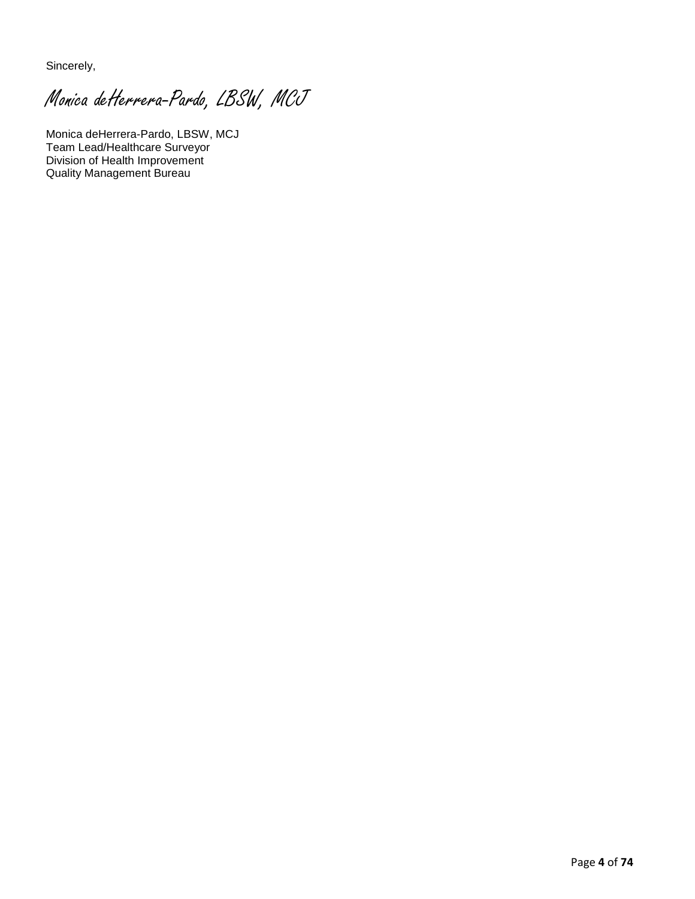Sincerely,

*Monica deHerrera-Pardo, LBSW, MCJ*

Monica deHerrera-Pardo, LBSW, MCJ
Team Lead/Healthcare Surveyor
Division of Health Improvement
Quality Management Bureau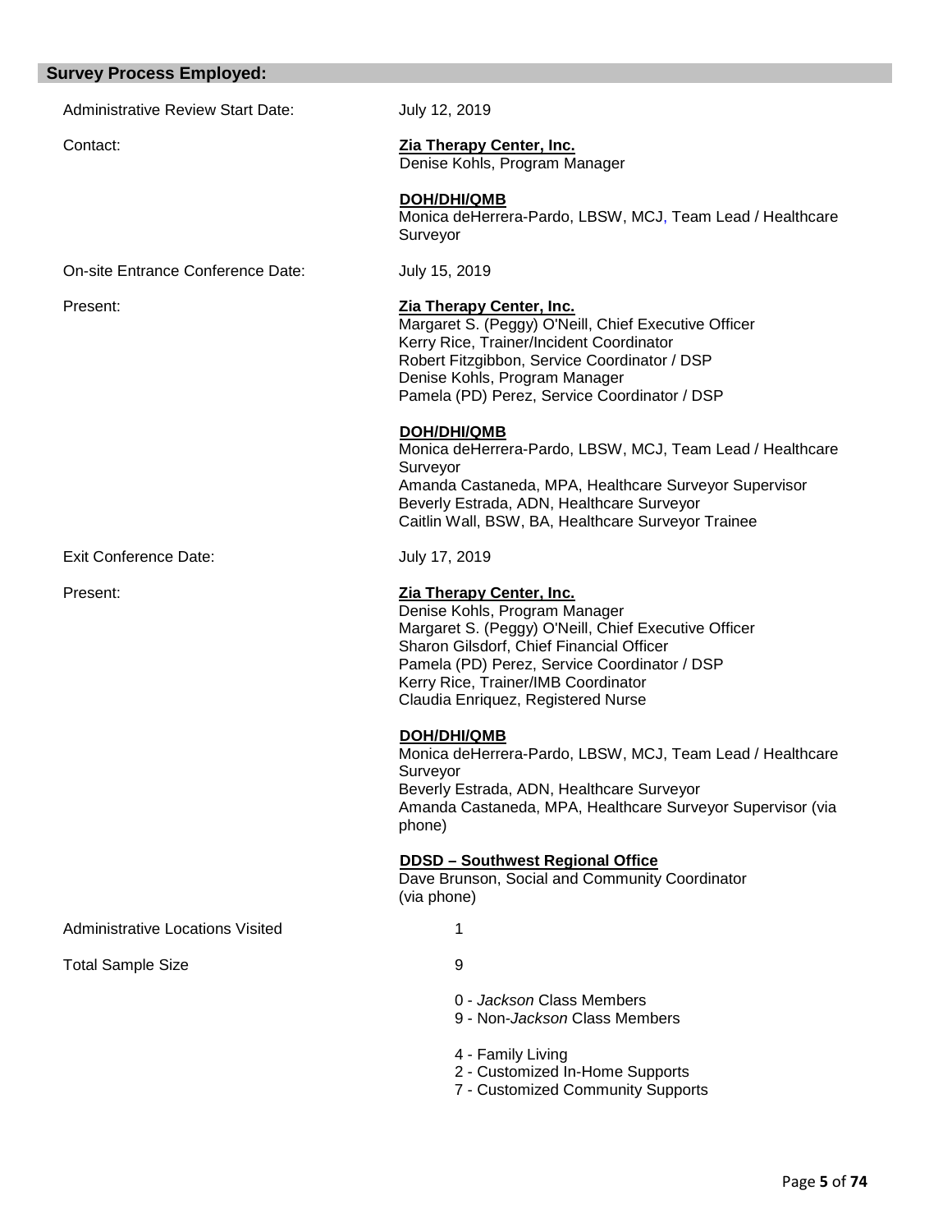## Survey Process Employed:

Administrative Review Start Date: July 12, 2019

Contact:

**Zia Therapy Center, Inc.**
Denise Kohls, Program Manager

**DOH/DHI/QMB**
Monica deHerrera-Pardo, LBSW, MCJ, Team Lead / Healthcare Surveyor

On-site Entrance Conference Date: July 15, 2019

Present:

**Zia Therapy Center, Inc.**
Margaret S. (Peggy) O'Neill, Chief Executive Officer
Kerry Rice, Trainer/Incident Coordinator
Robert Fitzgibbon, Service Coordinator / DSP
Denise Kohls, Program Manager
Pamela (PD) Perez, Service Coordinator / DSP

**DOH/DHI/QMB**
Monica deHerrera-Pardo, LBSW, MCJ, Team Lead / Healthcare Surveyor
Amanda Castaneda, MPA, Healthcare Surveyor Supervisor
Beverly Estrada, ADN, Healthcare Surveyor
Caitlin Wall, BSW, BA, Healthcare Surveyor Trainee

Exit Conference Date: July 17, 2019

Present:

**Zia Therapy Center, Inc.**
Denise Kohls, Program Manager
Margaret S. (Peggy) O'Neill, Chief Executive Officer
Sharon Gilsdorf, Chief Financial Officer
Pamela (PD) Perez, Service Coordinator / DSP
Kerry Rice, Trainer/IMB Coordinator
Claudia Enriquez, Registered Nurse

**DOH/DHI/QMB**
Monica deHerrera-Pardo, LBSW, MCJ, Team Lead / Healthcare Surveyor
Beverly Estrada, ADN, Healthcare Surveyor
Amanda Castaneda, MPA, Healthcare Surveyor Supervisor (via phone)

**DDSD – Southwest Regional Office**
Dave Brunson, Social and Community Coordinator (via phone)

Administrative Locations Visited: 1

Total Sample Size: 9

- 0 - *Jackson* Class Members
- 9 - Non-*Jackson* Class Members

- 4 - Family Living
- 2 - Customized In-Home Supports
- 7 - Customized Community Supports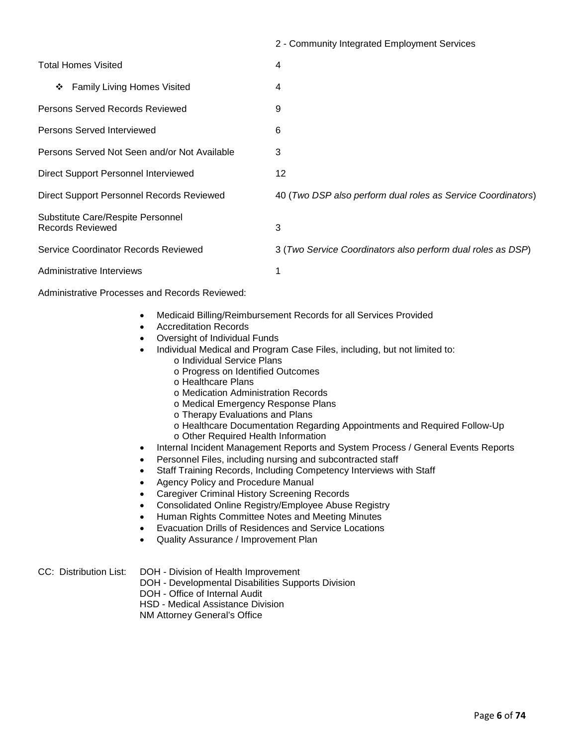| | |
|---|---|
| | 2 - Community Integrated Employment Services |
| Total Homes Visited | 4 |
| ❖ Family Living Homes Visited | 4 |
| Persons Served Records Reviewed | 9 |
| Persons Served Interviewed | 6 |
| Persons Served Not Seen and/or Not Available | 3 |
| Direct Support Personnel Interviewed | 12 |
| Direct Support Personnel Records Reviewed | 40 (*Two DSP also perform dual roles as Service Coordinators*) |
| Substitute Care/Respite Personnel Records Reviewed | 3 |
| Service Coordinator Records Reviewed | 3 (*Two Service Coordinators also perform dual roles as DSP*) |
| Administrative Interviews | 1 |

Administrative Processes and Records Reviewed:

- Medicaid Billing/Reimbursement Records for all Services Provided
- Accreditation Records
- Oversight of Individual Funds
- Individual Medical and Program Case Files, including, but not limited to:
  - o Individual Service Plans
  - o Progress on Identified Outcomes
  - o Healthcare Plans
  - o Medication Administration Records
  - o Medical Emergency Response Plans
  - o Therapy Evaluations and Plans
  - o Healthcare Documentation Regarding Appointments and Required Follow-Up
  - o Other Required Health Information
- Internal Incident Management Reports and System Process / General Events Reports
- Personnel Files, including nursing and subcontracted staff
- Staff Training Records, Including Competency Interviews with Staff
- Agency Policy and Procedure Manual
- Caregiver Criminal History Screening Records
- Consolidated Online Registry/Employee Abuse Registry
- Human Rights Committee Notes and Meeting Minutes
- Evacuation Drills of Residences and Service Locations
- Quality Assurance / Improvement Plan

CC: Distribution List: DOH - Division of Health Improvement
DOH - Developmental Disabilities Supports Division
DOH - Office of Internal Audit
HSD - Medical Assistance Division
NM Attorney General's Office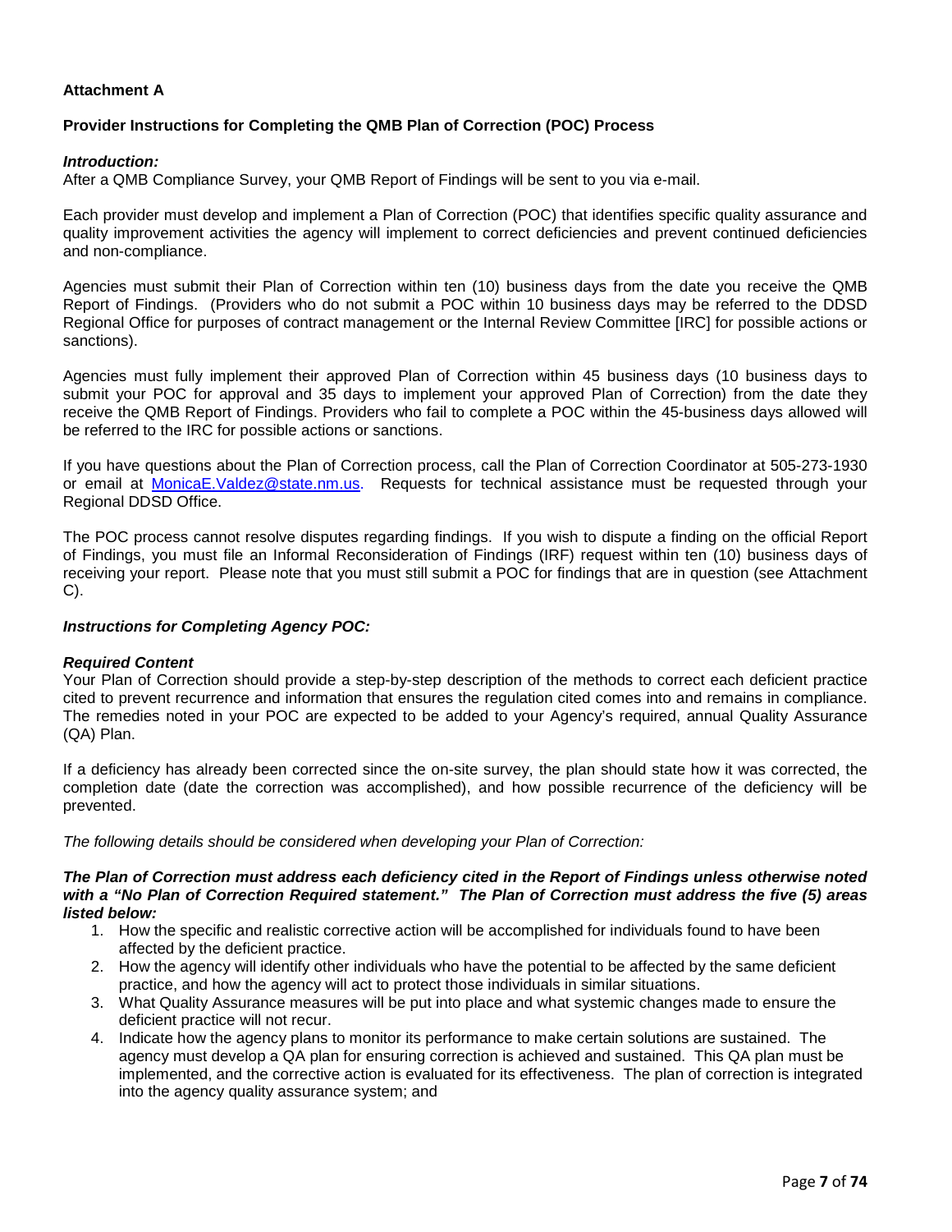**Attachment A**

**Provider Instructions for Completing the QMB Plan of Correction (POC) Process**

***Introduction:***
After a QMB Compliance Survey, your QMB Report of Findings will be sent to you via e-mail.

Each provider must develop and implement a Plan of Correction (POC) that identifies specific quality assurance and quality improvement activities the agency will implement to correct deficiencies and prevent continued deficiencies and non-compliance.

Agencies must submit their Plan of Correction within ten (10) business days from the date you receive the QMB Report of Findings. (Providers who do not submit a POC within 10 business days may be referred to the DDSD Regional Office for purposes of contract management or the Internal Review Committee [IRC] for possible actions or sanctions).

Agencies must fully implement their approved Plan of Correction within 45 business days (10 business days to submit your POC for approval and 35 days to implement your approved Plan of Correction) from the date they receive the QMB Report of Findings. Providers who fail to complete a POC within the 45-business days allowed will be referred to the IRC for possible actions or sanctions.

If you have questions about the Plan of Correction process, call the Plan of Correction Coordinator at 505-273-1930 or email at MonicaE.Valdez@state.nm.us. Requests for technical assistance must be requested through your Regional DDSD Office.

The POC process cannot resolve disputes regarding findings. If you wish to dispute a finding on the official Report of Findings, you must file an Informal Reconsideration of Findings (IRF) request within ten (10) business days of receiving your report. Please note that you must still submit a POC for findings that are in question (see Attachment C).

***Instructions for Completing Agency POC:***

***Required Content***
Your Plan of Correction should provide a step-by-step description of the methods to correct each deficient practice cited to prevent recurrence and information that ensures the regulation cited comes into and remains in compliance. The remedies noted in your POC are expected to be added to your Agency's required, annual Quality Assurance (QA) Plan.

If a deficiency has already been corrected since the on-site survey, the plan should state how it was corrected, the completion date (date the correction was accomplished), and how possible recurrence of the deficiency will be prevented.

*The following details should be considered when developing your Plan of Correction:*

***The Plan of Correction must address each deficiency cited in the Report of Findings unless otherwise noted with a "No Plan of Correction Required statement." The Plan of Correction must address the five (5) areas listed below:***

1. How the specific and realistic corrective action will be accomplished for individuals found to have been affected by the deficient practice.
2. How the agency will identify other individuals who have the potential to be affected by the same deficient practice, and how the agency will act to protect those individuals in similar situations.
3. What Quality Assurance measures will be put into place and what systemic changes made to ensure the deficient practice will not recur.
4. Indicate how the agency plans to monitor its performance to make certain solutions are sustained. The agency must develop a QA plan for ensuring correction is achieved and sustained. This QA plan must be implemented, and the corrective action is evaluated for its effectiveness. The plan of correction is integrated into the agency quality assurance system; and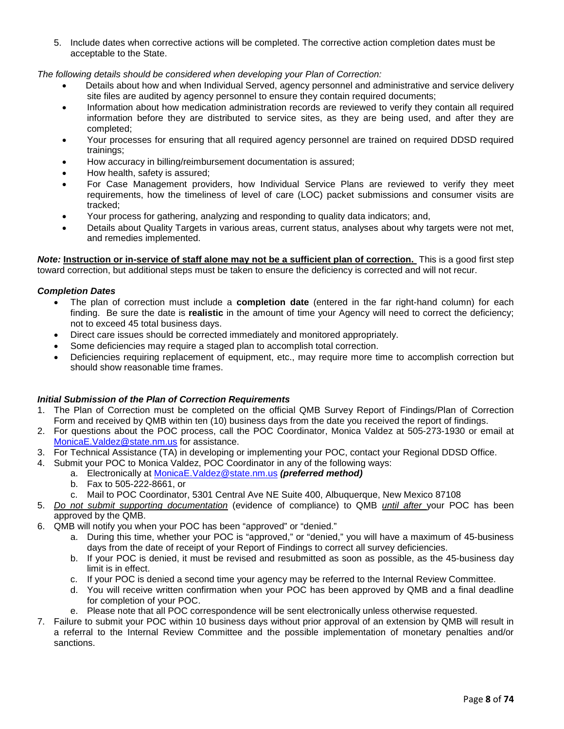5. Include dates when corrective actions will be completed. The corrective action completion dates must be acceptable to the State.

*The following details should be considered when developing your Plan of Correction:*

- Details about how and when Individual Served, agency personnel and administrative and service delivery site files are audited by agency personnel to ensure they contain required documents;
- Information about how medication administration records are reviewed to verify they contain all required information before they are distributed to service sites, as they are being used, and after they are completed;
- Your processes for ensuring that all required agency personnel are trained on required DDSD required trainings;
- How accuracy in billing/reimbursement documentation is assured;
- How health, safety is assured;
- For Case Management providers, how Individual Service Plans are reviewed to verify they meet requirements, how the timeliness of level of care (LOC) packet submissions and consumer visits are tracked;
- Your process for gathering, analyzing and responding to quality data indicators; and,
- Details about Quality Targets in various areas, current status, analyses about why targets were not met, and remedies implemented.

***Note:*** **<u>Instruction or in-service of staff alone may not be a sufficient plan of correction.</u>** This is a good first step toward correction, but additional steps must be taken to ensure the deficiency is corrected and will not recur.

***Completion Dates***

- The plan of correction must include a **completion date** (entered in the far right-hand column) for each finding. Be sure the date is **realistic** in the amount of time your Agency will need to correct the deficiency; not to exceed 45 total business days.
- Direct care issues should be corrected immediately and monitored appropriately.
- Some deficiencies may require a staged plan to accomplish total correction.
- Deficiencies requiring replacement of equipment, etc., may require more time to accomplish correction but should show reasonable time frames.

***Initial Submission of the Plan of Correction Requirements***

1. The Plan of Correction must be completed on the official QMB Survey Report of Findings/Plan of Correction Form and received by QMB within ten (10) business days from the date you received the report of findings.
2. For questions about the POC process, call the POC Coordinator, Monica Valdez at 505-273-1930 or email at MonicaE.Valdez@state.nm.us for assistance.
3. For Technical Assistance (TA) in developing or implementing your POC, contact your Regional DDSD Office.
4. Submit your POC to Monica Valdez, POC Coordinator in any of the following ways:
   a. Electronically at MonicaE.Valdez@state.nm.us ***(preferred method)***
   b. Fax to 505-222-8661, or
   c. Mail to POC Coordinator, 5301 Central Ave NE Suite 400, Albuquerque, New Mexico 87108
5. *<u>Do not submit supporting documentation</u>* (evidence of compliance) to QMB *<u>until after</u>* your POC has been approved by the QMB.
6. QMB will notify you when your POC has been "approved" or "denied."
   a. During this time, whether your POC is "approved," or "denied," you will have a maximum of 45-business days from the date of receipt of your Report of Findings to correct all survey deficiencies.
   b. If your POC is denied, it must be revised and resubmitted as soon as possible, as the 45-business day limit is in effect.
   c. If your POC is denied a second time your agency may be referred to the Internal Review Committee.
   d. You will receive written confirmation when your POC has been approved by QMB and a final deadline for completion of your POC.
   e. Please note that all POC correspondence will be sent electronically unless otherwise requested.
7. Failure to submit your POC within 10 business days without prior approval of an extension by QMB will result in a referral to the Internal Review Committee and the possible implementation of monetary penalties and/or sanctions.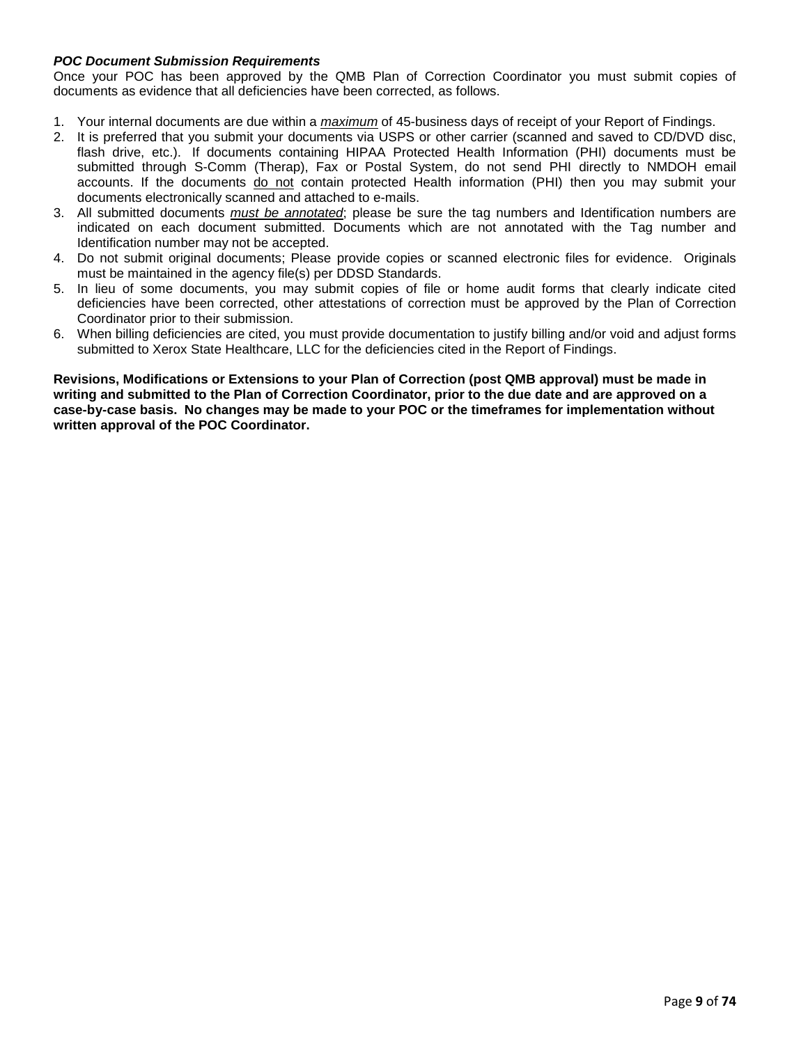***POC Document Submission Requirements***

Once your POC has been approved by the QMB Plan of Correction Coordinator you must submit copies of documents as evidence that all deficiencies have been corrected, as follows.

1. Your internal documents are due within a ***maximum*** of 45-business days of receipt of your Report of Findings.
2. It is preferred that you submit your documents via USPS or other carrier (scanned and saved to CD/DVD disc, flash drive, etc.). If documents containing HIPAA Protected Health Information (PHI) documents must be submitted through S-Comm (Therap), Fax or Postal System, do not send PHI directly to NMDOH email accounts. If the documents do not contain protected Health information (PHI) then you may submit your documents electronically scanned and attached to e-mails.
3. All submitted documents *must be annotated*; please be sure the tag numbers and Identification numbers are indicated on each document submitted. Documents which are not annotated with the Tag number and Identification number may not be accepted.
4. Do not submit original documents; Please provide copies or scanned electronic files for evidence. Originals must be maintained in the agency file(s) per DDSD Standards.
5. In lieu of some documents, you may submit copies of file or home audit forms that clearly indicate cited deficiencies have been corrected, other attestations of correction must be approved by the Plan of Correction Coordinator prior to their submission.
6. When billing deficiencies are cited, you must provide documentation to justify billing and/or void and adjust forms submitted to Xerox State Healthcare, LLC for the deficiencies cited in the Report of Findings.

**Revisions, Modifications or Extensions to your Plan of Correction (post QMB approval) must be made in writing and submitted to the Plan of Correction Coordinator, prior to the due date and are approved on a case-by-case basis. No changes may be made to your POC or the timeframes for implementation without written approval of the POC Coordinator.**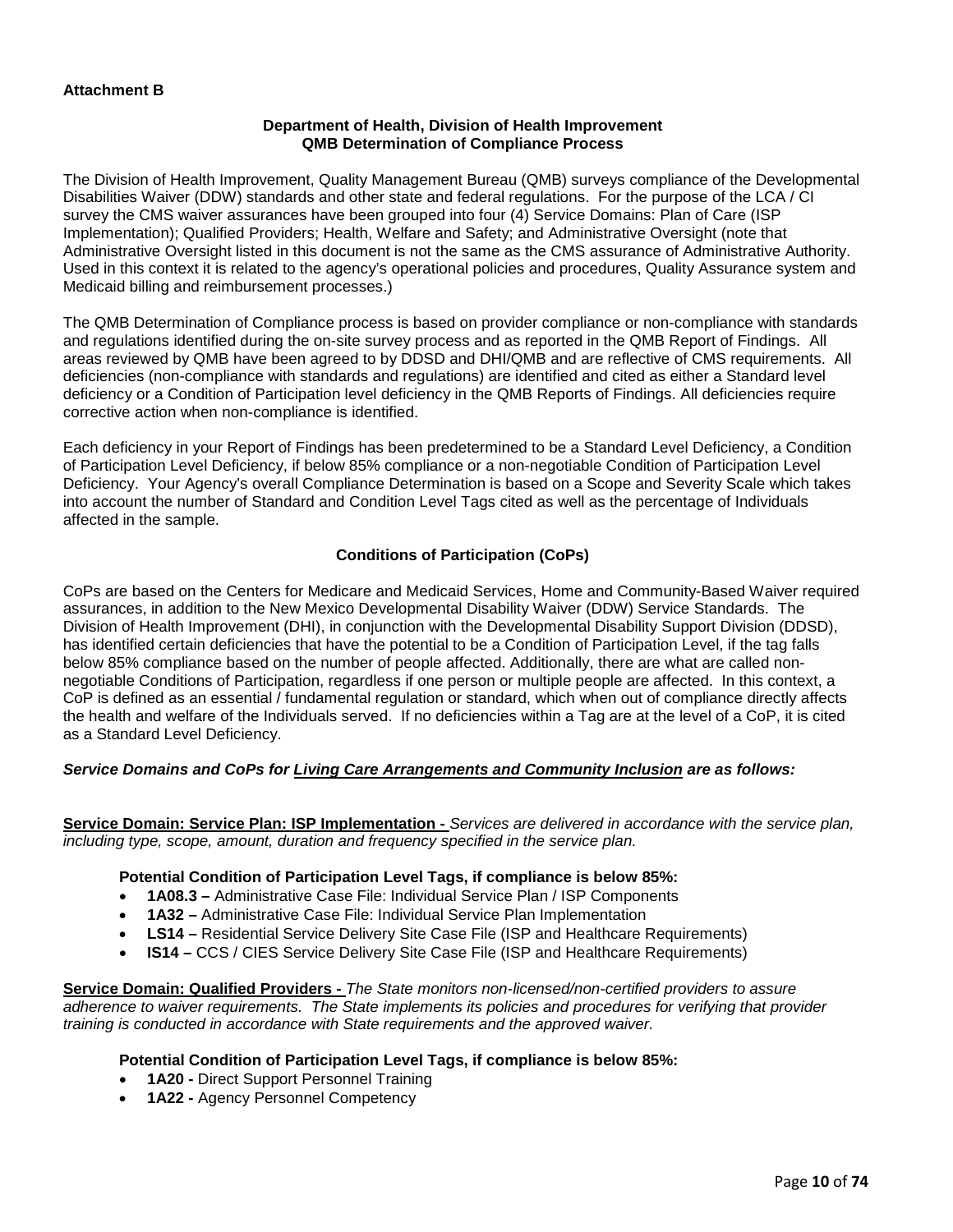**Attachment B**

**Department of Health, Division of Health Improvement**
**QMB Determination of Compliance Process**

The Division of Health Improvement, Quality Management Bureau (QMB) surveys compliance of the Developmental Disabilities Waiver (DDW) standards and other state and federal regulations. For the purpose of the LCA / CI survey the CMS waiver assurances have been grouped into four (4) Service Domains: Plan of Care (ISP Implementation); Qualified Providers; Health, Welfare and Safety; and Administrative Oversight (note that Administrative Oversight listed in this document is not the same as the CMS assurance of Administrative Authority. Used in this context it is related to the agency's operational policies and procedures, Quality Assurance system and Medicaid billing and reimbursement processes.)

The QMB Determination of Compliance process is based on provider compliance or non-compliance with standards and regulations identified during the on-site survey process and as reported in the QMB Report of Findings. All areas reviewed by QMB have been agreed to by DDSD and DHI/QMB and are reflective of CMS requirements. All deficiencies (non-compliance with standards and regulations) are identified and cited as either a Standard level deficiency or a Condition of Participation level deficiency in the QMB Reports of Findings. All deficiencies require corrective action when non-compliance is identified.

Each deficiency in your Report of Findings has been predetermined to be a Standard Level Deficiency, a Condition of Participation Level Deficiency, if below 85% compliance or a non-negotiable Condition of Participation Level Deficiency. Your Agency's overall Compliance Determination is based on a Scope and Severity Scale which takes into account the number of Standard and Condition Level Tags cited as well as the percentage of Individuals affected in the sample.

**Conditions of Participation (CoPs)**

CoPs are based on the Centers for Medicare and Medicaid Services, Home and Community-Based Waiver required assurances, in addition to the New Mexico Developmental Disability Waiver (DDW) Service Standards. The Division of Health Improvement (DHI), in conjunction with the Developmental Disability Support Division (DDSD), has identified certain deficiencies that have the potential to be a Condition of Participation Level, if the tag falls below 85% compliance based on the number of people affected. Additionally, there are what are called non-negotiable Conditions of Participation, regardless if one person or multiple people are affected. In this context, a CoP is defined as an essential / fundamental regulation or standard, which when out of compliance directly affects the health and welfare of the Individuals served. If no deficiencies within a Tag are at the level of a CoP, it is cited as a Standard Level Deficiency.

***Service Domains and CoPs for Living Care Arrangements and Community Inclusion are as follows:***

**Service Domain: Service Plan: ISP Implementation -** *Services are delivered in accordance with the service plan, including type, scope, amount, duration and frequency specified in the service plan.*

**Potential Condition of Participation Level Tags, if compliance is below 85%:**

- **1A08.3 –** Administrative Case File: Individual Service Plan / ISP Components
- **1A32 –** Administrative Case File: Individual Service Plan Implementation
- **LS14 –** Residential Service Delivery Site Case File (ISP and Healthcare Requirements)
- **IS14 –** CCS / CIES Service Delivery Site Case File (ISP and Healthcare Requirements)

**Service Domain: Qualified Providers -** *The State monitors non-licensed/non-certified providers to assure adherence to waiver requirements. The State implements its policies and procedures for verifying that provider training is conducted in accordance with State requirements and the approved waiver.*

**Potential Condition of Participation Level Tags, if compliance is below 85%:**

- **1A20 -** Direct Support Personnel Training
- **1A22 -** Agency Personnel Competency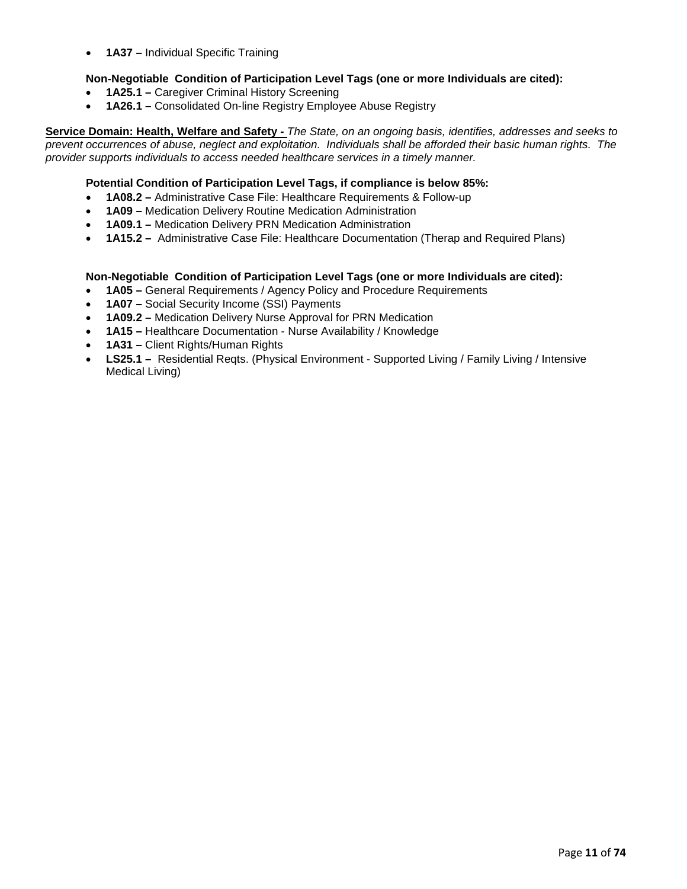- **1A37 –** Individual Specific Training

**Non-Negotiable Condition of Participation Level Tags (one or more Individuals are cited):**

- **1A25.1 –** Caregiver Criminal History Screening
- **1A26.1 –** Consolidated On-line Registry Employee Abuse Registry

**Service Domain: Health, Welfare and Safety -** *The State, on an ongoing basis, identifies, addresses and seeks to prevent occurrences of abuse, neglect and exploitation. Individuals shall be afforded their basic human rights. The provider supports individuals to access needed healthcare services in a timely manner.*

**Potential Condition of Participation Level Tags, if compliance is below 85%:**

- **1A08.2 –** Administrative Case File: Healthcare Requirements & Follow-up
- **1A09 –** Medication Delivery Routine Medication Administration
- **1A09.1 –** Medication Delivery PRN Medication Administration
- **1A15.2 –** Administrative Case File: Healthcare Documentation (Therap and Required Plans)

**Non-Negotiable Condition of Participation Level Tags (one or more Individuals are cited):**

- **1A05 –** General Requirements / Agency Policy and Procedure Requirements
- **1A07 –** Social Security Income (SSI) Payments
- **1A09.2 –** Medication Delivery Nurse Approval for PRN Medication
- **1A15 –** Healthcare Documentation - Nurse Availability / Knowledge
- **1A31 –** Client Rights/Human Rights
- **LS25.1 –** Residential Reqts. (Physical Environment - Supported Living / Family Living / Intensive Medical Living)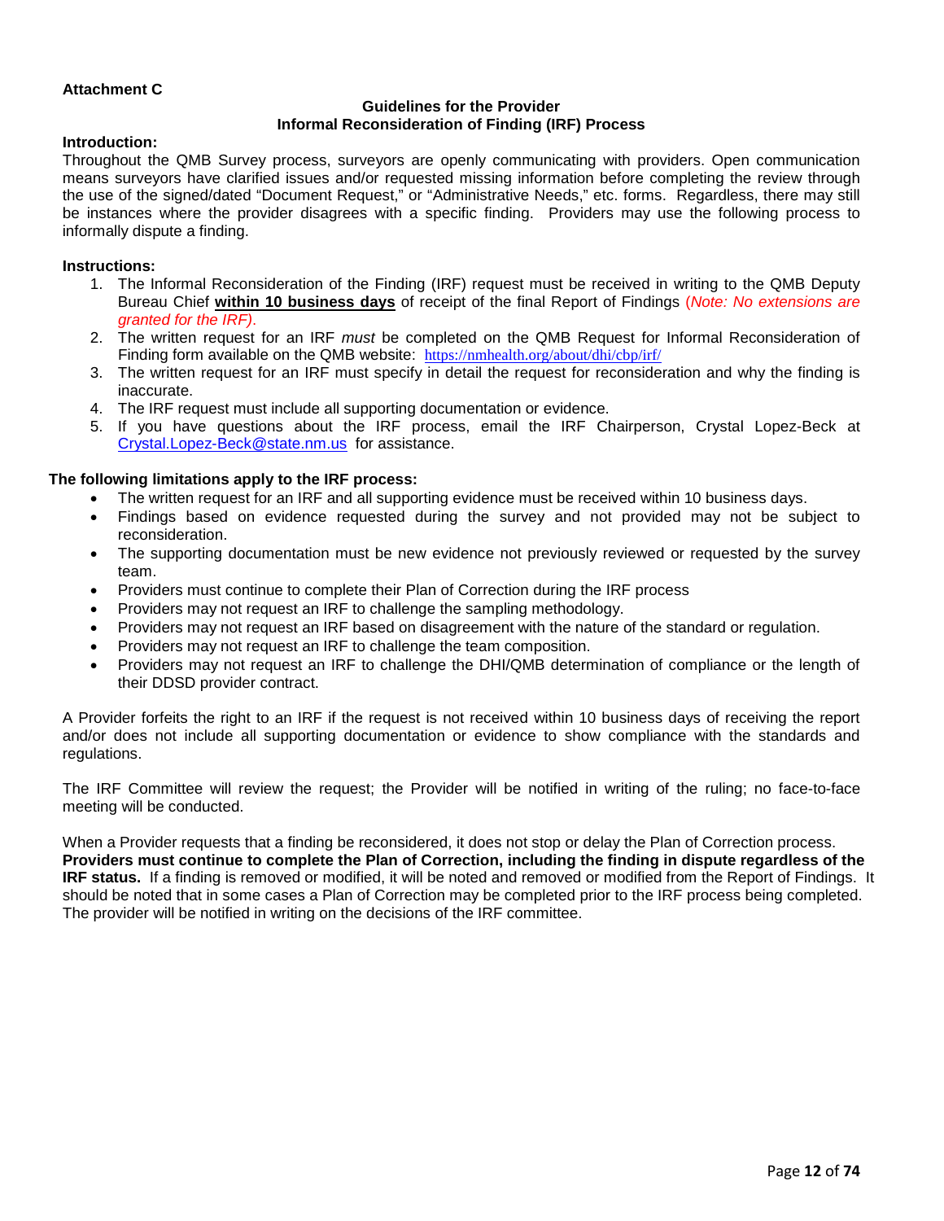**Attachment C**

**Guidelines for the Provider**
**Informal Reconsideration of Finding (IRF) Process**

**Introduction:**

Throughout the QMB Survey process, surveyors are openly communicating with providers. Open communication means surveyors have clarified issues and/or requested missing information before completing the review through the use of the signed/dated "Document Request," or "Administrative Needs," etc. forms. Regardless, there may still be instances where the provider disagrees with a specific finding. Providers may use the following process to informally dispute a finding.

**Instructions:**

1. The Informal Reconsideration of the Finding (IRF) request must be received in writing to the QMB Deputy Bureau Chief **within 10 business days** of receipt of the final Report of Findings (*Note: No extensions are granted for the IRF).*
2. The written request for an IRF *must* be completed on the QMB Request for Informal Reconsideration of Finding form available on the QMB website: https://nmhealth.org/about/dhi/cbp/irf/
3. The written request for an IRF must specify in detail the request for reconsideration and why the finding is inaccurate.
4. The IRF request must include all supporting documentation or evidence.
5. If you have questions about the IRF process, email the IRF Chairperson, Crystal Lopez-Beck at Crystal.Lopez-Beck@state.nm.us for assistance.

**The following limitations apply to the IRF process:**

- The written request for an IRF and all supporting evidence must be received within 10 business days.
- Findings based on evidence requested during the survey and not provided may not be subject to reconsideration.
- The supporting documentation must be new evidence not previously reviewed or requested by the survey team.
- Providers must continue to complete their Plan of Correction during the IRF process
- Providers may not request an IRF to challenge the sampling methodology.
- Providers may not request an IRF based on disagreement with the nature of the standard or regulation.
- Providers may not request an IRF to challenge the team composition.
- Providers may not request an IRF to challenge the DHI/QMB determination of compliance or the length of their DDSD provider contract.

A Provider forfeits the right to an IRF if the request is not received within 10 business days of receiving the report and/or does not include all supporting documentation or evidence to show compliance with the standards and regulations.

The IRF Committee will review the request; the Provider will be notified in writing of the ruling; no face-to-face meeting will be conducted.

When a Provider requests that a finding be reconsidered, it does not stop or delay the Plan of Correction process. **Providers must continue to complete the Plan of Correction, including the finding in dispute regardless of the IRF status.** If a finding is removed or modified, it will be noted and removed or modified from the Report of Findings. It should be noted that in some cases a Plan of Correction may be completed prior to the IRF process being completed. The provider will be notified in writing on the decisions of the IRF committee.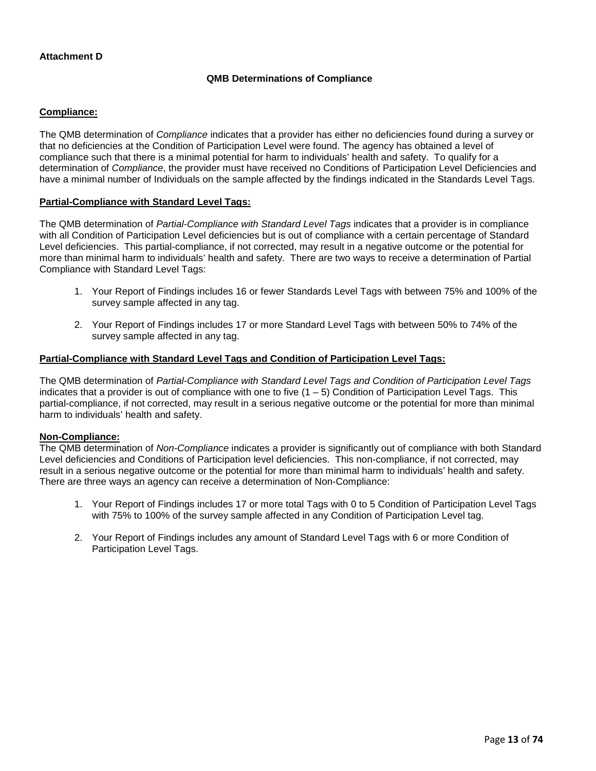**Attachment D**

### QMB Determinations of Compliance

**Compliance:**

The QMB determination of *Compliance* indicates that a provider has either no deficiencies found during a survey or that no deficiencies at the Condition of Participation Level were found. The agency has obtained a level of compliance such that there is a minimal potential for harm to individuals' health and safety. To qualify for a determination of *Compliance*, the provider must have received no Conditions of Participation Level Deficiencies and have a minimal number of Individuals on the sample affected by the findings indicated in the Standards Level Tags.

**Partial-Compliance with Standard Level Tags:**

The QMB determination of *Partial-Compliance with Standard Level Tags* indicates that a provider is in compliance with all Condition of Participation Level deficiencies but is out of compliance with a certain percentage of Standard Level deficiencies. This partial-compliance, if not corrected, may result in a negative outcome or the potential for more than minimal harm to individuals' health and safety. There are two ways to receive a determination of Partial Compliance with Standard Level Tags:

1. Your Report of Findings includes 16 or fewer Standards Level Tags with between 75% and 100% of the survey sample affected in any tag.
2. Your Report of Findings includes 17 or more Standard Level Tags with between 50% to 74% of the survey sample affected in any tag.

**Partial-Compliance with Standard Level Tags and Condition of Participation Level Tags:**

The QMB determination of *Partial-Compliance with Standard Level Tags and Condition of Participation Level Tags* indicates that a provider is out of compliance with one to five (1 – 5) Condition of Participation Level Tags. This partial-compliance, if not corrected, may result in a serious negative outcome or the potential for more than minimal harm to individuals' health and safety.

**Non-Compliance:**

The QMB determination of *Non-Compliance* indicates a provider is significantly out of compliance with both Standard Level deficiencies and Conditions of Participation level deficiencies. This non-compliance, if not corrected, may result in a serious negative outcome or the potential for more than minimal harm to individuals' health and safety. There are three ways an agency can receive a determination of Non-Compliance:

1. Your Report of Findings includes 17 or more total Tags with 0 to 5 Condition of Participation Level Tags with 75% to 100% of the survey sample affected in any Condition of Participation Level tag.
2. Your Report of Findings includes any amount of Standard Level Tags with 6 or more Condition of Participation Level Tags.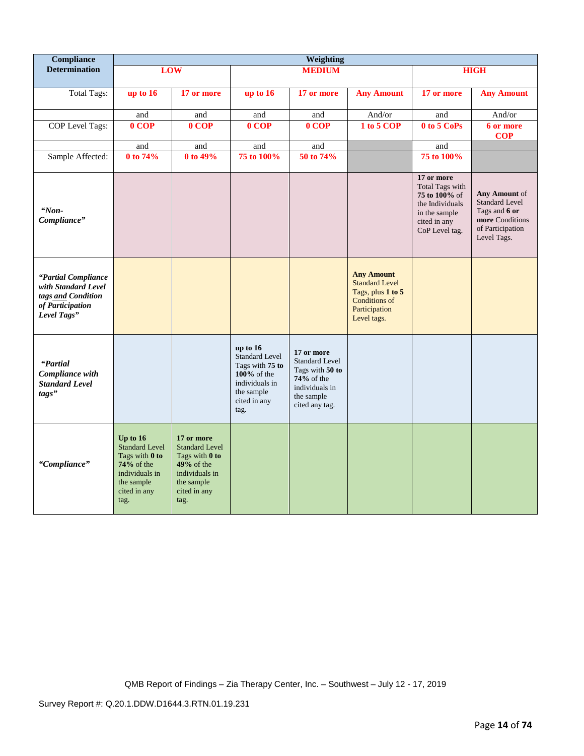| Compliance Determination | Weighting | | | | | | |
|---|---|---|---|---|---|---|---|
| | **LOW** | | **MEDIUM** | | | **HIGH** | |
| Total Tags: | **up to 16** | **17 or more** | **up to 16** | **17 or more** | **Any Amount** | **17 or more** | **Any Amount** |
| | and | and | and | and | And/or | and | And/or |
| COP Level Tags: | **0 COP** | **0 COP** | **0 COP** | **0 COP** | **1 to 5 COP** | **0 to 5 CoPs** | **6 or more COP** |
| | and | and | and | and | | and | |
| Sample Affected: | **0 to 74%** | **0 to 49%** | **75 to 100%** | **50 to 74%** | | **75 to 100%** | |
| ***"Non-Compliance"*** | | | | | | **17 or more** Total Tags with **75 to 100%** of the Individuals in the sample cited in any CoP Level tag. | **Any Amount** of Standard Level Tags and **6 or more** Conditions of Participation Level Tags. |
| ***"Partial Compliance with Standard Level tags and Condition of Participation Level Tags"*** | | | | | **Any Amount** Standard Level Tags, plus **1 to 5** Conditions of Participation Level tags. | | |
| ***"Partial Compliance with Standard Level tags"*** | | | **up to 16** Standard Level Tags with **75 to 100%** of the individuals in the sample cited in any tag. | **17 or more** Standard Level Tags with **50 to 74%** of the individuals in the sample cited any tag. | | | |
| ***"Compliance"*** | **Up to 16** Standard Level Tags with **0 to 74%** of the individuals in the sample cited in any tag. | **17 or more** Standard Level Tags with **0 to 49%** of the individuals in the sample cited in any tag. | | | | | |

QMB Report of Findings – Zia Therapy Center, Inc. – Southwest – July 12 - 17, 2019

Survey Report #: Q.20.1.DDW.D1644.3.RTN.01.19.231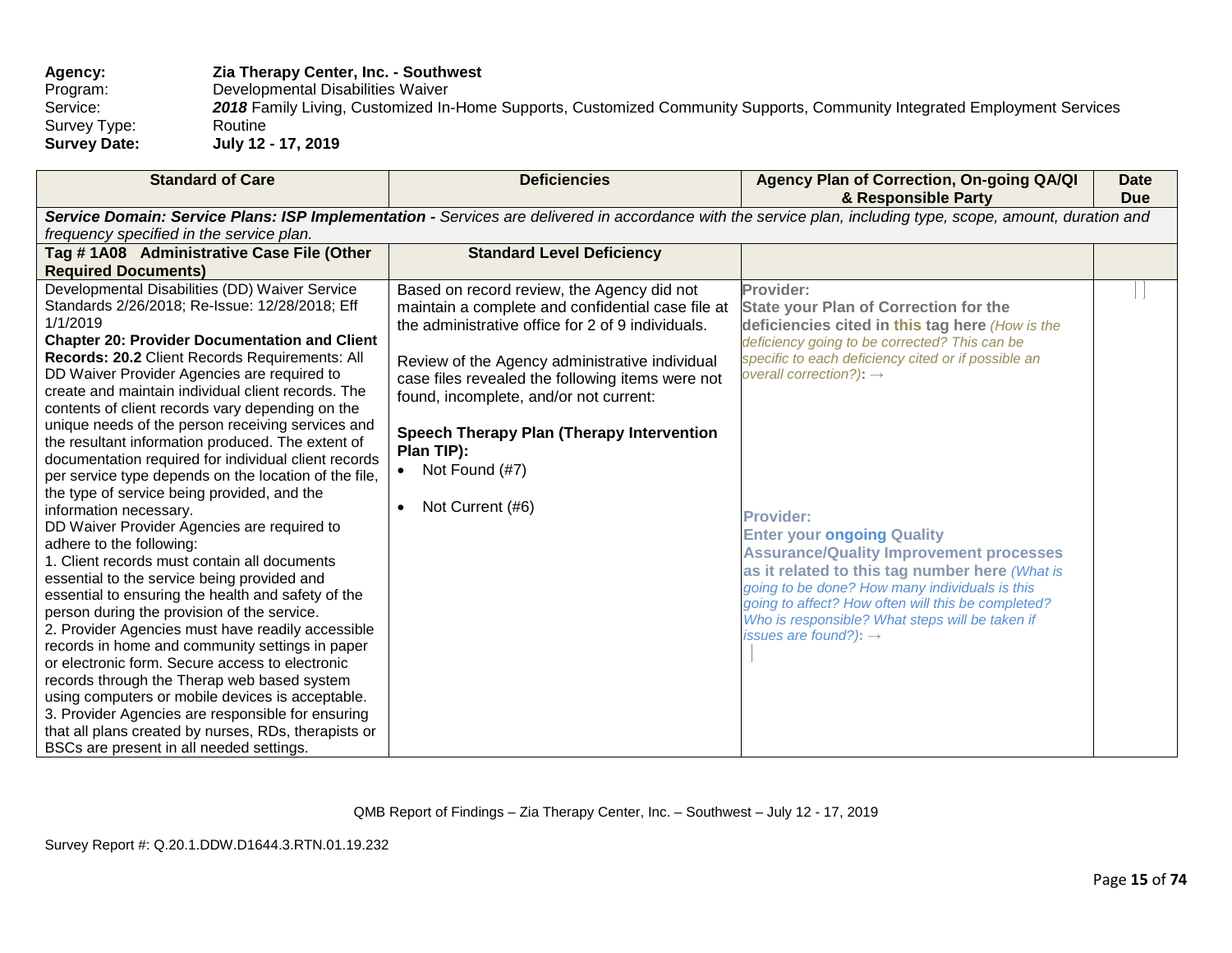**Agency:** **Zia Therapy Center, Inc. - Southwest**
Program: Developmental Disabilities Waiver
Service: ***2018*** Family Living, Customized In-Home Supports, Customized Community Supports, Community Integrated Employment Services
Survey Type: Routine
**Survey Date:** **July 12 - 17, 2019**

| Standard of Care | Deficiencies | Agency Plan of Correction, On-going QA/QI & Responsible Party | Date Due |
|---|---|---|---|
| ***Service Domain: Service Plans: ISP Implementation -*** *Services are delivered in accordance with the service plan, including type, scope, amount, duration and frequency specified in the service plan.* | | | |
| **Tag # 1A08 Administrative Case File (Other Required Documents)** | **Standard Level Deficiency** | | |
| Developmental Disabilities (DD) Waiver Service Standards 2/26/2018; Re-Issue: 12/28/2018; Eff 1/1/2019<br>**Chapter 20: Provider Documentation and Client Records: 20.2** Client Records Requirements: All DD Waiver Provider Agencies are required to create and maintain individual client records. The contents of client records vary depending on the unique needs of the person receiving services and the resultant information produced. The extent of documentation required for individual client records per service type depends on the location of the file, the type of service being provided, and the information necessary.<br>DD Waiver Provider Agencies are required to adhere to the following:<br>1. Client records must contain all documents essential to the service being provided and essential to ensuring the health and safety of the person during the provision of the service.<br>2. Provider Agencies must have readily accessible records in home and community settings in paper or electronic form. Secure access to electronic records through the Therap web based system using computers or mobile devices is acceptable.<br>3. Provider Agencies are responsible for ensuring that all plans created by nurses, RDs, therapists or BSCs are present in all needed settings. | Based on record review, the Agency did not maintain a complete and confidential case file at the administrative office for 2 of 9 individuals.<br><br>Review of the Agency administrative individual case files revealed the following items were not found, incomplete, and/or not current:<br><br>**Speech Therapy Plan (Therapy Intervention Plan TIP):**<br>• Not Found (#7)<br>• Not Current (#6) | **Provider:**<br>**State your Plan of Correction for the deficiencies cited in this tag here** *(How is the deficiency going to be corrected? This can be specific to each deficiency cited or if possible an overall correction?)***:** →<br><br>**Provider:**<br>**Enter your ongoing Quality Assurance/Quality Improvement processes as it related to this tag number here** *(What is going to be done? How many individuals is this going to affect? How often will this be completed? Who is responsible? What steps will be taken if issues are found?)***:** → | |

QMB Report of Findings – Zia Therapy Center, Inc. – Southwest – July 12 - 17, 2019

Survey Report #: Q.20.1.DDW.D1644.3.RTN.01.19.232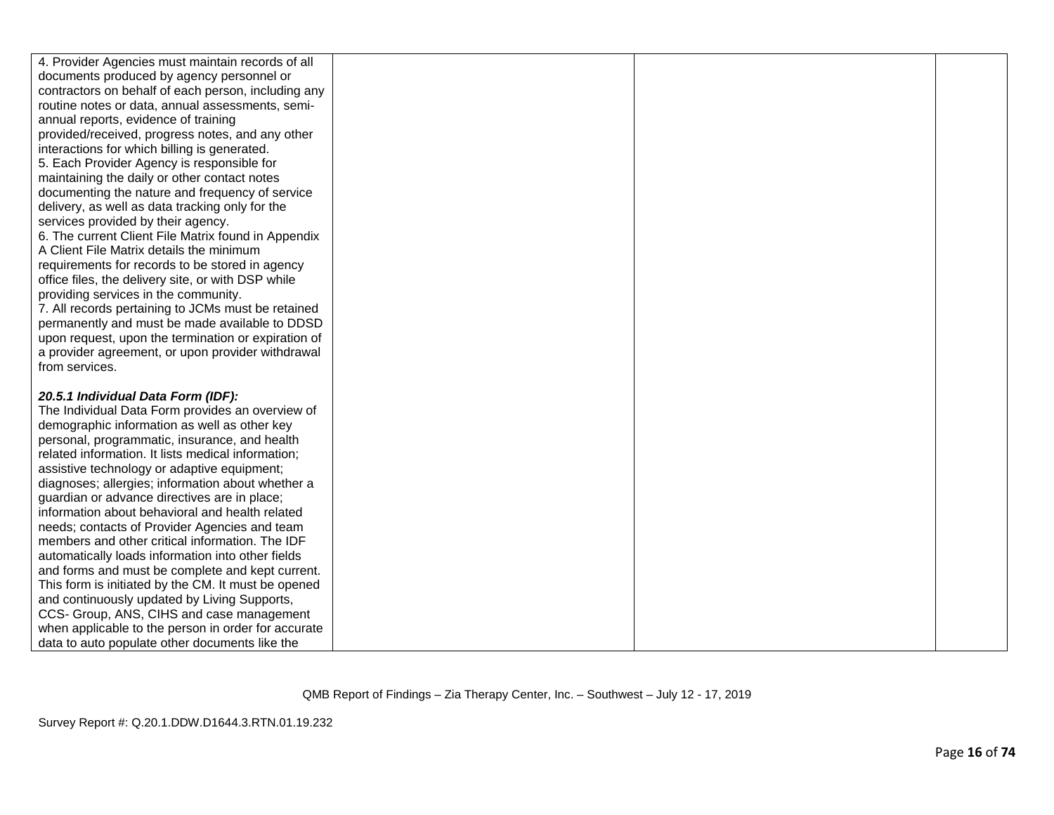| | | | |
|---|---|---|---|
| 4. Provider Agencies must maintain records of all documents produced by agency personnel or contractors on behalf of each person, including any routine notes or data, annual assessments, semi-annual reports, evidence of training provided/received, progress notes, and any other interactions for which billing is generated.<br>5. Each Provider Agency is responsible for maintaining the daily or other contact notes documenting the nature and frequency of service delivery, as well as data tracking only for the services provided by their agency.<br>6. The current Client File Matrix found in Appendix A Client File Matrix details the minimum requirements for records to be stored in agency office files, the delivery site, or with DSP while providing services in the community.<br>7. All records pertaining to JCMs must be retained permanently and must be made available to DDSD upon request, upon the termination or expiration of a provider agreement, or upon provider withdrawal from services.<br><br>***20.5.1 Individual Data Form (IDF):***<br>The Individual Data Form provides an overview of demographic information as well as other key personal, programmatic, insurance, and health related information. It lists medical information; assistive technology or adaptive equipment; diagnoses; allergies; information about whether a guardian or advance directives are in place; information about behavioral and health related needs; contacts of Provider Agencies and team members and other critical information. The IDF automatically loads information into other fields and forms and must be complete and kept current. This form is initiated by the CM. It must be opened and continuously updated by Living Supports, CCS- Group, ANS, CIHS and case management when applicable to the person in order for accurate data to auto populate other documents like the | | | |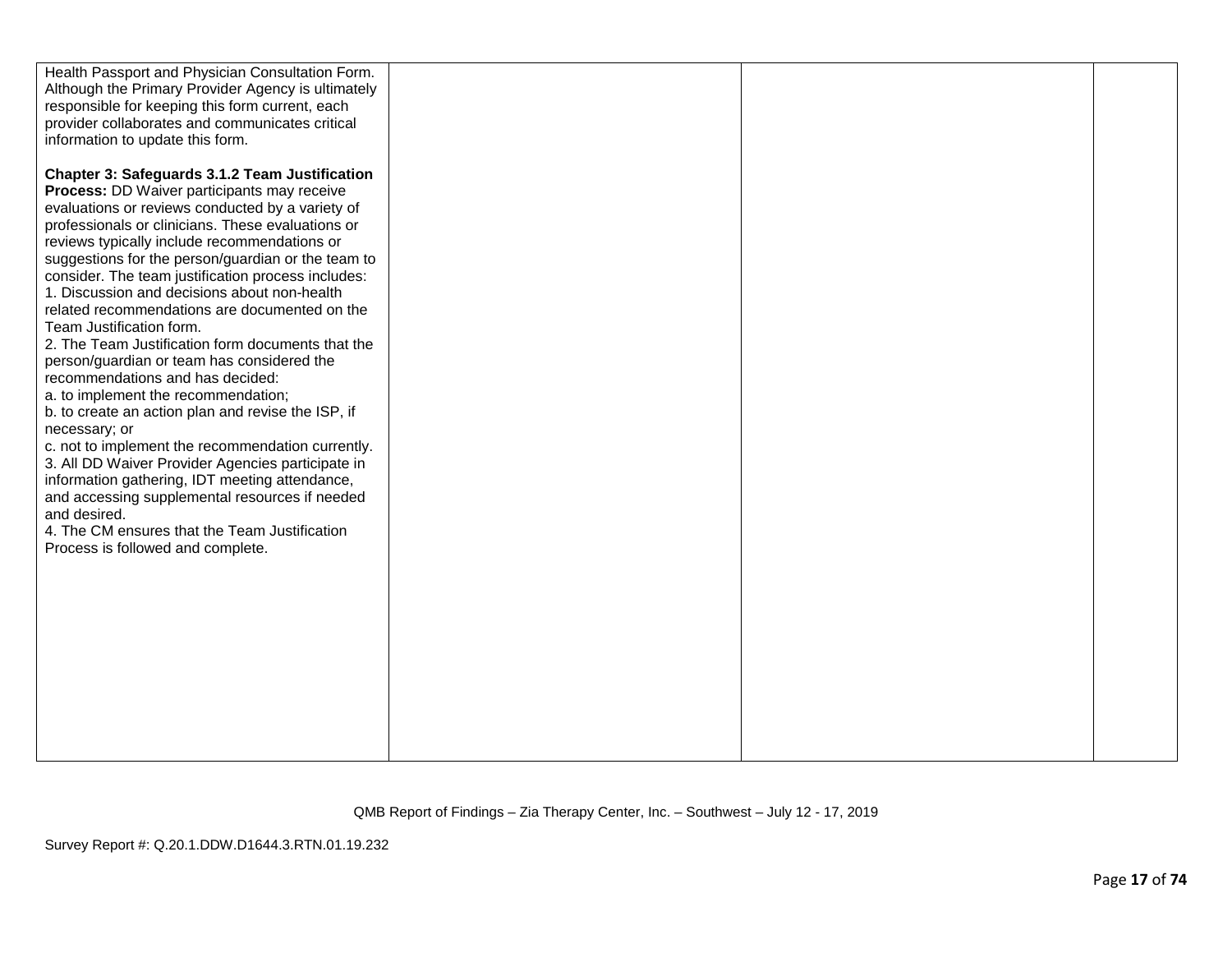| | | | |
|---|---|---|---|
| Health Passport and Physician Consultation Form. Although the Primary Provider Agency is ultimately responsible for keeping this form current, each provider collaborates and communicates critical information to update this form.<br><br>**Chapter 3: Safeguards 3.1.2 Team Justification Process:** DD Waiver participants may receive evaluations or reviews conducted by a variety of professionals or clinicians. These evaluations or reviews typically include recommendations or suggestions for the person/guardian or the team to consider. The team justification process includes:<br>1. Discussion and decisions about non-health related recommendations are documented on the Team Justification form.<br>2. The Team Justification form documents that the person/guardian or team has considered the recommendations and has decided:<br>a. to implement the recommendation;<br>b. to create an action plan and revise the ISP, if necessary; or<br>c. not to implement the recommendation currently.<br>3. All DD Waiver Provider Agencies participate in information gathering, IDT meeting attendance, and accessing supplemental resources if needed and desired.<br>4. The CM ensures that the Team Justification Process is followed and complete. | | | |

QMB Report of Findings – Zia Therapy Center, Inc. – Southwest – July 12 - 17, 2019

Survey Report #: Q.20.1.DDW.D1644.3.RTN.01.19.232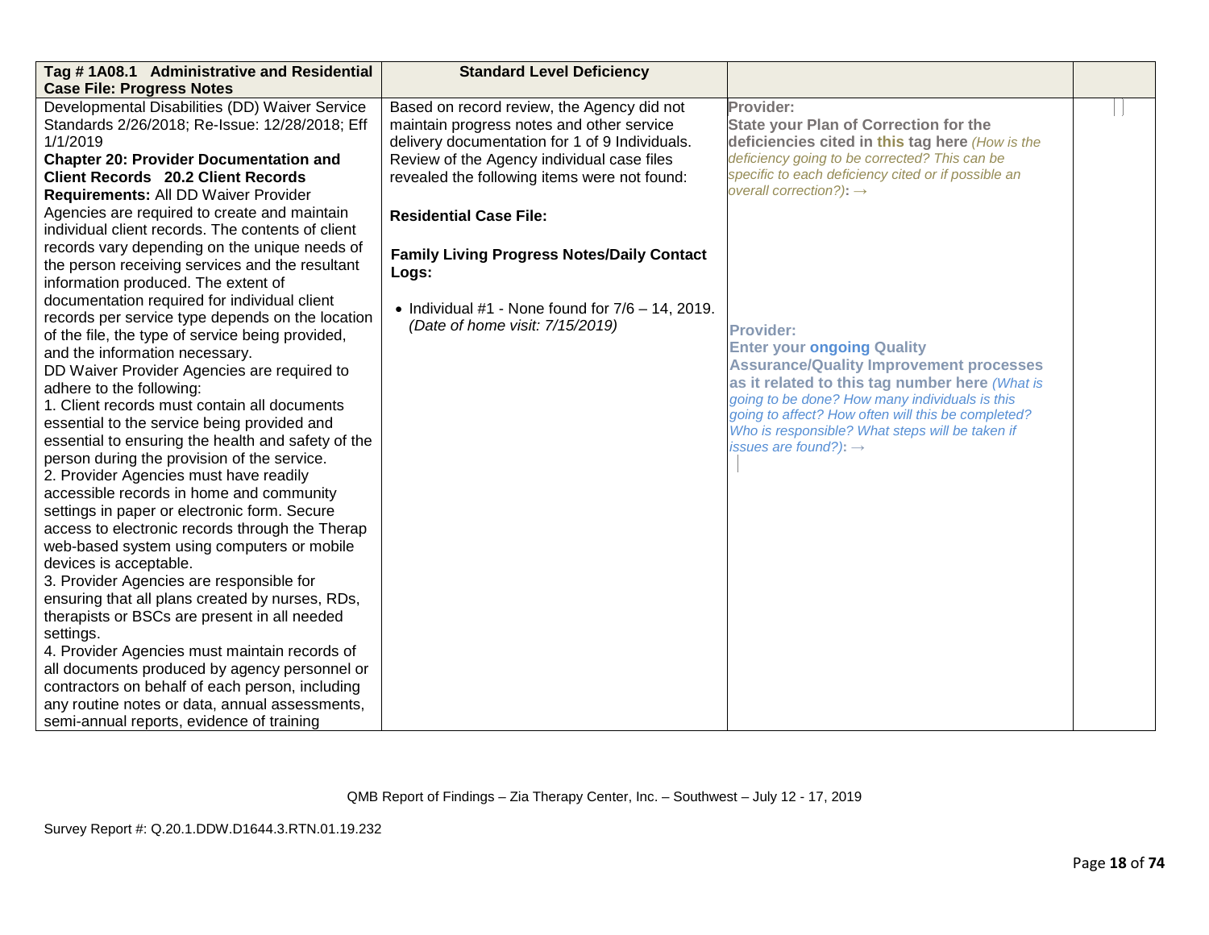| Tag # 1A08.1 Administrative and Residential Case File: Progress Notes | Standard Level Deficiency | | |
|---|---|---|---|
| Developmental Disabilities (DD) Waiver Service Standards 2/26/2018; Re-Issue: 12/28/2018; Eff 1/1/2019<br>**Chapter 20: Provider Documentation and Client Records 20.2 Client Records Requirements:** All DD Waiver Provider Agencies are required to create and maintain individual client records. The contents of client records vary depending on the unique needs of the person receiving services and the resultant information produced. The extent of documentation required for individual client records per service type depends on the location of the file, the type of service being provided, and the information necessary.<br>DD Waiver Provider Agencies are required to adhere to the following:<br>1. Client records must contain all documents essential to the service being provided and essential to ensuring the health and safety of the person during the provision of the service.<br>2. Provider Agencies must have readily accessible records in home and community settings in paper or electronic form. Secure access to electronic records through the Therap web-based system using computers or mobile devices is acceptable.<br>3. Provider Agencies are responsible for ensuring that all plans created by nurses, RDs, therapists or BSCs are present in all needed settings.<br>4. Provider Agencies must maintain records of all documents produced by agency personnel or contractors on behalf of each person, including any routine notes or data, annual assessments, semi-annual reports, evidence of training | Based on record review, the Agency did not maintain progress notes and other service delivery documentation for 1 of 9 Individuals. Review of the Agency individual case files revealed the following items were not found:<br><br>**Residential Case File:**<br><br>**Family Living Progress Notes/Daily Contact Logs:**<br><br>• Individual #1 - None found for 7/6 – 14, 2019. *(Date of home visit: 7/15/2019)* | **Provider:**<br>**State your Plan of Correction for the deficiencies cited in this tag here** *(How is the deficiency going to be corrected? This can be specific to each deficiency cited or if possible an overall correction?)*: →<br><br>**Provider:**<br>**Enter your ongoing Quality Assurance/Quality Improvement processes as it related to this tag number here** *(What is going to be done? How many individuals is this going to affect? How often will this be completed? Who is responsible? What steps will be taken if issues are found?)*: → | |

QMB Report of Findings – Zia Therapy Center, Inc. – Southwest – July 12 - 17, 2019

Survey Report #: Q.20.1.DDW.D1644.3.RTN.01.19.232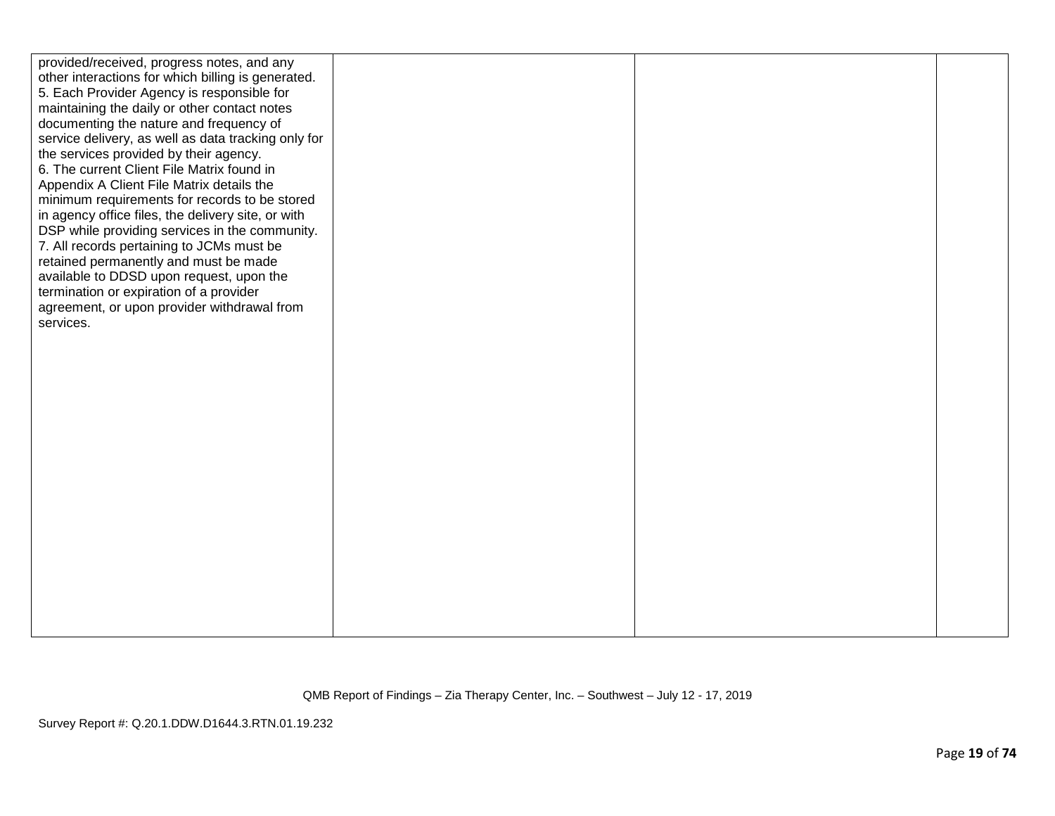| | | | |
|---|---|---|---|
| provided/received, progress notes, and any other interactions for which billing is generated.<br>5. Each Provider Agency is responsible for maintaining the daily or other contact notes documenting the nature and frequency of service delivery, as well as data tracking only for the services provided by their agency.<br>6. The current Client File Matrix found in Appendix A Client File Matrix details the minimum requirements for records to be stored in agency office files, the delivery site, or with DSP while providing services in the community.<br>7. All records pertaining to JCMs must be retained permanently and must be made available to DDSD upon request, upon the termination or expiration of a provider agreement, or upon provider withdrawal from services. | | | |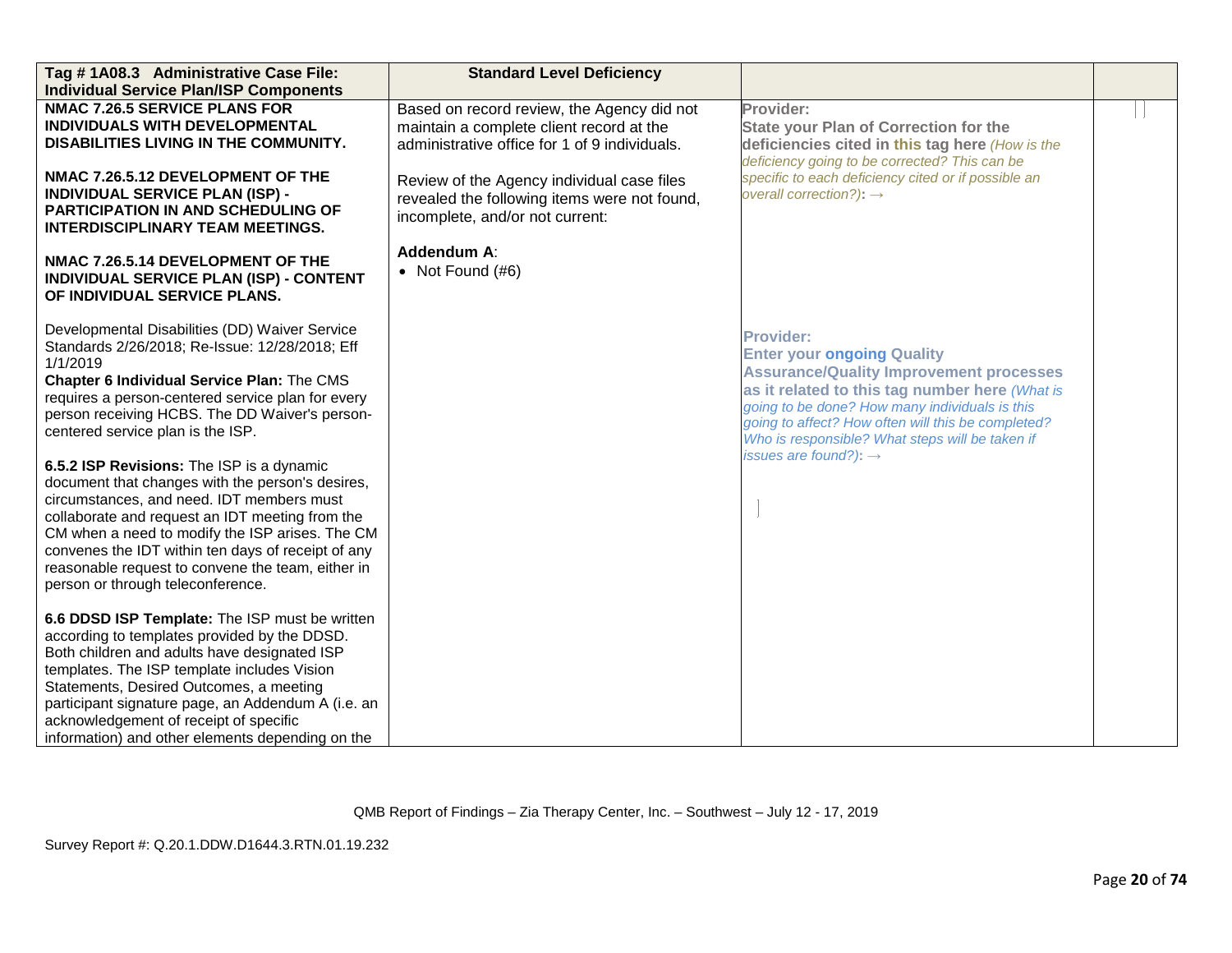| Tag # 1A08.3 Administrative Case File: Individual Service Plan/ISP Components | Standard Level Deficiency | | |
|---|---|---|---|
| **NMAC 7.26.5 SERVICE PLANS FOR INDIVIDUALS WITH DEVELOPMENTAL DISABILITIES LIVING IN THE COMMUNITY.**<br><br>**NMAC 7.26.5.12 DEVELOPMENT OF THE INDIVIDUAL SERVICE PLAN (ISP) - PARTICIPATION IN AND SCHEDULING OF INTERDISCIPLINARY TEAM MEETINGS.**<br><br>**NMAC 7.26.5.14 DEVELOPMENT OF THE INDIVIDUAL SERVICE PLAN (ISP) - CONTENT OF INDIVIDUAL SERVICE PLANS.**<br><br>Developmental Disabilities (DD) Waiver Service Standards 2/26/2018; Re-Issue: 12/28/2018; Eff 1/1/2019<br>**Chapter 6 Individual Service Plan:** The CMS requires a person-centered service plan for every person receiving HCBS. The DD Waiver's person-centered service plan is the ISP.<br><br>**6.5.2 ISP Revisions:** The ISP is a dynamic document that changes with the person's desires, circumstances, and need. IDT members must collaborate and request an IDT meeting from the CM when a need to modify the ISP arises. The CM convenes the IDT within ten days of receipt of any reasonable request to convene the team, either in person or through teleconference.<br><br>**6.6 DDSD ISP Template:** The ISP must be written according to templates provided by the DDSD. Both children and adults have designated ISP templates. The ISP template includes Vision Statements, Desired Outcomes, a meeting participant signature page, an Addendum A (i.e. an acknowledgement of receipt of specific information) and other elements depending on the | Based on record review, the Agency did not maintain a complete client record at the administrative office for 1 of 9 individuals.<br><br>Review of the Agency individual case files revealed the following items were not found, incomplete, and/or not current:<br><br>**Addendum A**:<br>• Not Found (#6) | **Provider:**<br>**State your Plan of Correction for the deficiencies cited in this tag here** *(How is the deficiency going to be corrected? This can be specific to each deficiency cited or if possible an overall correction?)*: →<br><br>**Provider:**<br>**Enter your ongoing Quality Assurance/Quality Improvement processes as it related to this tag number here** *(What is going to be done? How many individuals is this going to affect? How often will this be completed? Who is responsible? What steps will be taken if issues are found?)*: → | |

QMB Report of Findings – Zia Therapy Center, Inc. – Southwest – July 12 - 17, 2019

Survey Report #: Q.20.1.DDW.D1644.3.RTN.01.19.232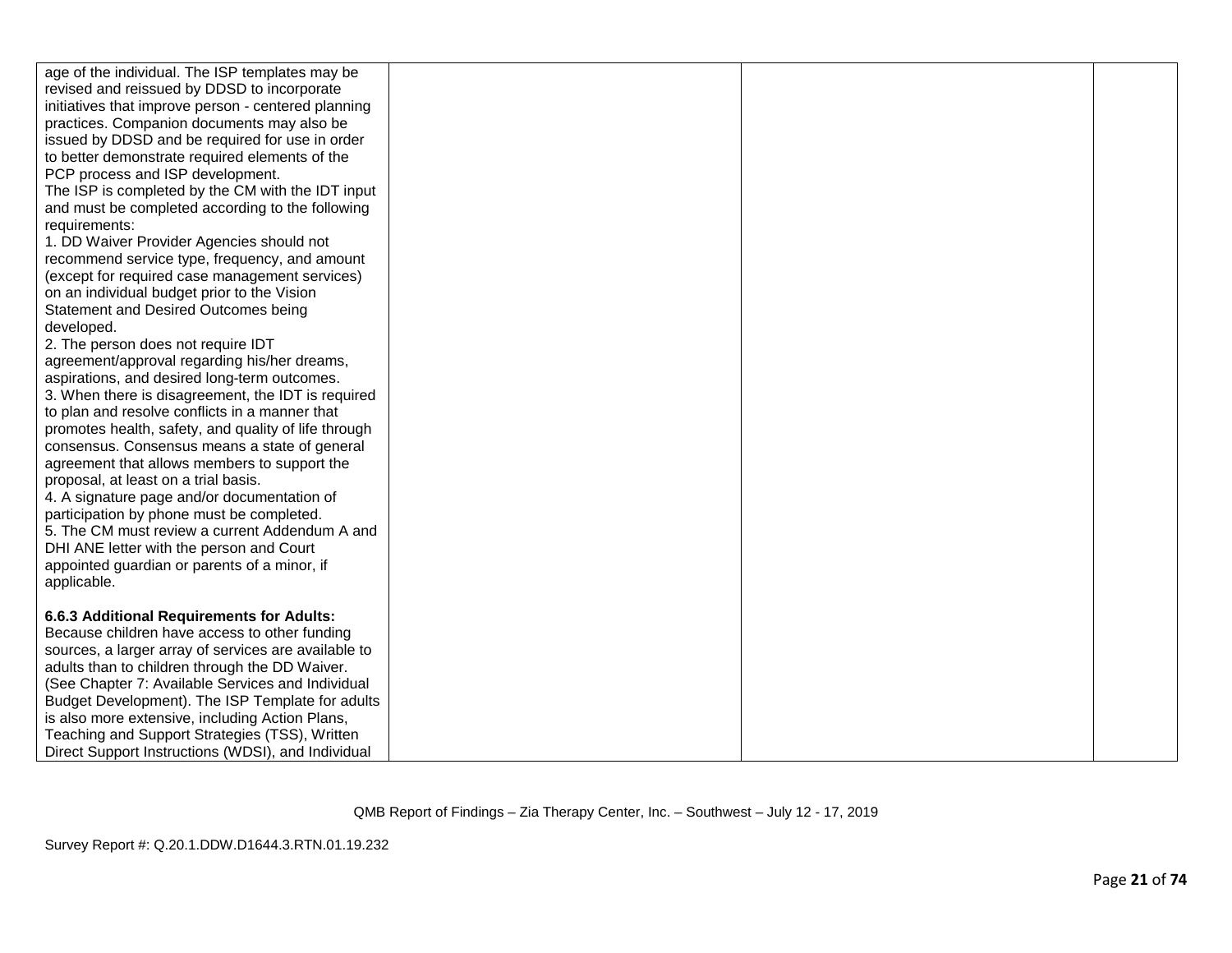| | | | |
|---|---|---|---|
| age of the individual. The ISP templates may be revised and reissued by DDSD to incorporate initiatives that improve person - centered planning practices. Companion documents may also be issued by DDSD and be required for use in order to better demonstrate required elements of the PCP process and ISP development.<br>The ISP is completed by the CM with the IDT input and must be completed according to the following requirements:<br>1. DD Waiver Provider Agencies should not recommend service type, frequency, and amount (except for required case management services) on an individual budget prior to the Vision Statement and Desired Outcomes being developed.<br>2. The person does not require IDT agreement/approval regarding his/her dreams, aspirations, and desired long-term outcomes.<br>3. When there is disagreement, the IDT is required to plan and resolve conflicts in a manner that promotes health, safety, and quality of life through consensus. Consensus means a state of general agreement that allows members to support the proposal, at least on a trial basis.<br>4. A signature page and/or documentation of participation by phone must be completed.<br>5. The CM must review a current Addendum A and DHI ANE letter with the person and Court appointed guardian or parents of a minor, if applicable.<br><br>**6.6.3 Additional Requirements for Adults:**<br>Because children have access to other funding sources, a larger array of services are available to adults than to children through the DD Waiver. (See Chapter 7: Available Services and Individual Budget Development). The ISP Template for adults is also more extensive, including Action Plans, Teaching and Support Strategies (TSS), Written Direct Support Instructions (WDSI), and Individual | | | |

QMB Report of Findings – Zia Therapy Center, Inc. – Southwest – July 12 - 17, 2019

Survey Report #: Q.20.1.DDW.D1644.3.RTN.01.19.232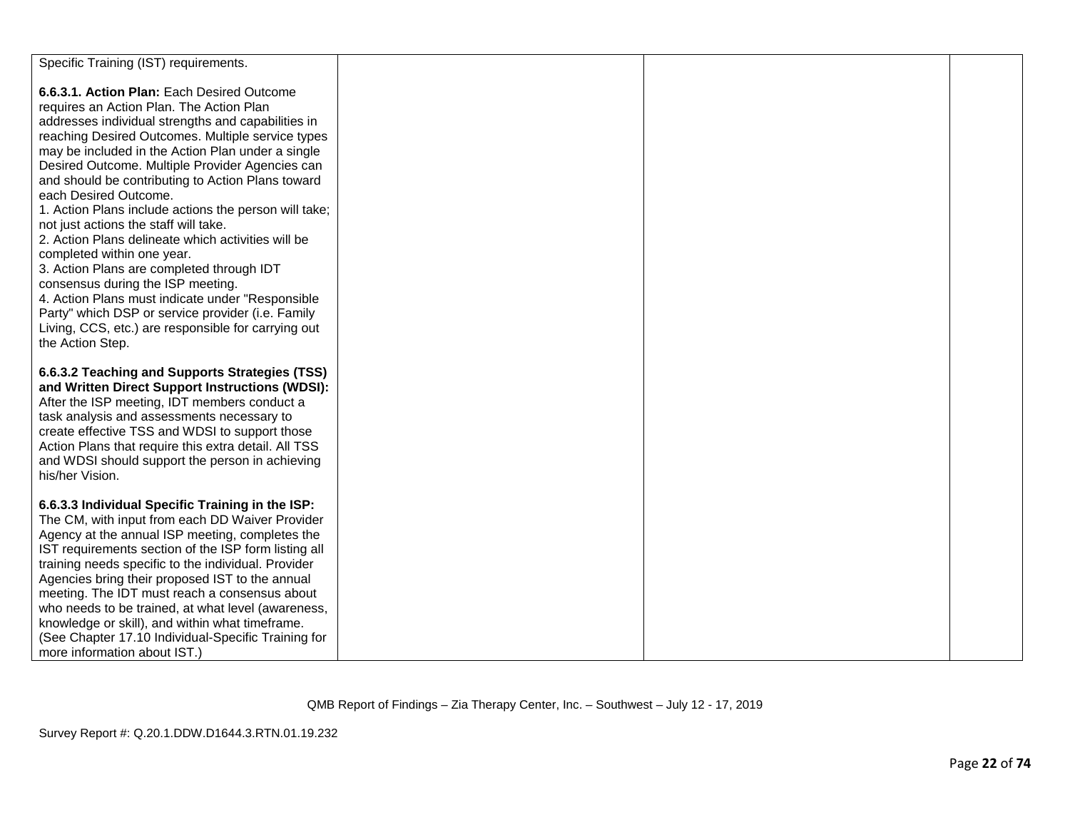| | | | |
|---|---|---|---|
| Specific Training (IST) requirements.<br><br>**6.6.3.1. Action Plan:** Each Desired Outcome requires an Action Plan. The Action Plan addresses individual strengths and capabilities in reaching Desired Outcomes. Multiple service types may be included in the Action Plan under a single Desired Outcome. Multiple Provider Agencies can and should be contributing to Action Plans toward each Desired Outcome.<br>1. Action Plans include actions the person will take; not just actions the staff will take.<br>2. Action Plans delineate which activities will be completed within one year.<br>3. Action Plans are completed through IDT consensus during the ISP meeting.<br>4. Action Plans must indicate under "Responsible Party" which DSP or service provider (i.e. Family Living, CCS, etc.) are responsible for carrying out the Action Step.<br><br>**6.6.3.2 Teaching and Supports Strategies (TSS) and Written Direct Support Instructions (WDSI):** After the ISP meeting, IDT members conduct a task analysis and assessments necessary to create effective TSS and WDSI to support those Action Plans that require this extra detail. All TSS and WDSI should support the person in achieving his/her Vision.<br><br>**6.6.3.3 Individual Specific Training in the ISP:** The CM, with input from each DD Waiver Provider Agency at the annual ISP meeting, completes the IST requirements section of the ISP form listing all training needs specific to the individual. Provider Agencies bring their proposed IST to the annual meeting. The IDT must reach a consensus about who needs to be trained, at what level (awareness, knowledge or skill), and within what timeframe. (See Chapter 17.10 Individual-Specific Training for more information about IST.) | | | |

QMB Report of Findings – Zia Therapy Center, Inc. – Southwest – July 12 - 17, 2019

Survey Report #: Q.20.1.DDW.D1644.3.RTN.01.19.232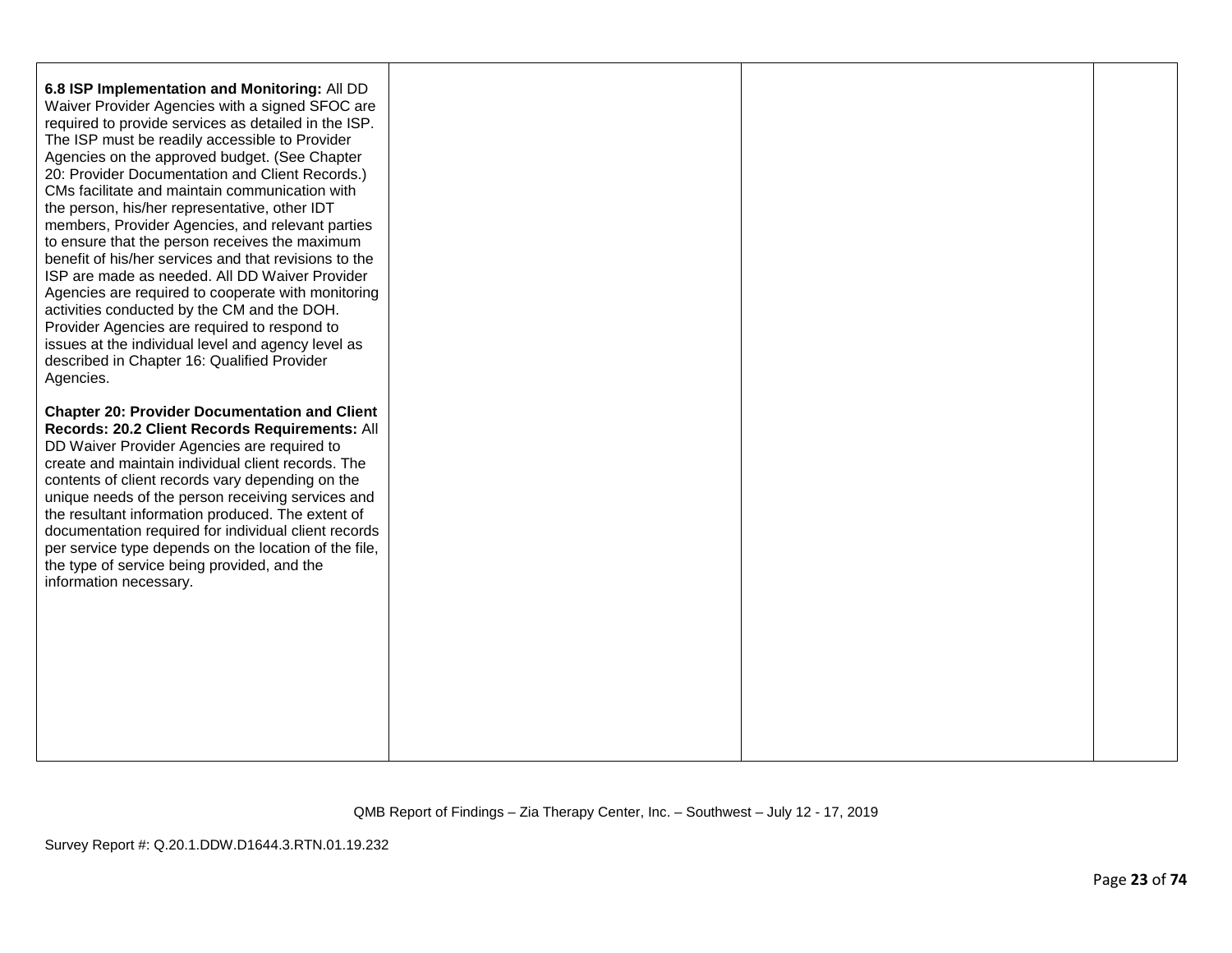| | | | |
|---|---|---|---|
| **6.8 ISP Implementation and Monitoring:** All DD Waiver Provider Agencies with a signed SFOC are required to provide services as detailed in the ISP. The ISP must be readily accessible to Provider Agencies on the approved budget. (See Chapter 20: Provider Documentation and Client Records.) CMs facilitate and maintain communication with the person, his/her representative, other IDT members, Provider Agencies, and relevant parties to ensure that the person receives the maximum benefit of his/her services and that revisions to the ISP are made as needed. All DD Waiver Provider Agencies are required to cooperate with monitoring activities conducted by the CM and the DOH. Provider Agencies are required to respond to issues at the individual level and agency level as described in Chapter 16: Qualified Provider Agencies.<br><br>**Chapter 20: Provider Documentation and Client Records: 20.2 Client Records Requirements:** All DD Waiver Provider Agencies are required to create and maintain individual client records. The contents of client records vary depending on the unique needs of the person receiving services and the resultant information produced. The extent of documentation required for individual client records per service type depends on the location of the file, the type of service being provided, and the information necessary. | | | |

QMB Report of Findings – Zia Therapy Center, Inc. – Southwest – July 12 - 17, 2019

Survey Report #: Q.20.1.DDW.D1644.3.RTN.01.19.232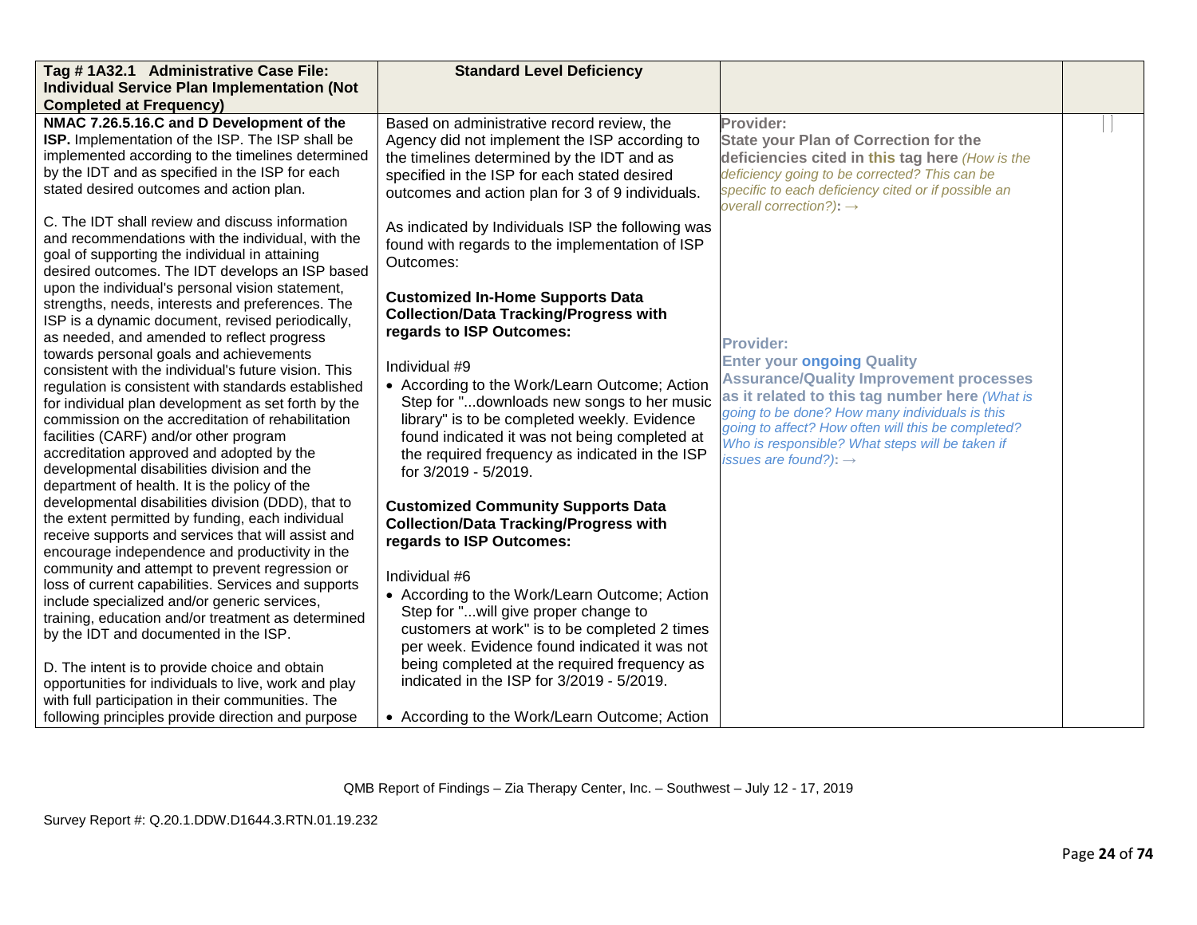| Tag # 1A32.1 Administrative Case File: Individual Service Plan Implementation (Not Completed at Frequency) | Standard Level Deficiency | | |
|---|---|---|---|
| **NMAC 7.26.5.16.C and D Development of the ISP.** Implementation of the ISP. The ISP shall be implemented according to the timelines determined by the IDT and as specified in the ISP for each stated desired outcomes and action plan.<br><br>C. The IDT shall review and discuss information and recommendations with the individual, with the goal of supporting the individual in attaining desired outcomes. The IDT develops an ISP based upon the individual's personal vision statement, strengths, needs, interests and preferences. The ISP is a dynamic document, revised periodically, as needed, and amended to reflect progress towards personal goals and achievements consistent with the individual's future vision. This regulation is consistent with standards established for individual plan development as set forth by the commission on the accreditation of rehabilitation facilities (CARF) and/or other program accreditation approved and adopted by the developmental disabilities division and the department of health. It is the policy of the developmental disabilities division (DDD), that to the extent permitted by funding, each individual receive supports and services that will assist and encourage independence and productivity in the community and attempt to prevent regression or loss of current capabilities. Services and supports include specialized and/or generic services, training, education and/or treatment as determined by the IDT and documented in the ISP.<br><br>D. The intent is to provide choice and obtain opportunities for individuals to live, work and play with full participation in their communities. The following principles provide direction and purpose | Based on administrative record review, the Agency did not implement the ISP according to the timelines determined by the IDT and as specified in the ISP for each stated desired outcomes and action plan for 3 of 9 individuals.<br><br>As indicated by Individuals ISP the following was found with regards to the implementation of ISP Outcomes:<br><br>**Customized In-Home Supports Data Collection/Data Tracking/Progress with regards to ISP Outcomes:**<br><br>Individual #9<br>• According to the Work/Learn Outcome; Action Step for "...downloads new songs to her music library" is to be completed weekly. Evidence found indicated it was not being completed at the required frequency as indicated in the ISP for 3/2019 - 5/2019.<br><br>**Customized Community Supports Data Collection/Data Tracking/Progress with regards to ISP Outcomes:**<br><br>Individual #6<br>• According to the Work/Learn Outcome; Action Step for "...will give proper change to customers at work" is to be completed 2 times per week. Evidence found indicated it was not being completed at the required frequency as indicated in the ISP for 3/2019 - 5/2019.<br><br>• According to the Work/Learn Outcome; Action | **Provider:**<br>**State your Plan of Correction for the deficiencies cited in this tag here** *(How is the deficiency going to be corrected? This can be specific to each deficiency cited or if possible an overall correction?):* →<br><br>**Provider:**<br>**Enter your ongoing Quality Assurance/Quality Improvement processes as it related to this tag number here** *(What is going to be done? How many individuals is this going to affect? How often will this be completed? Who is responsible? What steps will be taken if issues are found?):* → | |

QMB Report of Findings – Zia Therapy Center, Inc. – Southwest – July 12 - 17, 2019

Survey Report #: Q.20.1.DDW.D1644.3.RTN.01.19.232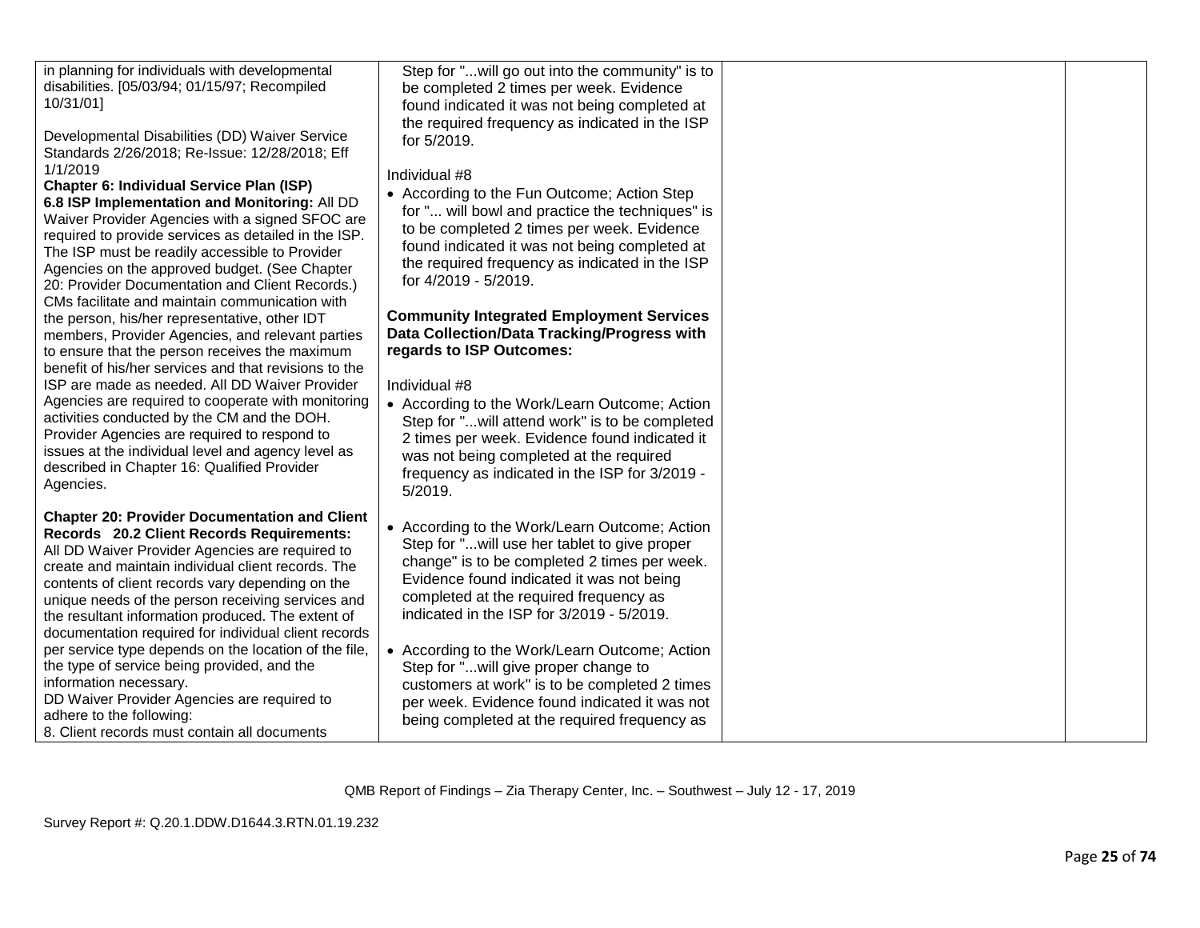| | | | |
|---|---|---|---|
| in planning for individuals with developmental disabilities. [05/03/94; 01/15/97; Recompiled 10/31/01]<br><br>Developmental Disabilities (DD) Waiver Service Standards 2/26/2018; Re-Issue: 12/28/2018; Eff 1/1/2019<br>**Chapter 6: Individual Service Plan (ISP)**<br>**6.8 ISP Implementation and Monitoring:** All DD Waiver Provider Agencies with a signed SFOC are required to provide services as detailed in the ISP. The ISP must be readily accessible to Provider Agencies on the approved budget. (See Chapter 20: Provider Documentation and Client Records.) CMs facilitate and maintain communication with the person, his/her representative, other IDT members, Provider Agencies, and relevant parties to ensure that the person receives the maximum benefit of his/her services and that revisions to the ISP are made as needed. All DD Waiver Provider Agencies are required to cooperate with monitoring activities conducted by the CM and the DOH. Provider Agencies are required to respond to issues at the individual level and agency level as described in Chapter 16: Qualified Provider Agencies.<br><br>**Chapter 20: Provider Documentation and Client Records 20.2 Client Records Requirements:** All DD Waiver Provider Agencies are required to create and maintain individual client records. The contents of client records vary depending on the unique needs of the person receiving services and the resultant information produced. The extent of documentation required for individual client records per service type depends on the location of the file, the type of service being provided, and the information necessary.<br>DD Waiver Provider Agencies are required to adhere to the following:<br>8. Client records must contain all documents | Step for "...will go out into the community" is to be completed 2 times per week. Evidence found indicated it was not being completed at the required frequency as indicated in the ISP for 5/2019.<br><br>Individual #8<br>• According to the Fun Outcome; Action Step for "... will bowl and practice the techniques" is to be completed 2 times per week. Evidence found indicated it was not being completed at the required frequency as indicated in the ISP for 4/2019 - 5/2019.<br><br>**Community Integrated Employment Services Data Collection/Data Tracking/Progress with regards to ISP Outcomes:**<br><br>Individual #8<br>• According to the Work/Learn Outcome; Action Step for "...will attend work" is to be completed 2 times per week. Evidence found indicated it was not being completed at the required frequency as indicated in the ISP for 3/2019 - 5/2019.<br><br>• According to the Work/Learn Outcome; Action Step for "...will use her tablet to give proper change" is to be completed 2 times per week. Evidence found indicated it was not being completed at the required frequency as indicated in the ISP for 3/2019 - 5/2019.<br><br>• According to the Work/Learn Outcome; Action Step for "...will give proper change to customers at work" is to be completed 2 times per week. Evidence found indicated it was not being completed at the required frequency as | | |

QMB Report of Findings – Zia Therapy Center, Inc. – Southwest – July 12 - 17, 2019

Survey Report #: Q.20.1.DDW.D1644.3.RTN.01.19.232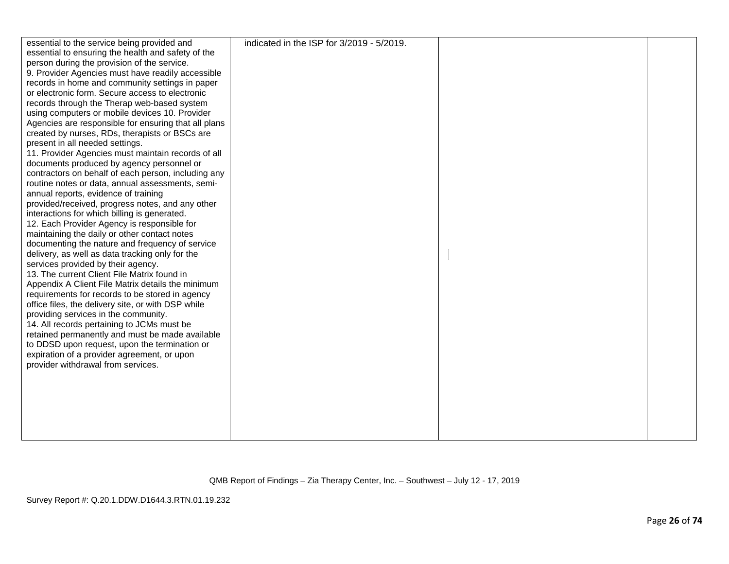| | | | |
|---|---|---|---|
| essential to the service being provided and essential to ensuring the health and safety of the person during the provision of the service.<br>9. Provider Agencies must have readily accessible records in home and community settings in paper or electronic form. Secure access to electronic records through the Therap web-based system using computers or mobile devices 10. Provider Agencies are responsible for ensuring that all plans created by nurses, RDs, therapists or BSCs are present in all needed settings.<br>11. Provider Agencies must maintain records of all documents produced by agency personnel or contractors on behalf of each person, including any routine notes or data, annual assessments, semi-annual reports, evidence of training provided/received, progress notes, and any other interactions for which billing is generated.<br>12. Each Provider Agency is responsible for maintaining the daily or other contact notes documenting the nature and frequency of service delivery, as well as data tracking only for the services provided by their agency.<br>13. The current Client File Matrix found in Appendix A Client File Matrix details the minimum requirements for records to be stored in agency office files, the delivery site, or with DSP while providing services in the community.<br>14. All records pertaining to JCMs must be retained permanently and must be made available to DDSD upon request, upon the termination or expiration of a provider agreement, or upon provider withdrawal from services. | indicated in the ISP for 3/2019 - 5/2019. | | |

QMB Report of Findings – Zia Therapy Center, Inc. – Southwest – July 12 - 17, 2019

Survey Report #: Q.20.1.DDW.D1644.3.RTN.01.19.232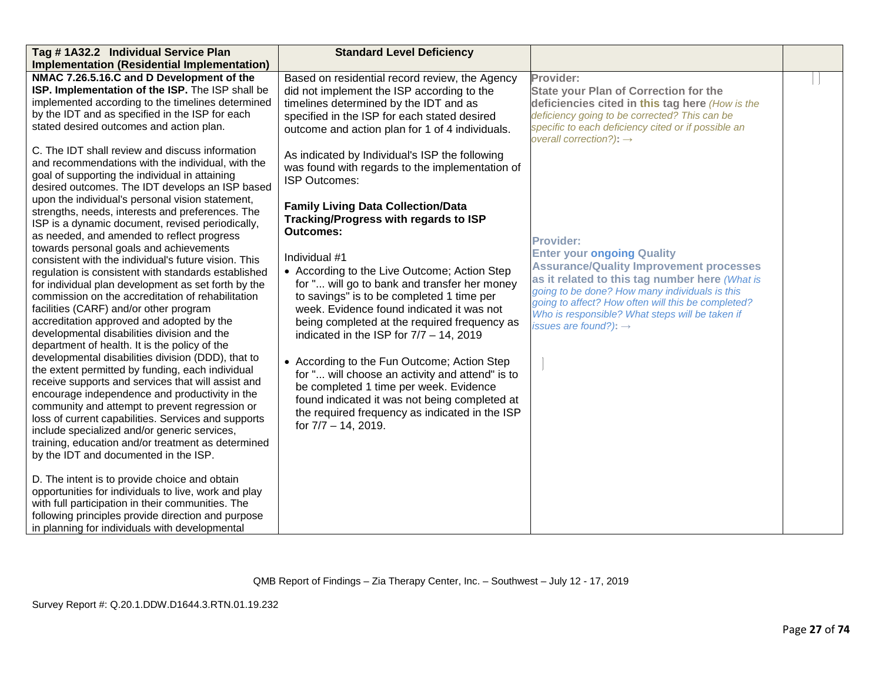| Tag # 1A32.2 Individual Service Plan Implementation (Residential Implementation) | Standard Level Deficiency | | |
|---|---|---|---|
| **NMAC 7.26.5.16.C and D Development of the ISP. Implementation of the ISP.** The ISP shall be implemented according to the timelines determined by the IDT and as specified in the ISP for each stated desired outcomes and action plan.<br><br>C. The IDT shall review and discuss information and recommendations with the individual, with the goal of supporting the individual in attaining desired outcomes. The IDT develops an ISP based upon the individual's personal vision statement, strengths, needs, interests and preferences. The ISP is a dynamic document, revised periodically, as needed, and amended to reflect progress towards personal goals and achievements consistent with the individual's future vision. This regulation is consistent with standards established for individual plan development as set forth by the commission on the accreditation of rehabilitation facilities (CARF) and/or other program accreditation approved and adopted by the developmental disabilities division and the department of health. It is the policy of the developmental disabilities division (DDD), that to the extent permitted by funding, each individual receive supports and services that will assist and encourage independence and productivity in the community and attempt to prevent regression or loss of current capabilities. Services and supports include specialized and/or generic services, training, education and/or treatment as determined by the IDT and documented in the ISP.<br><br>D. The intent is to provide choice and obtain opportunities for individuals to live, work and play with full participation in their communities. The following principles provide direction and purpose in planning for individuals with developmental | Based on residential record review, the Agency did not implement the ISP according to the timelines determined by the IDT and as specified in the ISP for each stated desired outcome and action plan for 1 of 4 individuals.<br><br>As indicated by Individual's ISP the following was found with regards to the implementation of ISP Outcomes:<br><br>**Family Living Data Collection/Data Tracking/Progress with regards to ISP Outcomes:**<br><br>Individual #1<br>• According to the Live Outcome; Action Step for "... will go to bank and transfer her money to savings" is to be completed 1 time per week. Evidence found indicated it was not being completed at the required frequency as indicated in the ISP for 7/7 – 14, 2019<br><br>• According to the Fun Outcome; Action Step for "... will choose an activity and attend" is to be completed 1 time per week. Evidence found indicated it was not being completed at the required frequency as indicated in the ISP for 7/7 – 14, 2019. | **Provider:**<br>**State your Plan of Correction for the deficiencies cited in this tag here** *(How is the deficiency going to be corrected? This can be specific to each deficiency cited or if possible an overall correction?)*: →<br><br>**Provider:**<br>**Enter your ongoing Quality Assurance/Quality Improvement processes as it related to this tag number here** *(What is going to be done? How many individuals is this going to affect? How often will this be completed? Who is responsible? What steps will be taken if issues are found?)*: → | |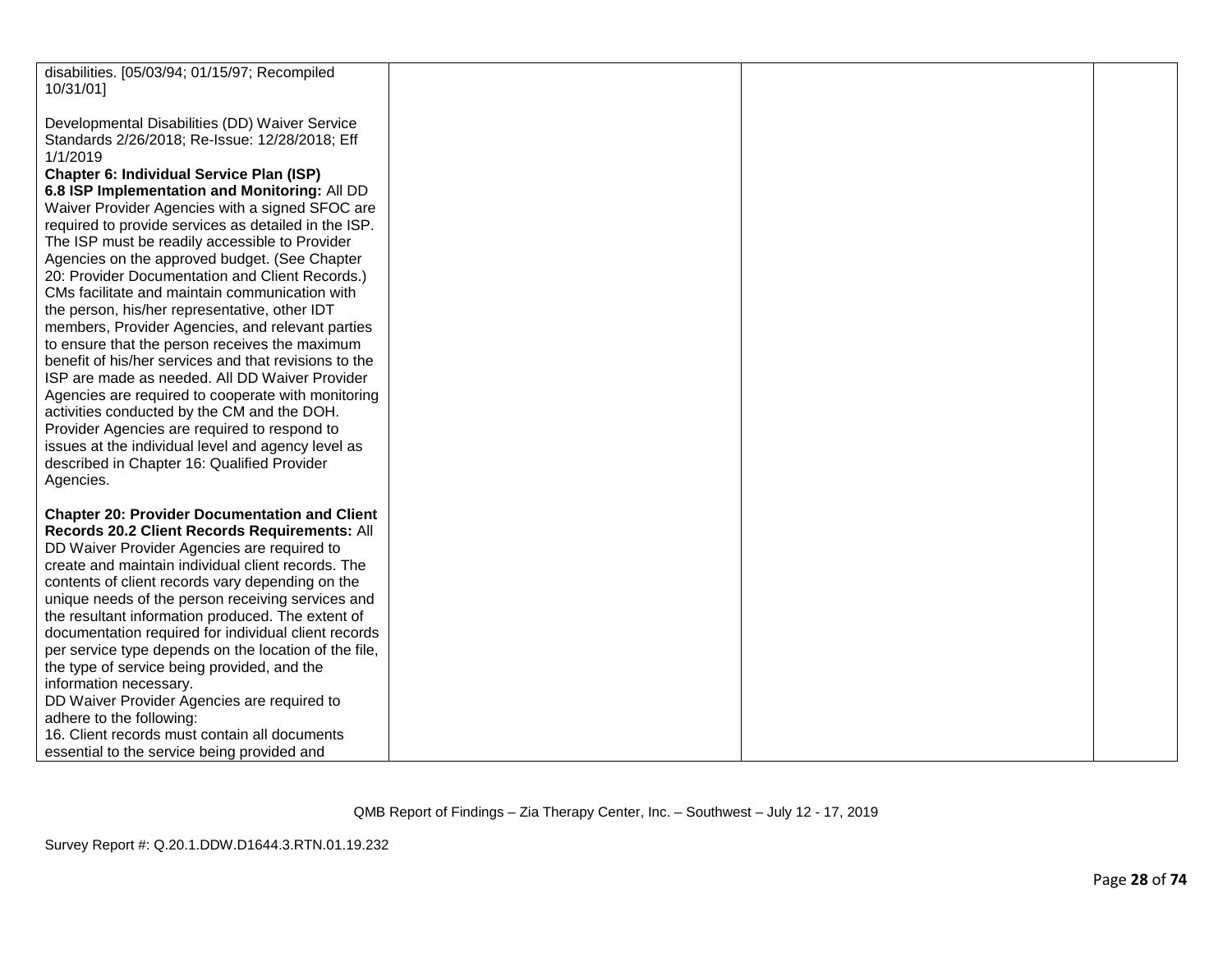| | | | |
|---|---|---|---|
| disabilities. [05/03/94; 01/15/97; Recompiled 10/31/01]<br><br>Developmental Disabilities (DD) Waiver Service Standards 2/26/2018; Re-Issue: 12/28/2018; Eff 1/1/2019<br>**Chapter 6: Individual Service Plan (ISP)**<br>**6.8 ISP Implementation and Monitoring:** All DD Waiver Provider Agencies with a signed SFOC are required to provide services as detailed in the ISP. The ISP must be readily accessible to Provider Agencies on the approved budget. (See Chapter 20: Provider Documentation and Client Records.) CMs facilitate and maintain communication with the person, his/her representative, other IDT members, Provider Agencies, and relevant parties to ensure that the person receives the maximum benefit of his/her services and that revisions to the ISP are made as needed. All DD Waiver Provider Agencies are required to cooperate with monitoring activities conducted by the CM and the DOH. Provider Agencies are required to respond to issues at the individual level and agency level as described in Chapter 16: Qualified Provider Agencies.<br><br>**Chapter 20: Provider Documentation and Client Records 20.2 Client Records Requirements:** All DD Waiver Provider Agencies are required to create and maintain individual client records. The contents of client records vary depending on the unique needs of the person receiving services and the resultant information produced. The extent of documentation required for individual client records per service type depends on the location of the file, the type of service being provided, and the information necessary.<br>DD Waiver Provider Agencies are required to adhere to the following:<br>16. Client records must contain all documents essential to the service being provided and | | | |

QMB Report of Findings – Zia Therapy Center, Inc. – Southwest – July 12 - 17, 2019

Survey Report #: Q.20.1.DDW.D1644.3.RTN.01.19.232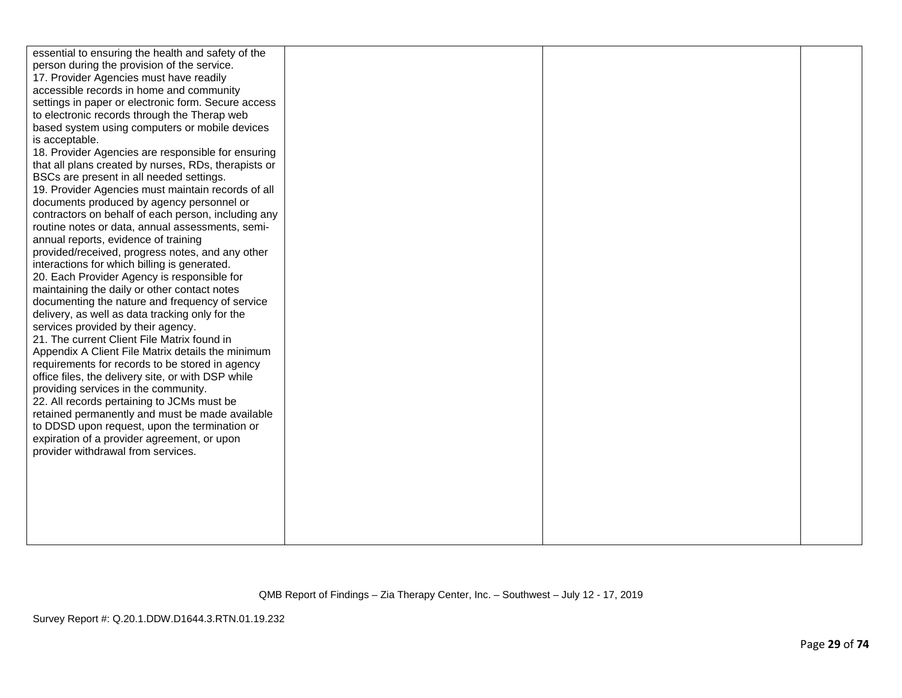| | | | |
|---|---|---|---|
| essential to ensuring the health and safety of the person during the provision of the service.<br>17. Provider Agencies must have readily accessible records in home and community settings in paper or electronic form. Secure access to electronic records through the Therap web based system using computers or mobile devices is acceptable.<br>18. Provider Agencies are responsible for ensuring that all plans created by nurses, RDs, therapists or BSCs are present in all needed settings.<br>19. Provider Agencies must maintain records of all documents produced by agency personnel or contractors on behalf of each person, including any routine notes or data, annual assessments, semi-annual reports, evidence of training provided/received, progress notes, and any other interactions for which billing is generated.<br>20. Each Provider Agency is responsible for maintaining the daily or other contact notes documenting the nature and frequency of service delivery, as well as data tracking only for the services provided by their agency.<br>21. The current Client File Matrix found in Appendix A Client File Matrix details the minimum requirements for records to be stored in agency office files, the delivery site, or with DSP while providing services in the community.<br>22. All records pertaining to JCMs must be retained permanently and must be made available to DDSD upon request, upon the termination or expiration of a provider agreement, or upon provider withdrawal from services. | | | |

QMB Report of Findings – Zia Therapy Center, Inc. – Southwest – July 12 - 17, 2019

Survey Report #: Q.20.1.DDW.D1644.3.RTN.01.19.232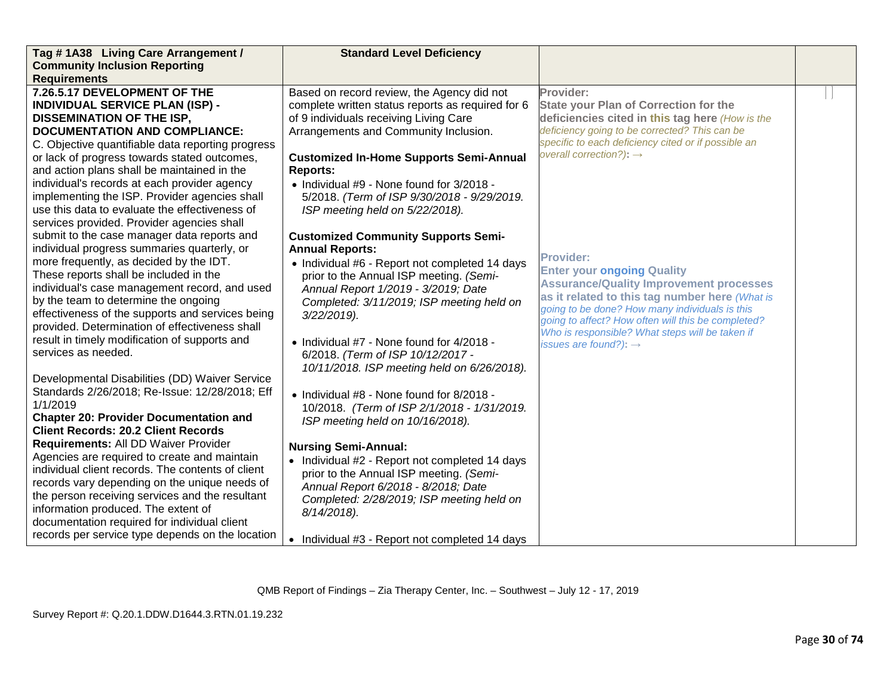| Tag # 1A38 Living Care Arrangement / Community Inclusion Reporting Requirements | Standard Level Deficiency | | |
|---|---|---|---|
| **7.26.5.17 DEVELOPMENT OF THE INDIVIDUAL SERVICE PLAN (ISP) - DISSEMINATION OF THE ISP, DOCUMENTATION AND COMPLIANCE:**<br>C. Objective quantifiable data reporting progress or lack of progress towards stated outcomes, and action plans shall be maintained in the individual's records at each provider agency implementing the ISP. Provider agencies shall use this data to evaluate the effectiveness of services provided. Provider agencies shall submit to the case manager data reports and individual progress summaries quarterly, or more frequently, as decided by the IDT. These reports shall be included in the individual's case management record, and used by the team to determine the ongoing effectiveness of the supports and services being provided. Determination of effectiveness shall result in timely modification of supports and services as needed.<br><br>Developmental Disabilities (DD) Waiver Service Standards 2/26/2018; Re-Issue: 12/28/2018; Eff 1/1/2019<br>**Chapter 20: Provider Documentation and Client Records: 20.2 Client Records Requirements:** All DD Waiver Provider Agencies are required to create and maintain individual client records. The contents of client records vary depending on the unique needs of the person receiving services and the resultant information produced. The extent of documentation required for individual client records per service type depends on the location | Based on record review, the Agency did not complete written status reports as required for 6 of 9 individuals receiving Living Care Arrangements and Community Inclusion.<br><br>**Customized In-Home Supports Semi-Annual Reports:**<br>• Individual #9 - None found for 3/2018 - 5/2018. *(Term of ISP 9/30/2018 - 9/29/2019. ISP meeting held on 5/22/2018).*<br><br>**Customized Community Supports Semi-Annual Reports:**<br>• Individual #6 - Report not completed 14 days prior to the Annual ISP meeting. *(Semi-Annual Report 1/2019 - 3/2019; Date Completed: 3/11/2019; ISP meeting held on 3/22/2019).*<br><br>• Individual #7 - None found for 4/2018 - 6/2018. *(Term of ISP 10/12/2017 - 10/11/2018. ISP meeting held on 6/26/2018).*<br><br>• Individual #8 - None found for 8/2018 - 10/2018. *(Term of ISP 2/1/2018 - 1/31/2019. ISP meeting held on 10/16/2018).*<br><br>**Nursing Semi-Annual:**<br>• Individual #2 - Report not completed 14 days prior to the Annual ISP meeting. *(Semi-Annual Report 6/2018 - 8/2018; Date Completed: 2/28/2019; ISP meeting held on 8/14/2018).*<br><br>• Individual #3 - Report not completed 14 days | **Provider:**<br>**State your Plan of Correction for the deficiencies cited in this tag here** *(How is the deficiency going to be corrected? This can be specific to each deficiency cited or if possible an overall correction?)*: →<br><br>**Provider:**<br>**Enter your ongoing Quality Assurance/Quality Improvement processes as it related to this tag number here** *(What is going to be done? How many individuals is this going to affect? How often will this be completed? Who is responsible? What steps will be taken if issues are found?)*: → | |

QMB Report of Findings – Zia Therapy Center, Inc. – Southwest – July 12 - 17, 2019

Survey Report #: Q.20.1.DDW.D1644.3.RTN.01.19.232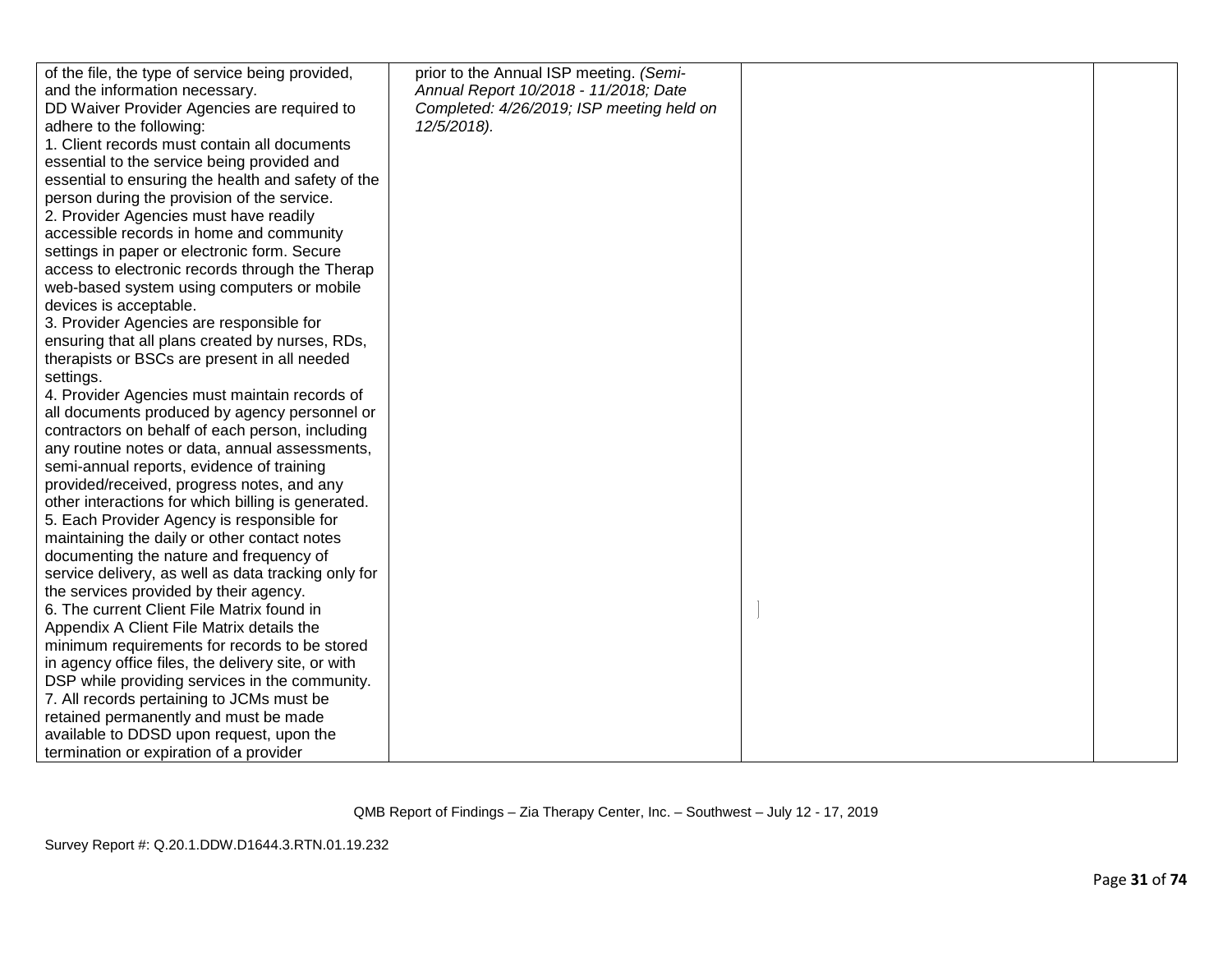| | | | |
|---|---|---|---|
| of the file, the type of service being provided, and the information necessary.<br>DD Waiver Provider Agencies are required to adhere to the following:<br>1. Client records must contain all documents essential to the service being provided and essential to ensuring the health and safety of the person during the provision of the service.<br>2. Provider Agencies must have readily accessible records in home and community settings in paper or electronic form. Secure access to electronic records through the Therap web-based system using computers or mobile devices is acceptable.<br>3. Provider Agencies are responsible for ensuring that all plans created by nurses, RDs, therapists or BSCs are present in all needed settings.<br>4. Provider Agencies must maintain records of all documents produced by agency personnel or contractors on behalf of each person, including any routine notes or data, annual assessments, semi-annual reports, evidence of training provided/received, progress notes, and any other interactions for which billing is generated.<br>5. Each Provider Agency is responsible for maintaining the daily or other contact notes documenting the nature and frequency of service delivery, as well as data tracking only for the services provided by their agency.<br>6. The current Client File Matrix found in Appendix A Client File Matrix details the minimum requirements for records to be stored in agency office files, the delivery site, or with DSP while providing services in the community.<br>7. All records pertaining to JCMs must be retained permanently and must be made available to DDSD upon request, upon the termination or expiration of a provider | prior to the Annual ISP meeting. *(Semi-Annual Report 10/2018 - 11/2018; Date Completed: 4/26/2019; ISP meeting held on 12/5/2018).* | | |

QMB Report of Findings – Zia Therapy Center, Inc. – Southwest – July 12 - 17, 2019

Survey Report #: Q.20.1.DDW.D1644.3.RTN.01.19.232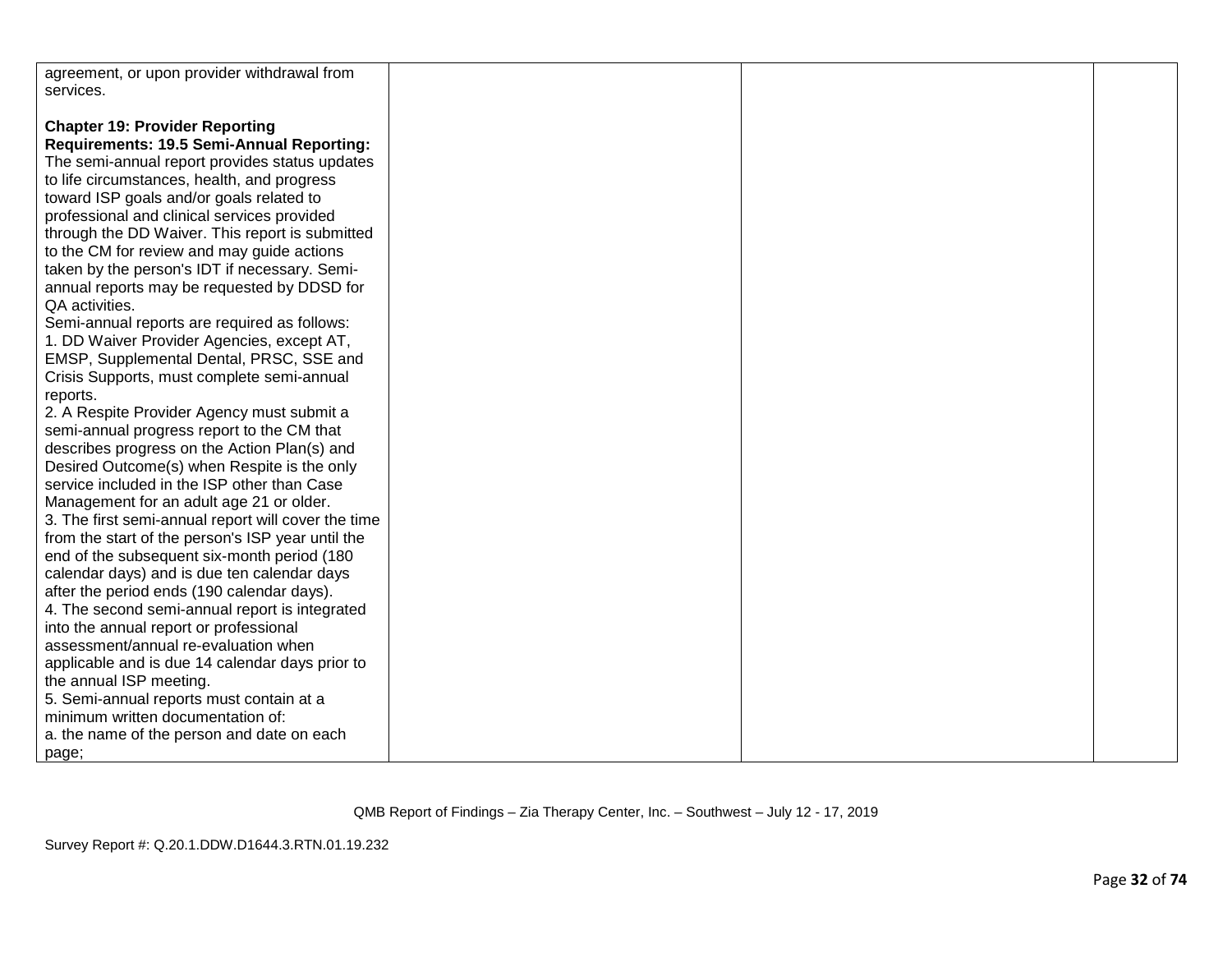| | | | |
|---|---|---|---|
| agreement, or upon provider withdrawal from services.<br><br>**Chapter 19: Provider Reporting Requirements: 19.5 Semi-Annual Reporting:** The semi-annual report provides status updates to life circumstances, health, and progress toward ISP goals and/or goals related to professional and clinical services provided through the DD Waiver. This report is submitted to the CM for review and may guide actions taken by the person's IDT if necessary. Semi-annual reports may be requested by DDSD for QA activities.<br>Semi-annual reports are required as follows:<br>1. DD Waiver Provider Agencies, except AT, EMSP, Supplemental Dental, PRSC, SSE and Crisis Supports, must complete semi-annual reports.<br>2. A Respite Provider Agency must submit a semi-annual progress report to the CM that describes progress on the Action Plan(s) and Desired Outcome(s) when Respite is the only service included in the ISP other than Case Management for an adult age 21 or older.<br>3. The first semi-annual report will cover the time from the start of the person's ISP year until the end of the subsequent six-month period (180 calendar days) and is due ten calendar days after the period ends (190 calendar days).<br>4. The second semi-annual report is integrated into the annual report or professional assessment/annual re-evaluation when applicable and is due 14 calendar days prior to the annual ISP meeting.<br>5. Semi-annual reports must contain at a minimum written documentation of:<br>a. the name of the person and date on each page; | | | |

QMB Report of Findings – Zia Therapy Center, Inc. – Southwest – July 12 - 17, 2019

Survey Report #: Q.20.1.DDW.D1644.3.RTN.01.19.232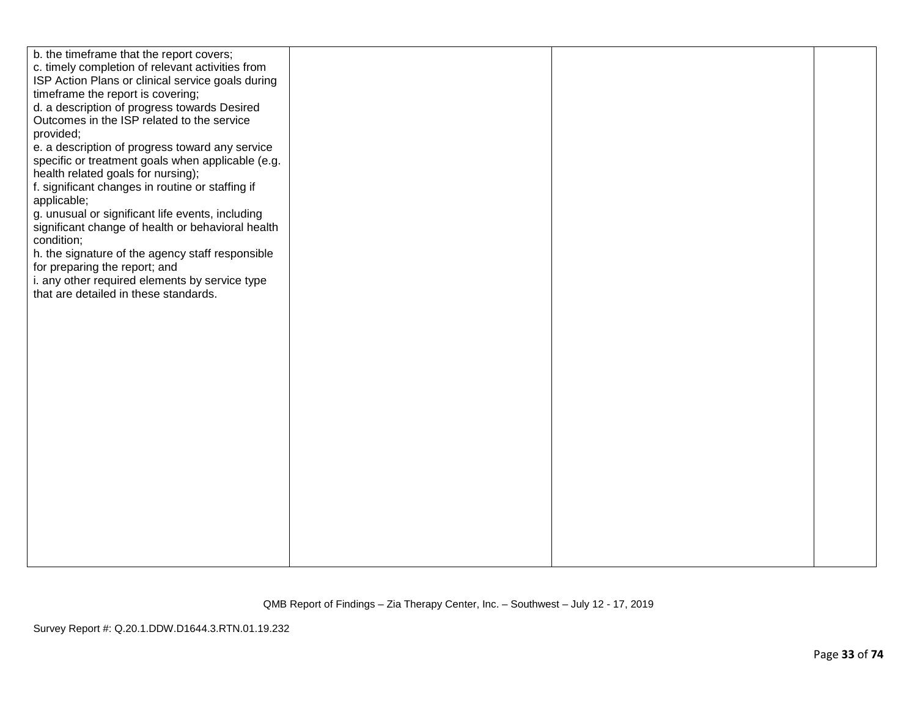| | | | |
|---|---|---|---|
| b. the timeframe that the report covers;<br>c. timely completion of relevant activities from ISP Action Plans or clinical service goals during timeframe the report is covering;<br>d. a description of progress towards Desired Outcomes in the ISP related to the service provided;<br>e. a description of progress toward any service specific or treatment goals when applicable (e.g. health related goals for nursing);<br>f. significant changes in routine or staffing if applicable;<br>g. unusual or significant life events, including significant change of health or behavioral health condition;<br>h. the signature of the agency staff responsible for preparing the report; and<br>i. any other required elements by service type that are detailed in these standards. | | | |

QMB Report of Findings – Zia Therapy Center, Inc. – Southwest – July 12 - 17, 2019

Survey Report #: Q.20.1.DDW.D1644.3.RTN.01.19.232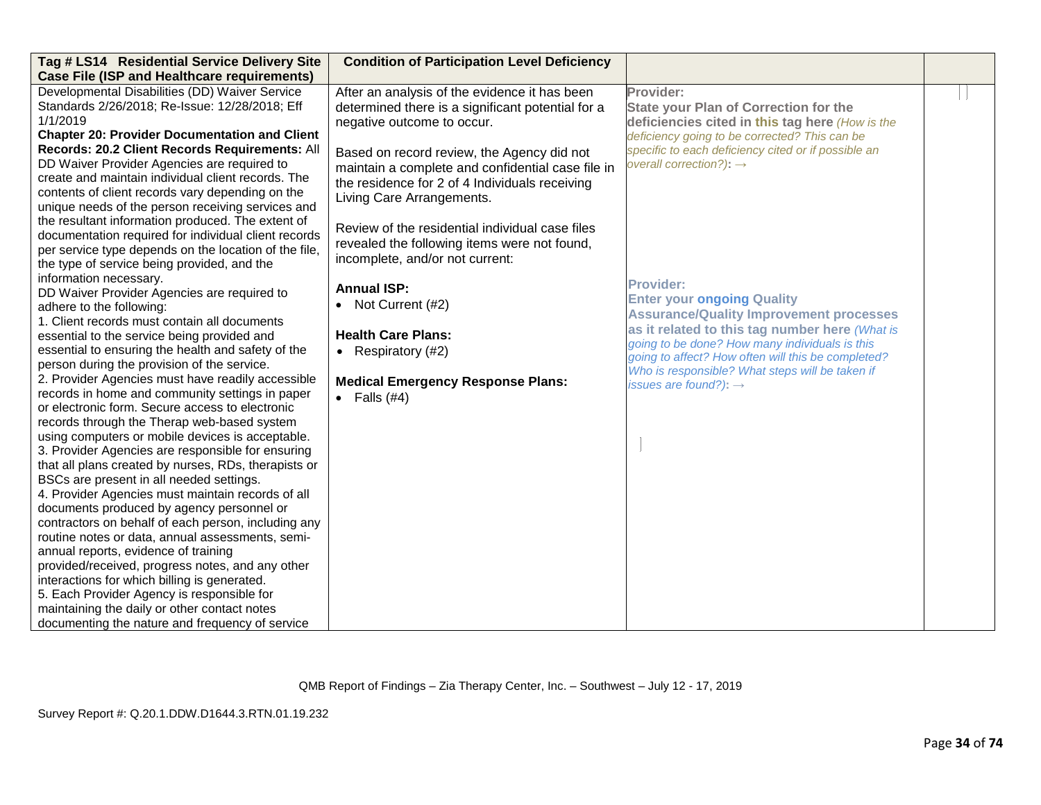| Tag # LS14 Residential Service Delivery Site Case File (ISP and Healthcare requirements) | Condition of Participation Level Deficiency | | |
|---|---|---|---|
| Developmental Disabilities (DD) Waiver Service Standards 2/26/2018; Re-Issue: 12/28/2018; Eff 1/1/2019<br>**Chapter 20: Provider Documentation and Client Records: 20.2 Client Records Requirements:** All DD Waiver Provider Agencies are required to create and maintain individual client records. The contents of client records vary depending on the unique needs of the person receiving services and the resultant information produced. The extent of documentation required for individual client records per service type depends on the location of the file, the type of service being provided, and the information necessary.<br>DD Waiver Provider Agencies are required to adhere to the following:<br>1. Client records must contain all documents essential to the service being provided and essential to ensuring the health and safety of the person during the provision of the service.<br>2. Provider Agencies must have readily accessible records in home and community settings in paper or electronic form. Secure access to electronic records through the Therap web-based system using computers or mobile devices is acceptable.<br>3. Provider Agencies are responsible for ensuring that all plans created by nurses, RDs, therapists or BSCs are present in all needed settings.<br>4. Provider Agencies must maintain records of all documents produced by agency personnel or contractors on behalf of each person, including any routine notes or data, annual assessments, semi-annual reports, evidence of training provided/received, progress notes, and any other interactions for which billing is generated.<br>5. Each Provider Agency is responsible for maintaining the daily or other contact notes documenting the nature and frequency of service | After an analysis of the evidence it has been determined there is a significant potential for a negative outcome to occur.<br><br>Based on record review, the Agency did not maintain a complete and confidential case file in the residence for 2 of 4 Individuals receiving Living Care Arrangements.<br><br>Review of the residential individual case files revealed the following items were not found, incomplete, and/or not current:<br><br>**Annual ISP:**<br>• Not Current (#2)<br><br>**Health Care Plans:**<br>• Respiratory (#2)<br><br>**Medical Emergency Response Plans:**<br>• Falls (#4) | **Provider:**<br>**State your Plan of Correction for the deficiencies cited in this tag here** *(How is the deficiency going to be corrected? This can be specific to each deficiency cited or if possible an overall correction?)*: →<br><br>**Provider:**<br>**Enter your ongoing Quality Assurance/Quality Improvement processes as it related to this tag number here** *(What is going to be done? How many individuals is this going to affect? How often will this be completed? Who is responsible? What steps will be taken if issues are found?)*: → | |

QMB Report of Findings – Zia Therapy Center, Inc. – Southwest – July 12 - 17, 2019

Survey Report #: Q.20.1.DDW.D1644.3.RTN.01.19.232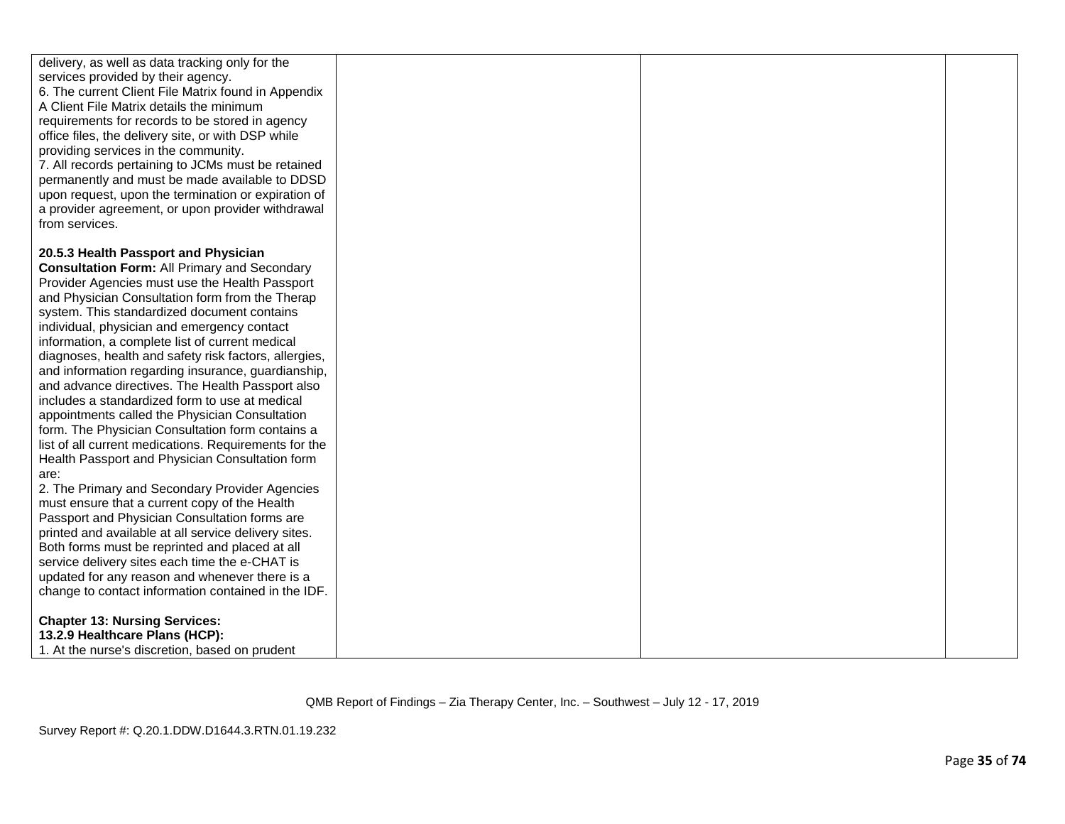| | | | |
|---|---|---|---|
| delivery, as well as data tracking only for the services provided by their agency.<br>6. The current Client File Matrix found in Appendix A Client File Matrix details the minimum requirements for records to be stored in agency office files, the delivery site, or with DSP while providing services in the community.<br>7. All records pertaining to JCMs must be retained permanently and must be made available to DDSD upon request, upon the termination or expiration of a provider agreement, or upon provider withdrawal from services.<br><br>**20.5.3 Health Passport and Physician Consultation Form:** All Primary and Secondary Provider Agencies must use the Health Passport and Physician Consultation form from the Therap system. This standardized document contains individual, physician and emergency contact information, a complete list of current medical diagnoses, health and safety risk factors, allergies, and information regarding insurance, guardianship, and advance directives. The Health Passport also includes a standardized form to use at medical appointments called the Physician Consultation form. The Physician Consultation form contains a list of all current medications. Requirements for the Health Passport and Physician Consultation form are:<br>2. The Primary and Secondary Provider Agencies must ensure that a current copy of the Health Passport and Physician Consultation forms are printed and available at all service delivery sites. Both forms must be reprinted and placed at all service delivery sites each time the e-CHAT is updated for any reason and whenever there is a change to contact information contained in the IDF.<br><br>**Chapter 13: Nursing Services:**<br>**13.2.9 Healthcare Plans (HCP):**<br>1. At the nurse's discretion, based on prudent | | | |

QMB Report of Findings – Zia Therapy Center, Inc. – Southwest – July 12 - 17, 2019

Survey Report #: Q.20.1.DDW.D1644.3.RTN.01.19.232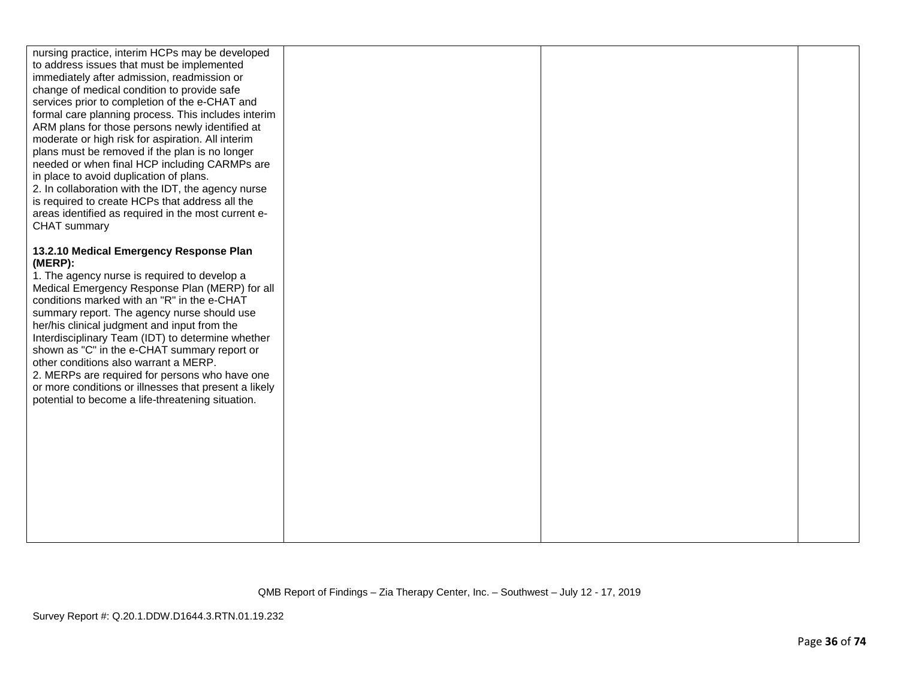| | | | |
|---|---|---|---|
| nursing practice, interim HCPs may be developed to address issues that must be implemented immediately after admission, readmission or change of medical condition to provide safe services prior to completion of the e-CHAT and formal care planning process. This includes interim ARM plans for those persons newly identified at moderate or high risk for aspiration. All interim plans must be removed if the plan is no longer needed or when final HCP including CARMPs are in place to avoid duplication of plans.<br>2. In collaboration with the IDT, the agency nurse is required to create HCPs that address all the areas identified as required in the most current e-CHAT summary<br><br>**13.2.10 Medical Emergency Response Plan (MERP):**<br>1. The agency nurse is required to develop a Medical Emergency Response Plan (MERP) for all conditions marked with an "R" in the e-CHAT summary report. The agency nurse should use her/his clinical judgment and input from the Interdisciplinary Team (IDT) to determine whether shown as "C" in the e-CHAT summary report or other conditions also warrant a MERP.<br>2. MERPs are required for persons who have one or more conditions or illnesses that present a likely potential to become a life-threatening situation. | | | |

QMB Report of Findings – Zia Therapy Center, Inc. – Southwest – July 12 - 17, 2019

Survey Report #: Q.20.1.DDW.D1644.3.RTN.01.19.232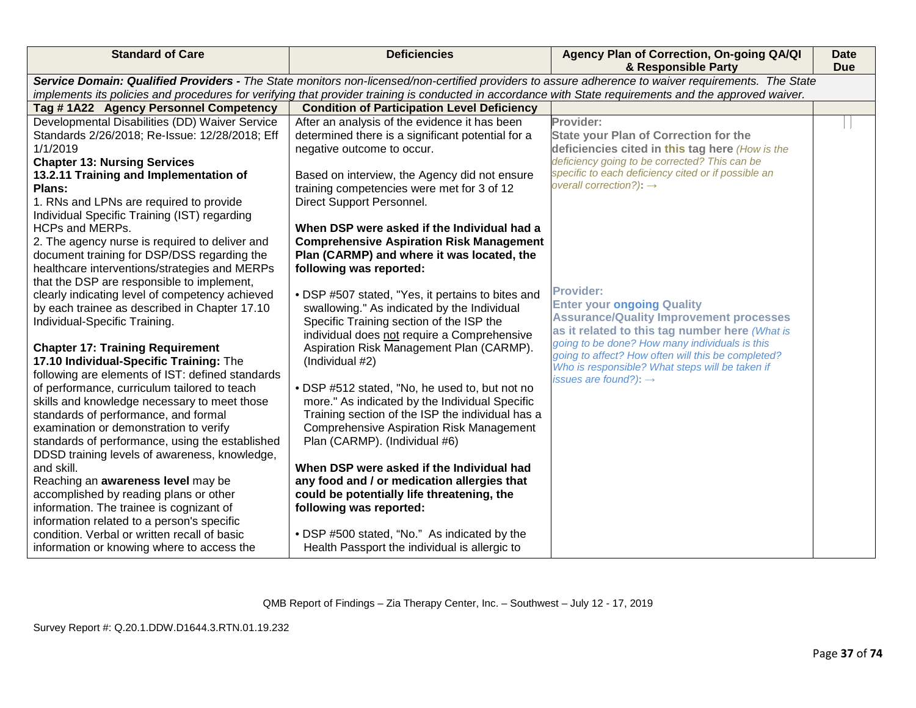| Standard of Care | Deficiencies | Agency Plan of Correction, On-going QA/QI & Responsible Party | Date Due |
|---|---|---|---|
| ***Service Domain: Qualified Providers -*** *The State monitors non-licensed/non-certified providers to assure adherence to waiver requirements. The State implements its policies and procedures for verifying that provider training is conducted in accordance with State requirements and the approved waiver.* | | | |
| **Tag # 1A22 Agency Personnel Competency** | **Condition of Participation Level Deficiency** | | |
| Developmental Disabilities (DD) Waiver Service Standards 2/26/2018; Re-Issue: 12/28/2018; Eff 1/1/2019<br>**Chapter 13: Nursing Services**<br>**13.2.11 Training and Implementation of Plans:**<br>1. RNs and LPNs are required to provide Individual Specific Training (IST) regarding HCPs and MERPs.<br>2. The agency nurse is required to deliver and document training for DSP/DSS regarding the healthcare interventions/strategies and MERPs that the DSP are responsible to implement, clearly indicating level of competency achieved by each trainee as described in Chapter 17.10 Individual-Specific Training.<br><br>**Chapter 17: Training Requirement**<br>**17.10 Individual-Specific Training:** The following are elements of IST: defined standards of performance, curriculum tailored to teach skills and knowledge necessary to meet those standards of performance, and formal examination or demonstration to verify standards of performance, using the established DDSD training levels of awareness, knowledge, and skill.<br>Reaching an **awareness level** may be accomplished by reading plans or other information. The trainee is cognizant of information related to a person's specific condition. Verbal or written recall of basic information or knowing where to access the | After an analysis of the evidence it has been determined there is a significant potential for a negative outcome to occur.<br><br>Based on interview, the Agency did not ensure training competencies were met for 3 of 12 Direct Support Personnel.<br><br>**When DSP were asked if the Individual had a Comprehensive Aspiration Risk Management Plan (CARMP) and where it was located, the following was reported:**<br><br>• DSP #507 stated, "Yes, it pertains to bites and swallowing." As indicated by the Individual Specific Training section of the ISP the individual does <u>not</u> require a Comprehensive Aspiration Risk Management Plan (CARMP). (Individual #2)<br><br>• DSP #512 stated, "No, he used to, but not no more." As indicated by the Individual Specific Training section of the ISP the individual has a Comprehensive Aspiration Risk Management Plan (CARMP). (Individual #6)<br><br>**When DSP were asked if the Individual had any food and / or medication allergies that could be potentially life threatening, the following was reported:**<br><br>• DSP #500 stated, "No." As indicated by the Health Passport the individual is allergic to | **Provider:**<br>**State your Plan of Correction for the deficiencies cited in this tag here** *(How is the deficiency going to be corrected? This can be specific to each deficiency cited or if possible an overall correction?)*: →<br><br>**Provider:**<br>**Enter your ongoing Quality Assurance/Quality Improvement processes as it related to this tag number here** *(What is going to be done? How many individuals is this going to affect? How often will this be completed? Who is responsible? What steps will be taken if issues are found?)*: → | |

QMB Report of Findings – Zia Therapy Center, Inc. – Southwest – July 12 - 17, 2019

Survey Report #: Q.20.1.DDW.D1644.3.RTN.01.19.232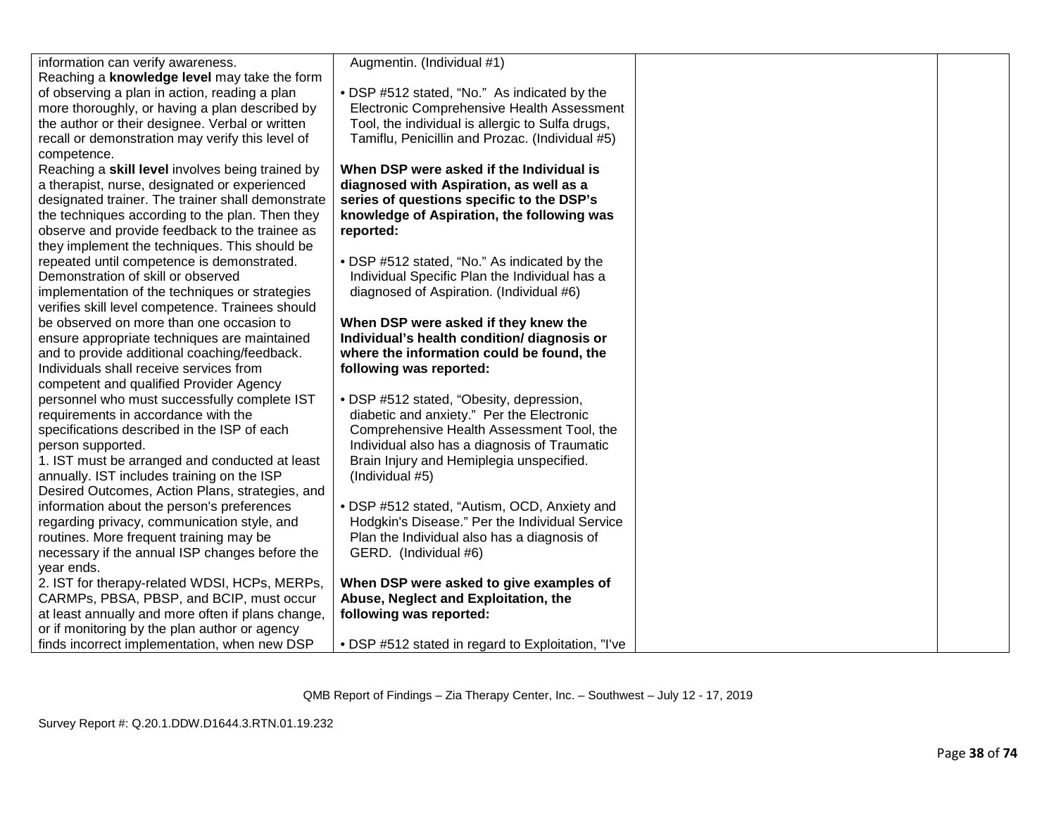| | | | |
|---|---|---|---|
| information can verify awareness.<br>Reaching a **knowledge level** may take the form of observing a plan in action, reading a plan more thoroughly, or having a plan described by the author or their designee. Verbal or written recall or demonstration may verify this level of competence.<br>Reaching a **skill level** involves being trained by a therapist, nurse, designated or experienced designated trainer. The trainer shall demonstrate the techniques according to the plan. Then they observe and provide feedback to the trainee as they implement the techniques. This should be repeated until competence is demonstrated. Demonstration of skill or observed implementation of the techniques or strategies verifies skill level competence. Trainees should be observed on more than one occasion to ensure appropriate techniques are maintained and to provide additional coaching/feedback.<br>Individuals shall receive services from competent and qualified Provider Agency personnel who must successfully complete IST requirements in accordance with the specifications described in the ISP of each person supported.<br>1. IST must be arranged and conducted at least annually. IST includes training on the ISP Desired Outcomes, Action Plans, strategies, and information about the person's preferences regarding privacy, communication style, and routines. More frequent training may be necessary if the annual ISP changes before the year ends.<br>2. IST for therapy-related WDSI, HCPs, MERPs, CARMPs, PBSA, PBSP, and BCIP, must occur at least annually and more often if plans change, or if monitoring by the plan author or agency finds incorrect implementation, when new DSP | Augmentin. (Individual #1)<br><br>• DSP #512 stated, "No." As indicated by the Electronic Comprehensive Health Assessment Tool, the individual is allergic to Sulfa drugs, Tamiflu, Penicillin and Prozac. (Individual #5)<br><br>**When DSP were asked if the Individual is diagnosed with Aspiration, as well as a series of questions specific to the DSP's knowledge of Aspiration, the following was reported:**<br><br>• DSP #512 stated, "No." As indicated by the Individual Specific Plan the Individual has a diagnosed of Aspiration. (Individual #6)<br><br>**When DSP were asked if they knew the Individual's health condition/ diagnosis or where the information could be found, the following was reported:**<br><br>• DSP #512 stated, "Obesity, depression, diabetic and anxiety." Per the Electronic Comprehensive Health Assessment Tool, the Individual also has a diagnosis of Traumatic Brain Injury and Hemiplegia unspecified. (Individual #5)<br><br>• DSP #512 stated, "Autism, OCD, Anxiety and Hodgkin's Disease." Per the Individual Service Plan the Individual also has a diagnosis of GERD. (Individual #6)<br><br>**When DSP were asked to give examples of Abuse, Neglect and Exploitation, the following was reported:**<br><br>• DSP #512 stated in regard to Exploitation, "I've | | |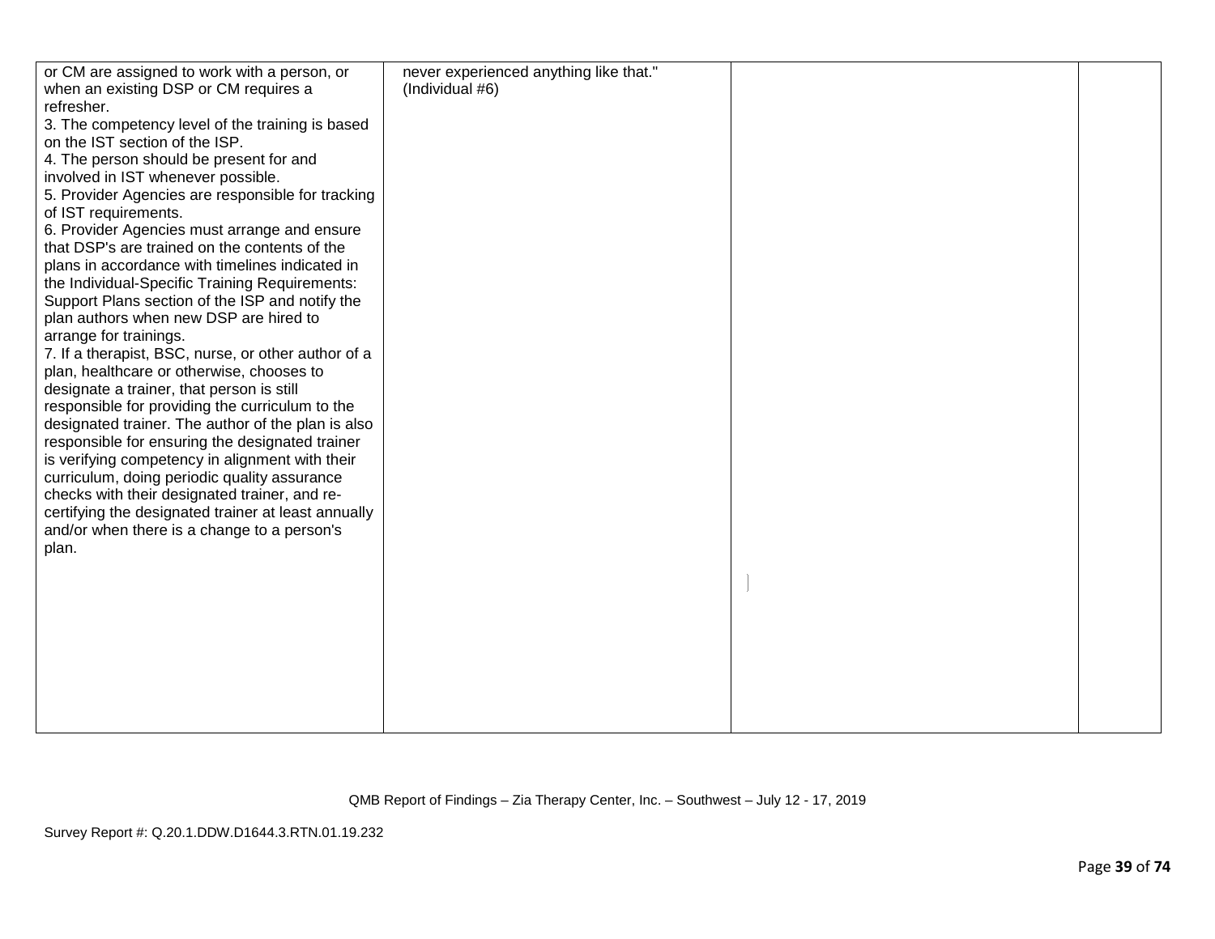| | | | |
|---|---|---|---|
| or CM are assigned to work with a person, or when an existing DSP or CM requires a refresher.<br>3. The competency level of the training is based on the IST section of the ISP.<br>4. The person should be present for and involved in IST whenever possible.<br>5. Provider Agencies are responsible for tracking of IST requirements.<br>6. Provider Agencies must arrange and ensure that DSP's are trained on the contents of the plans in accordance with timelines indicated in the Individual-Specific Training Requirements: Support Plans section of the ISP and notify the plan authors when new DSP are hired to arrange for trainings.<br>7. If a therapist, BSC, nurse, or other author of a plan, healthcare or otherwise, chooses to designate a trainer, that person is still responsible for providing the curriculum to the designated trainer. The author of the plan is also responsible for ensuring the designated trainer is verifying competency in alignment with their curriculum, doing periodic quality assurance checks with their designated trainer, and re-certifying the designated trainer at least annually and/or when there is a change to a person's plan. | never experienced anything like that." (Individual #6) | | |

QMB Report of Findings – Zia Therapy Center, Inc. – Southwest – July 12 - 17, 2019

Survey Report #: Q.20.1.DDW.D1644.3.RTN.01.19.232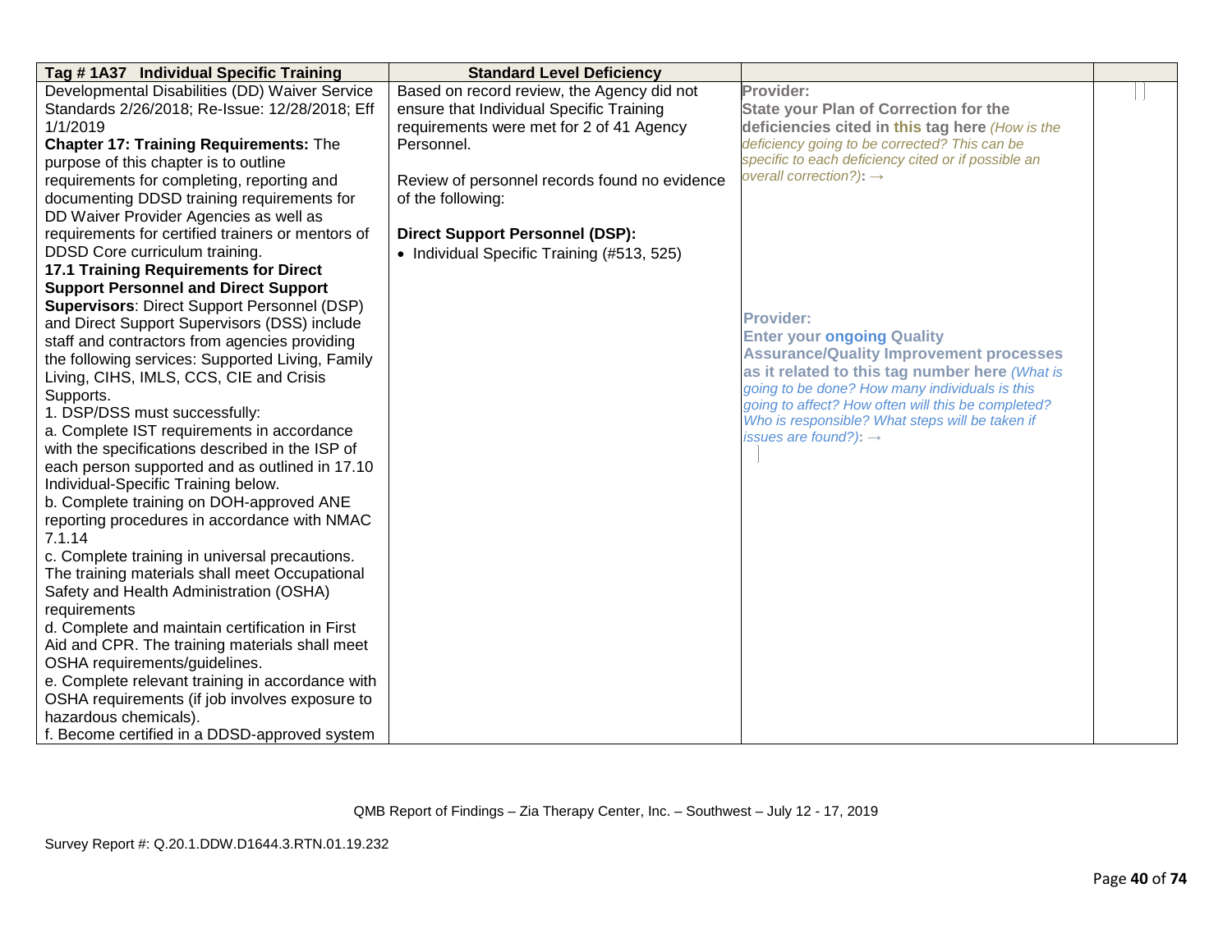| Tag # 1A37 Individual Specific Training | Standard Level Deficiency | | |
|---|---|---|---|
| Developmental Disabilities (DD) Waiver Service Standards 2/26/2018; Re-Issue: 12/28/2018; Eff 1/1/2019<br>**Chapter 17: Training Requirements:** The purpose of this chapter is to outline requirements for completing, reporting and documenting DDSD training requirements for DD Waiver Provider Agencies as well as requirements for certified trainers or mentors of DDSD Core curriculum training.<br>**17.1 Training Requirements for Direct Support Personnel and Direct Support Supervisors**: Direct Support Personnel (DSP) and Direct Support Supervisors (DSS) include staff and contractors from agencies providing the following services: Supported Living, Family Living, CIHS, IMLS, CCS, CIE and Crisis Supports.<br>1. DSP/DSS must successfully:<br>a. Complete IST requirements in accordance with the specifications described in the ISP of each person supported and as outlined in 17.10 Individual-Specific Training below.<br>b. Complete training on DOH-approved ANE reporting procedures in accordance with NMAC 7.1.14<br>c. Complete training in universal precautions. The training materials shall meet Occupational Safety and Health Administration (OSHA) requirements<br>d. Complete and maintain certification in First Aid and CPR. The training materials shall meet OSHA requirements/guidelines.<br>e. Complete relevant training in accordance with OSHA requirements (if job involves exposure to hazardous chemicals).<br>f. Become certified in a DDSD-approved system | Based on record review, the Agency did not ensure that Individual Specific Training requirements were met for 2 of 41 Agency Personnel.<br><br>Review of personnel records found no evidence of the following:<br><br>**Direct Support Personnel (DSP):**<br>• Individual Specific Training (#513, 525) | **Provider:**<br>**State your Plan of Correction for the deficiencies cited in this tag here** *(How is the deficiency going to be corrected? This can be specific to each deficiency cited or if possible an overall correction?):* →<br><br>**Provider:**<br>**Enter your ongoing Quality Assurance/Quality Improvement processes as it related to this tag number here** *(What is going to be done? How many individuals is this going to affect? How often will this be completed? Who is responsible? What steps will be taken if issues are found?):* → | |

QMB Report of Findings – Zia Therapy Center, Inc. – Southwest – July 12 - 17, 2019

Survey Report #: Q.20.1.DDW.D1644.3.RTN.01.19.232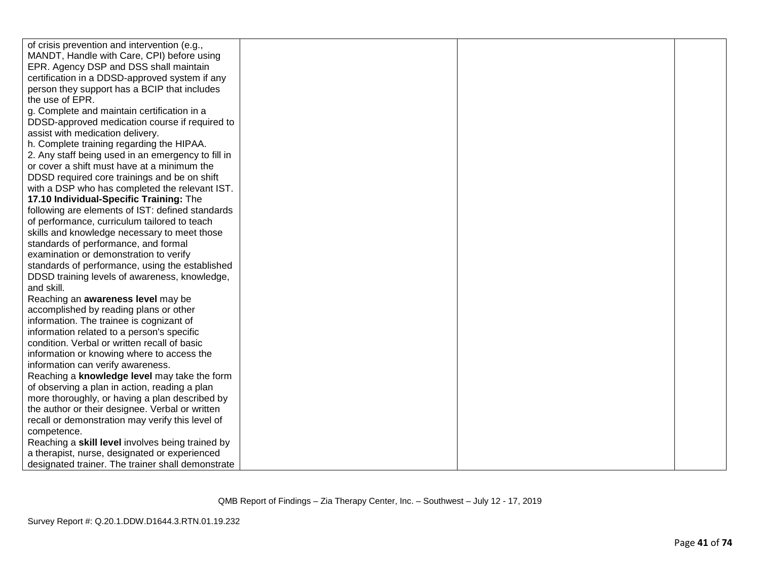| | | | |
|---|---|---|---|
| of crisis prevention and intervention (e.g., MANDT, Handle with Care, CPI) before using EPR. Agency DSP and DSS shall maintain certification in a DDSD-approved system if any person they support has a BCIP that includes the use of EPR.<br>g. Complete and maintain certification in a DDSD-approved medication course if required to assist with medication delivery.<br>h. Complete training regarding the HIPAA.<br>2. Any staff being used in an emergency to fill in or cover a shift must have at a minimum the DDSD required core trainings and be on shift with a DSP who has completed the relevant IST.<br>**17.10 Individual-Specific Training:** The following are elements of IST: defined standards of performance, curriculum tailored to teach skills and knowledge necessary to meet those standards of performance, and formal examination or demonstration to verify standards of performance, using the established DDSD training levels of awareness, knowledge, and skill.<br>Reaching an **awareness level** may be accomplished by reading plans or other information. The trainee is cognizant of information related to a person's specific condition. Verbal or written recall of basic information or knowing where to access the information can verify awareness.<br>Reaching a **knowledge level** may take the form of observing a plan in action, reading a plan more thoroughly, or having a plan described by the author or their designee. Verbal or written recall or demonstration may verify this level of competence.<br>Reaching a **skill level** involves being trained by a therapist, nurse, designated or experienced designated trainer. The trainer shall demonstrate | | | |

QMB Report of Findings – Zia Therapy Center, Inc. – Southwest – July 12 - 17, 2019

Survey Report #: Q.20.1.DDW.D1644.3.RTN.01.19.232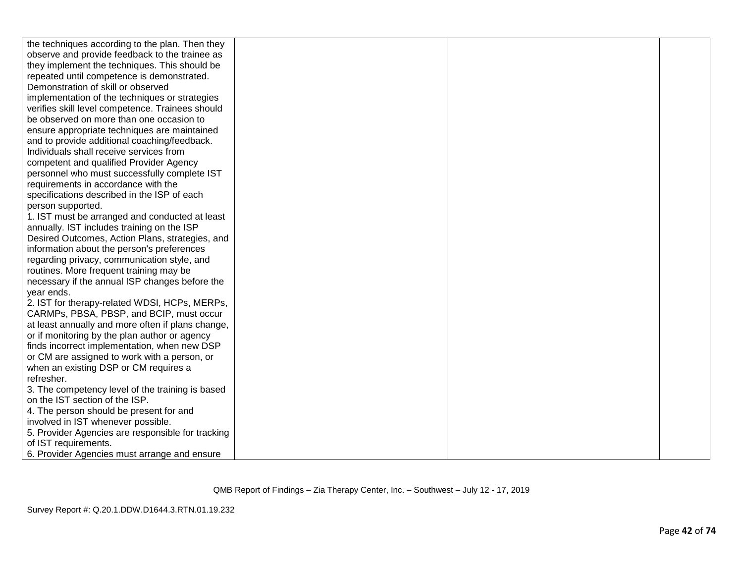| | | | |
|---|---|---|---|
| the techniques according to the plan. Then they observe and provide feedback to the trainee as they implement the techniques. This should be repeated until competence is demonstrated. Demonstration of skill or observed implementation of the techniques or strategies verifies skill level competence. Trainees should be observed on more than one occasion to ensure appropriate techniques are maintained and to provide additional coaching/feedback.<br>Individuals shall receive services from competent and qualified Provider Agency personnel who must successfully complete IST requirements in accordance with the specifications described in the ISP of each person supported.<br>1. IST must be arranged and conducted at least annually. IST includes training on the ISP Desired Outcomes, Action Plans, strategies, and information about the person's preferences regarding privacy, communication style, and routines. More frequent training may be necessary if the annual ISP changes before the year ends.<br>2. IST for therapy-related WDSI, HCPs, MERPs, CARMPs, PBSA, PBSP, and BCIP, must occur at least annually and more often if plans change, or if monitoring by the plan author or agency finds incorrect implementation, when new DSP or CM are assigned to work with a person, or when an existing DSP or CM requires a refresher.<br>3. The competency level of the training is based on the IST section of the ISP.<br>4. The person should be present for and involved in IST whenever possible.<br>5. Provider Agencies are responsible for tracking of IST requirements.<br>6. Provider Agencies must arrange and ensure | | | |

QMB Report of Findings – Zia Therapy Center, Inc. – Southwest – July 12 - 17, 2019

Survey Report #: Q.20.1.DDW.D1644.3.RTN.01.19.232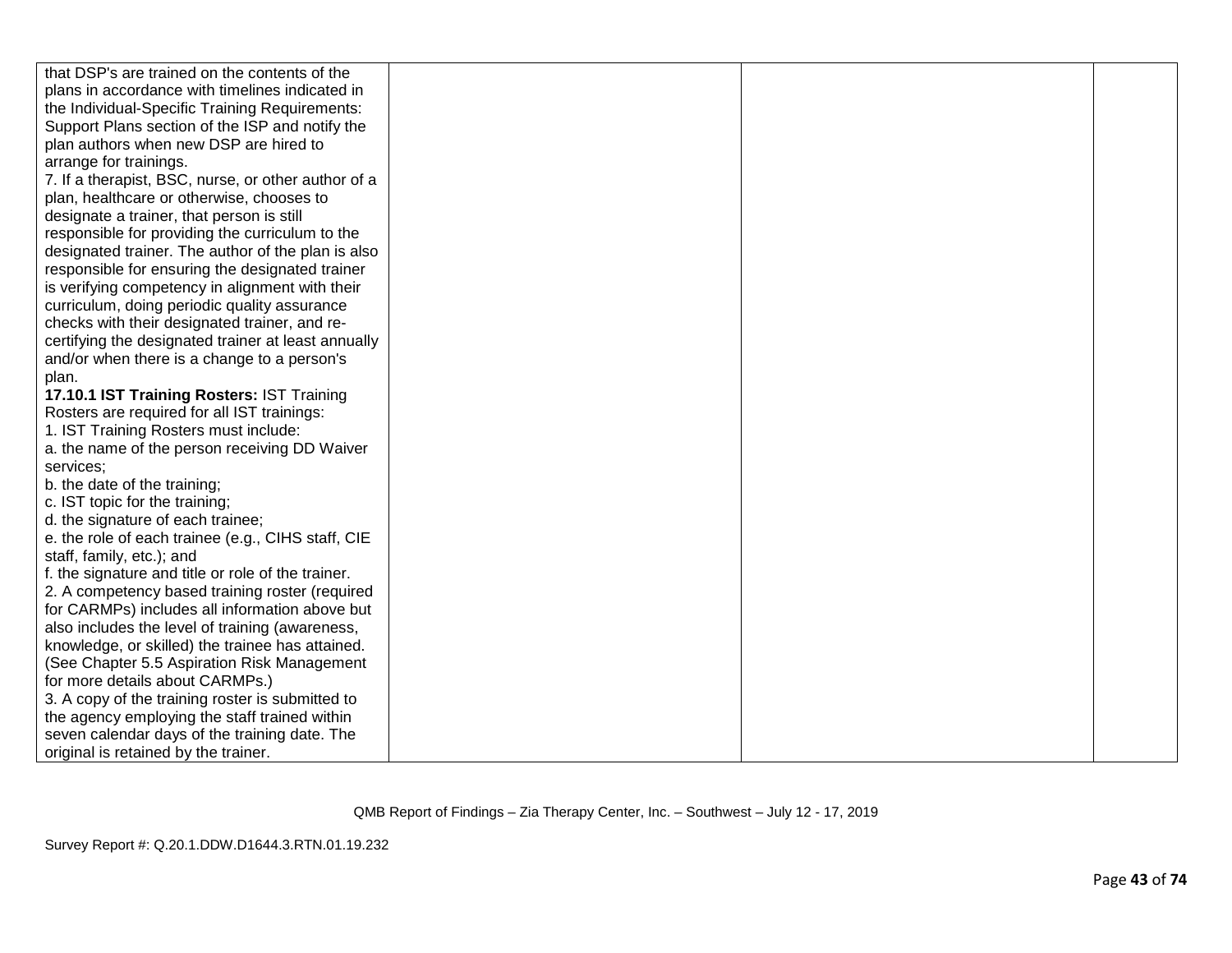| | | | |
|---|---|---|---|
| that DSP's are trained on the contents of the plans in accordance with timelines indicated in the Individual-Specific Training Requirements: Support Plans section of the ISP and notify the plan authors when new DSP are hired to arrange for trainings.<br>7. If a therapist, BSC, nurse, or other author of a plan, healthcare or otherwise, chooses to designate a trainer, that person is still responsible for providing the curriculum to the designated trainer. The author of the plan is also responsible for ensuring the designated trainer is verifying competency in alignment with their curriculum, doing periodic quality assurance checks with their designated trainer, and re-certifying the designated trainer at least annually and/or when there is a change to a person's plan.<br>**17.10.1 IST Training Rosters:** IST Training Rosters are required for all IST trainings:<br>1. IST Training Rosters must include:<br>a. the name of the person receiving DD Waiver services;<br>b. the date of the training;<br>c. IST topic for the training;<br>d. the signature of each trainee;<br>e. the role of each trainee (e.g., CIHS staff, CIE staff, family, etc.); and<br>f. the signature and title or role of the trainer.<br>2. A competency based training roster (required for CARMPs) includes all information above but also includes the level of training (awareness, knowledge, or skilled) the trainee has attained. (See Chapter 5.5 Aspiration Risk Management for more details about CARMPs.)<br>3. A copy of the training roster is submitted to the agency employing the staff trained within seven calendar days of the training date. The original is retained by the trainer. | | | |

QMB Report of Findings – Zia Therapy Center, Inc. – Southwest – July 12 - 17, 2019

Survey Report #: Q.20.1.DDW.D1644.3.RTN.01.19.232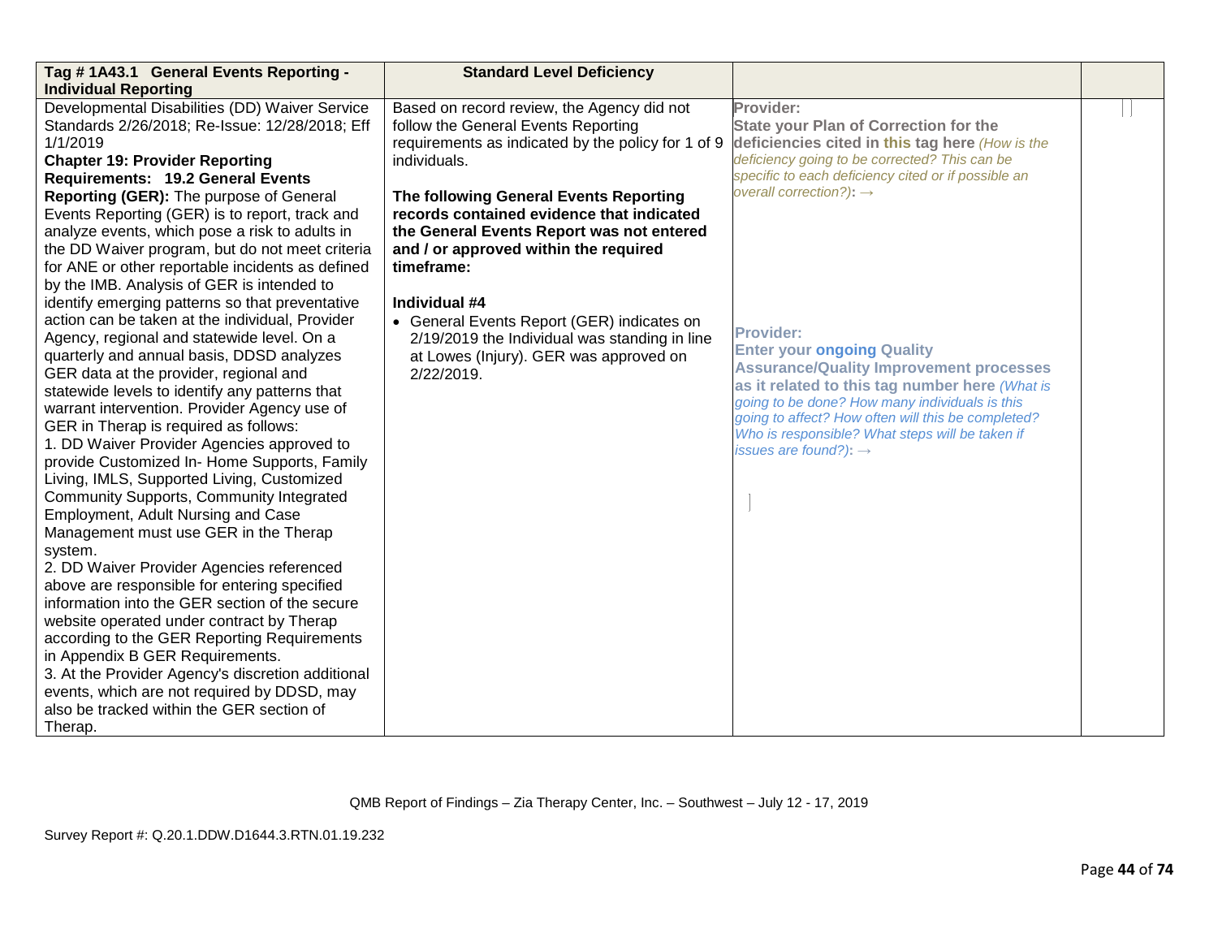| Tag # 1A43.1 General Events Reporting - Individual Reporting | Standard Level Deficiency | | |
|---|---|---|---|
| Developmental Disabilities (DD) Waiver Service Standards 2/26/2018; Re-Issue: 12/28/2018; Eff 1/1/2019<br>**Chapter 19: Provider Reporting Requirements: 19.2 General Events Reporting (GER):** The purpose of General Events Reporting (GER) is to report, track and analyze events, which pose a risk to adults in the DD Waiver program, but do not meet criteria for ANE or other reportable incidents as defined by the IMB. Analysis of GER is intended to identify emerging patterns so that preventative action can be taken at the individual, Provider Agency, regional and statewide level. On a quarterly and annual basis, DDSD analyzes GER data at the provider, regional and statewide levels to identify any patterns that warrant intervention. Provider Agency use of GER in Therap is required as follows:<br>1. DD Waiver Provider Agencies approved to provide Customized In- Home Supports, Family Living, IMLS, Supported Living, Customized Community Supports, Community Integrated Employment, Adult Nursing and Case Management must use GER in the Therap system.<br>2. DD Waiver Provider Agencies referenced above are responsible for entering specified information into the GER section of the secure website operated under contract by Therap according to the GER Reporting Requirements in Appendix B GER Requirements.<br>3. At the Provider Agency's discretion additional events, which are not required by DDSD, may also be tracked within the GER section of Therap. | Based on record review, the Agency did not follow the General Events Reporting requirements as indicated by the policy for 1 of 9 individuals.<br><br>**The following General Events Reporting records contained evidence that indicated the General Events Report was not entered and / or approved within the required timeframe:**<br><br>**Individual #4**<br>• General Events Report (GER) indicates on 2/19/2019 the Individual was standing in line at Lowes (Injury). GER was approved on 2/22/2019. | **Provider:**<br>**State your Plan of Correction for the deficiencies cited in this tag here** *(How is the deficiency going to be corrected? This can be specific to each deficiency cited or if possible an overall correction?)*: →<br><br>**Provider:**<br>**Enter your ongoing Quality Assurance/Quality Improvement processes as it related to this tag number here** *(What is going to be done? How many individuals is this going to affect? How often will this be completed? Who is responsible? What steps will be taken if issues are found?)*: → | |

QMB Report of Findings – Zia Therapy Center, Inc. – Southwest – July 12 - 17, 2019

Survey Report #: Q.20.1.DDW.D1644.3.RTN.01.19.232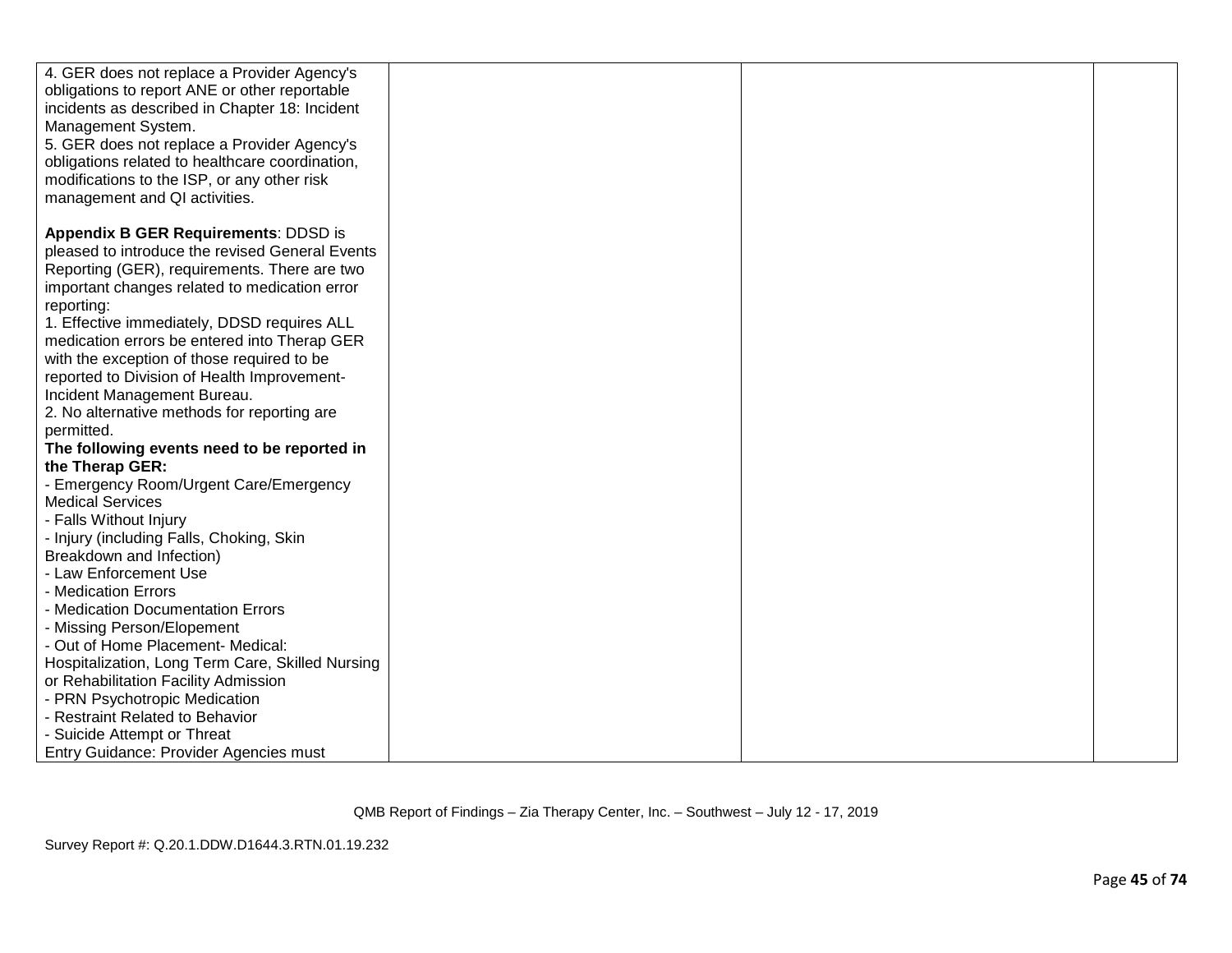| | | | |
|---|---|---|---|
| 4. GER does not replace a Provider Agency's obligations to report ANE or other reportable incidents as described in Chapter 18: Incident Management System.<br>5. GER does not replace a Provider Agency's obligations related to healthcare coordination, modifications to the ISP, or any other risk management and QI activities.<br><br>**Appendix B GER Requirements**: DDSD is pleased to introduce the revised General Events Reporting (GER), requirements. There are two important changes related to medication error reporting:<br>1. Effective immediately, DDSD requires ALL medication errors be entered into Therap GER with the exception of those required to be reported to Division of Health Improvement-Incident Management Bureau.<br>2. No alternative methods for reporting are permitted.<br>**The following events need to be reported in the Therap GER:**<br>- Emergency Room/Urgent Care/Emergency Medical Services<br>- Falls Without Injury<br>- Injury (including Falls, Choking, Skin Breakdown and Infection)<br>- Law Enforcement Use<br>- Medication Errors<br>- Medication Documentation Errors<br>- Missing Person/Elopement<br>- Out of Home Placement- Medical: Hospitalization, Long Term Care, Skilled Nursing or Rehabilitation Facility Admission<br>- PRN Psychotropic Medication<br>- Restraint Related to Behavior<br>- Suicide Attempt or Threat<br>Entry Guidance: Provider Agencies must | | | |

QMB Report of Findings – Zia Therapy Center, Inc. – Southwest – July 12 - 17, 2019

Survey Report #: Q.20.1.DDW.D1644.3.RTN.01.19.232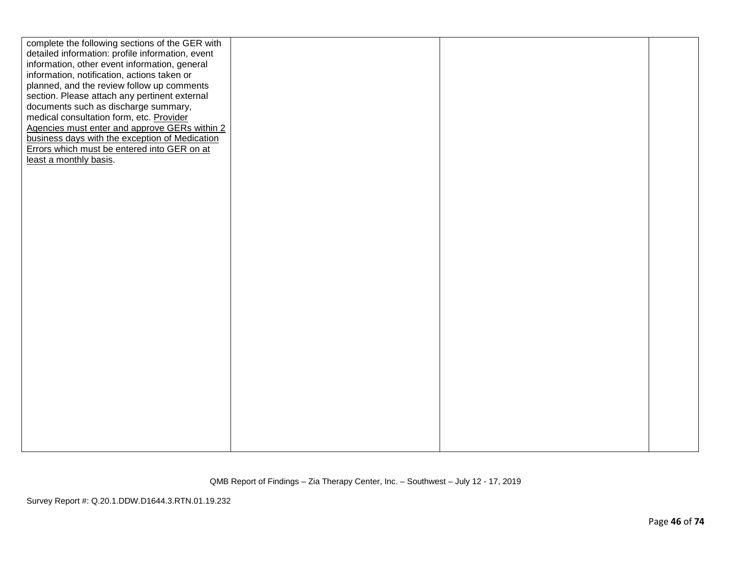| | | | |
|---|---|---|---|
| complete the following sections of the GER with detailed information: profile information, event information, other event information, general information, notification, actions taken or planned, and the review follow up comments section. Please attach any pertinent external documents such as discharge summary, medical consultation form, etc. Provider Agencies must enter and approve GERs within 2 business days with the exception of Medication Errors which must be entered into GER on at least a monthly basis. | | | |

QMB Report of Findings – Zia Therapy Center, Inc. – Southwest – July 12 - 17, 2019

Survey Report #: Q.20.1.DDW.D1644.3.RTN.01.19.232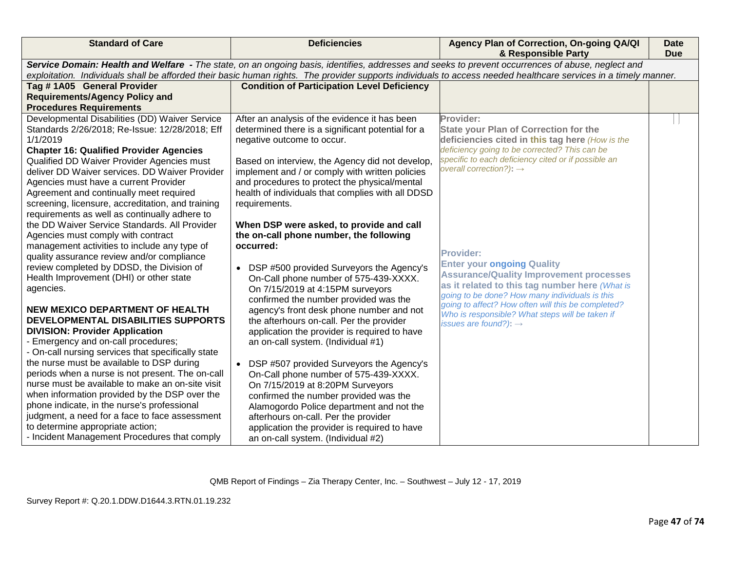| Standard of Care | Deficiencies | Agency Plan of Correction, On-going QA/QI & Responsible Party | Date Due |
|---|---|---|---|
| ***Service Domain: Health and Welfare -*** *The state, on an ongoing basis, identifies, addresses and seeks to prevent occurrences of abuse, neglect and exploitation. Individuals shall be afforded their basic human rights. The provider supports individuals to access needed healthcare services in a timely manner.* | | | |
| **Tag # 1A05 General Provider Requirements/Agency Policy and Procedures Requirements** | **Condition of Participation Level Deficiency** | | |
| Developmental Disabilities (DD) Waiver Service Standards 2/26/2018; Re-Issue: 12/28/2018; Eff 1/1/2019<br>**Chapter 16: Qualified Provider Agencies**<br>Qualified DD Waiver Provider Agencies must deliver DD Waiver services. DD Waiver Provider Agencies must have a current Provider Agreement and continually meet required screening, licensure, accreditation, and training requirements as well as continually adhere to the DD Waiver Service Standards. All Provider Agencies must comply with contract management activities to include any type of quality assurance review and/or compliance review completed by DDSD, the Division of Health Improvement (DHI) or other state agencies.<br><br>**NEW MEXICO DEPARTMENT OF HEALTH DEVELOPMENTAL DISABILITIES SUPPORTS DIVISION: Provider Application**<br>- Emergency and on-call procedures;<br>- On-call nursing services that specifically state the nurse must be available to DSP during periods when a nurse is not present. The on-call nurse must be available to make an on-site visit when information provided by the DSP over the phone indicate, in the nurse's professional judgment, a need for a face to face assessment to determine appropriate action;<br>- Incident Management Procedures that comply | After an analysis of the evidence it has been determined there is a significant potential for a negative outcome to occur.<br><br>Based on interview, the Agency did not develop, implement and / or comply with written policies and procedures to protect the physical/mental health of individuals that complies with all DDSD requirements.<br><br>**When DSP were asked, to provide and call the on-call phone number, the following occurred:**<br><br>• DSP #500 provided Surveyors the Agency's On-Call phone number of 575-439-XXXX. On 7/15/2019 at 4:15PM surveyors confirmed the number provided was the agency's front desk phone number and not the afterhours on-call. Per the provider application the provider is required to have an on-call system. (Individual #1)<br><br>• DSP #507 provided Surveyors the Agency's On-Call phone number of 575-439-XXXX. On 7/15/2019 at 8:20PM Surveyors confirmed the number provided was the Alamogordo Police department and not the afterhours on-call. Per the provider application the provider is required to have an on-call system. (Individual #2) | **Provider:**<br>**State your Plan of Correction for the deficiencies cited in this tag here** *(How is the deficiency going to be corrected? This can be specific to each deficiency cited or if possible an overall correction?)*: →<br><br>**Provider:**<br>**Enter your ongoing Quality Assurance/Quality Improvement processes as it related to this tag number here** *(What is going to be done? How many individuals is this going to affect? How often will this be completed? Who is responsible? What steps will be taken if issues are found?)*: → | |

QMB Report of Findings – Zia Therapy Center, Inc. – Southwest – July 12 - 17, 2019

Survey Report #: Q.20.1.DDW.D1644.3.RTN.01.19.232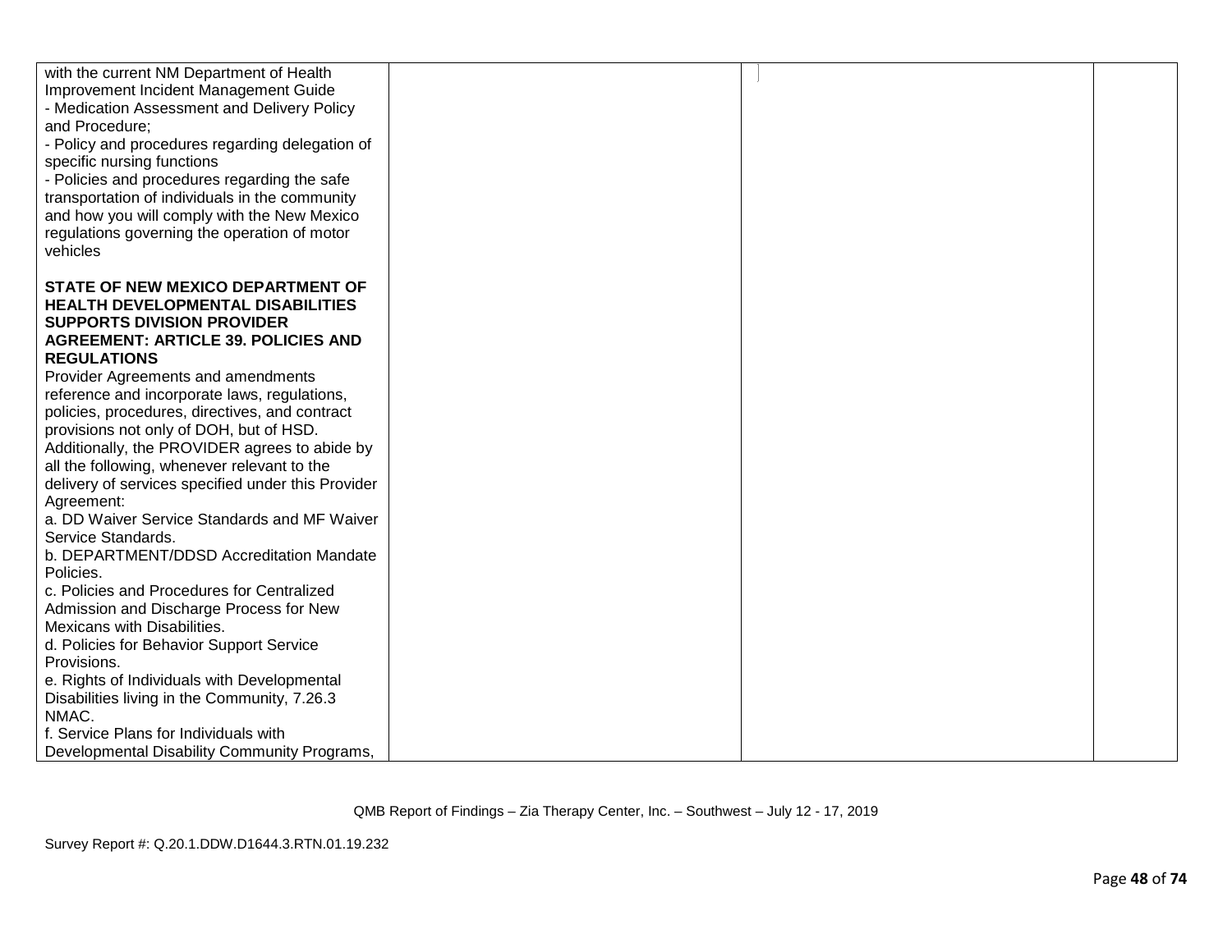| | | | |
|---|---|---|---|
| with the current NM Department of Health Improvement Incident Management Guide<br>- Medication Assessment and Delivery Policy and Procedure;<br>- Policy and procedures regarding delegation of specific nursing functions<br>- Policies and procedures regarding the safe transportation of individuals in the community and how you will comply with the New Mexico regulations governing the operation of motor vehicles<br><br>**STATE OF NEW MEXICO DEPARTMENT OF HEALTH DEVELOPMENTAL DISABILITIES SUPPORTS DIVISION PROVIDER AGREEMENT: ARTICLE 39. POLICIES AND REGULATIONS**<br>Provider Agreements and amendments reference and incorporate laws, regulations, policies, procedures, directives, and contract provisions not only of DOH, but of HSD. Additionally, the PROVIDER agrees to abide by all the following, whenever relevant to the delivery of services specified under this Provider Agreement:<br>a. DD Waiver Service Standards and MF Waiver Service Standards.<br>b. DEPARTMENT/DDSD Accreditation Mandate Policies.<br>c. Policies and Procedures for Centralized Admission and Discharge Process for New Mexicans with Disabilities.<br>d. Policies for Behavior Support Service Provisions.<br>e. Rights of Individuals with Developmental Disabilities living in the Community, 7.26.3 NMAC.<br>f. Service Plans for Individuals with Developmental Disability Community Programs, | | | |

QMB Report of Findings – Zia Therapy Center, Inc. – Southwest – July 12 - 17, 2019

Survey Report #: Q.20.1.DDW.D1644.3.RTN.01.19.232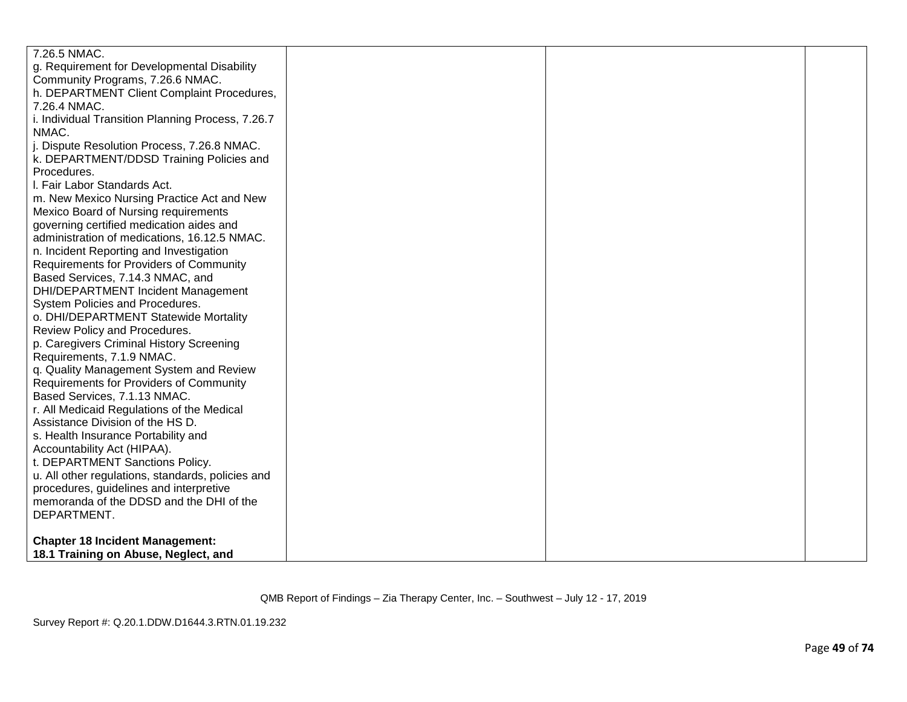| | | | |
|---|---|---|---|
| 7.26.5 NMAC.<br>g. Requirement for Developmental Disability Community Programs, 7.26.6 NMAC.<br>h. DEPARTMENT Client Complaint Procedures, 7.26.4 NMAC.<br>i. Individual Transition Planning Process, 7.26.7 NMAC.<br>j. Dispute Resolution Process, 7.26.8 NMAC.<br>k. DEPARTMENT/DDSD Training Policies and Procedures.<br>l. Fair Labor Standards Act.<br>m. New Mexico Nursing Practice Act and New Mexico Board of Nursing requirements governing certified medication aides and administration of medications, 16.12.5 NMAC.<br>n. Incident Reporting and Investigation Requirements for Providers of Community Based Services, 7.14.3 NMAC, and DHI/DEPARTMENT Incident Management System Policies and Procedures.<br>o. DHI/DEPARTMENT Statewide Mortality Review Policy and Procedures.<br>p. Caregivers Criminal History Screening Requirements, 7.1.9 NMAC.<br>q. Quality Management System and Review Requirements for Providers of Community Based Services, 7.1.13 NMAC.<br>r. All Medicaid Regulations of the Medical Assistance Division of the HS D.<br>s. Health Insurance Portability and Accountability Act (HIPAA).<br>t. DEPARTMENT Sanctions Policy.<br>u. All other regulations, standards, policies and procedures, guidelines and interpretive memoranda of the DDSD and the DHI of the DEPARTMENT.<br><br>**Chapter 18 Incident Management:**<br>**18.1 Training on Abuse, Neglect, and** | | | |

QMB Report of Findings – Zia Therapy Center, Inc. – Southwest – July 12 - 17, 2019

Survey Report #: Q.20.1.DDW.D1644.3.RTN.01.19.232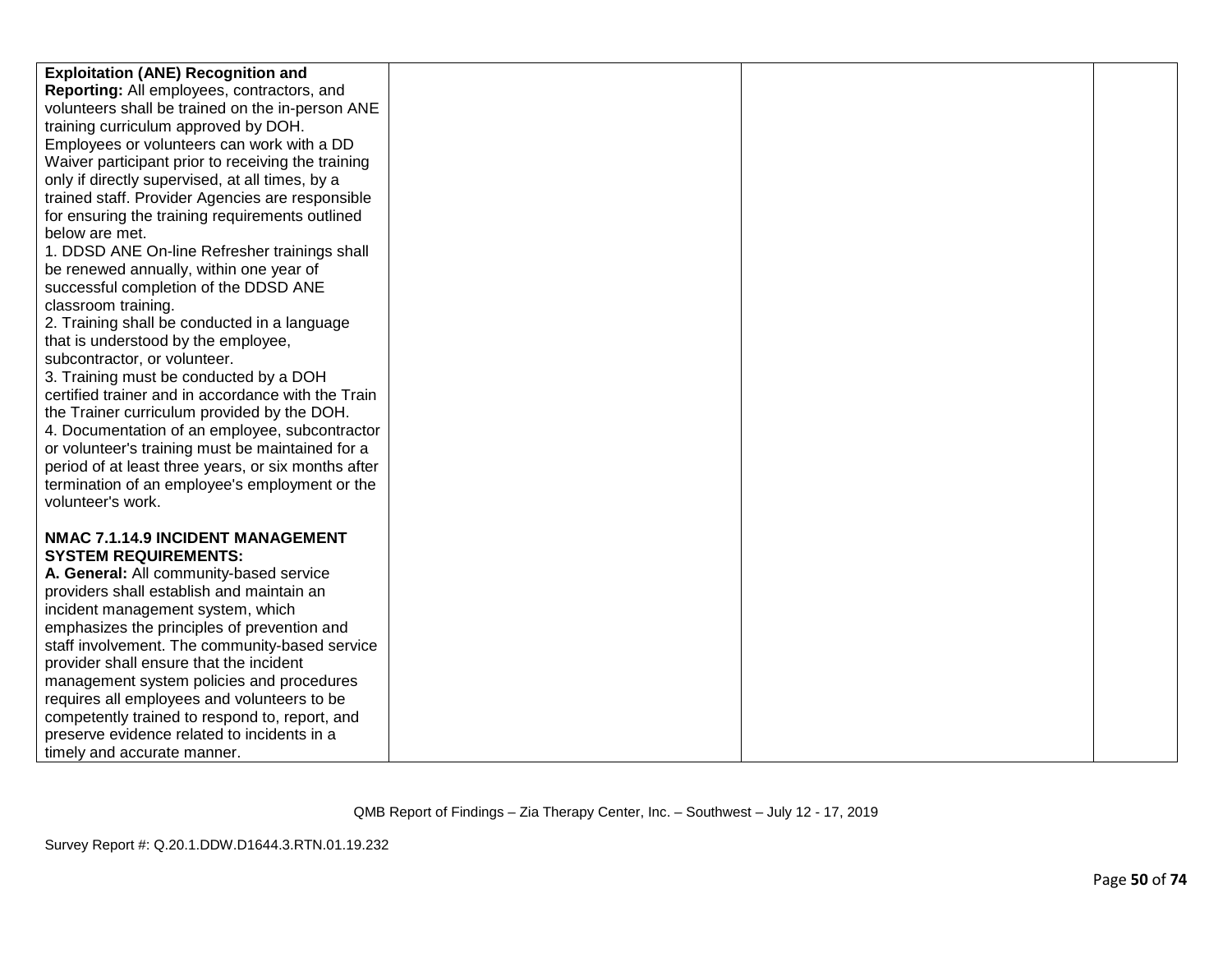| | | | |
|---|---|---|---|
| **Exploitation (ANE) Recognition and Reporting:** All employees, contractors, and volunteers shall be trained on the in-person ANE training curriculum approved by DOH. Employees or volunteers can work with a DD Waiver participant prior to receiving the training only if directly supervised, at all times, by a trained staff. Provider Agencies are responsible for ensuring the training requirements outlined below are met.<br>1. DDSD ANE On-line Refresher trainings shall be renewed annually, within one year of successful completion of the DDSD ANE classroom training.<br>2. Training shall be conducted in a language that is understood by the employee, subcontractor, or volunteer.<br>3. Training must be conducted by a DOH certified trainer and in accordance with the Train the Trainer curriculum provided by the DOH.<br>4. Documentation of an employee, subcontractor or volunteer's training must be maintained for a period of at least three years, or six months after termination of an employee's employment or the volunteer's work.<br><br>**NMAC 7.1.14.9 INCIDENT MANAGEMENT SYSTEM REQUIREMENTS:**<br>**A. General:** All community-based service providers shall establish and maintain an incident management system, which emphasizes the principles of prevention and staff involvement. The community-based service provider shall ensure that the incident management system policies and procedures requires all employees and volunteers to be competently trained to respond to, report, and preserve evidence related to incidents in a timely and accurate manner. | | | |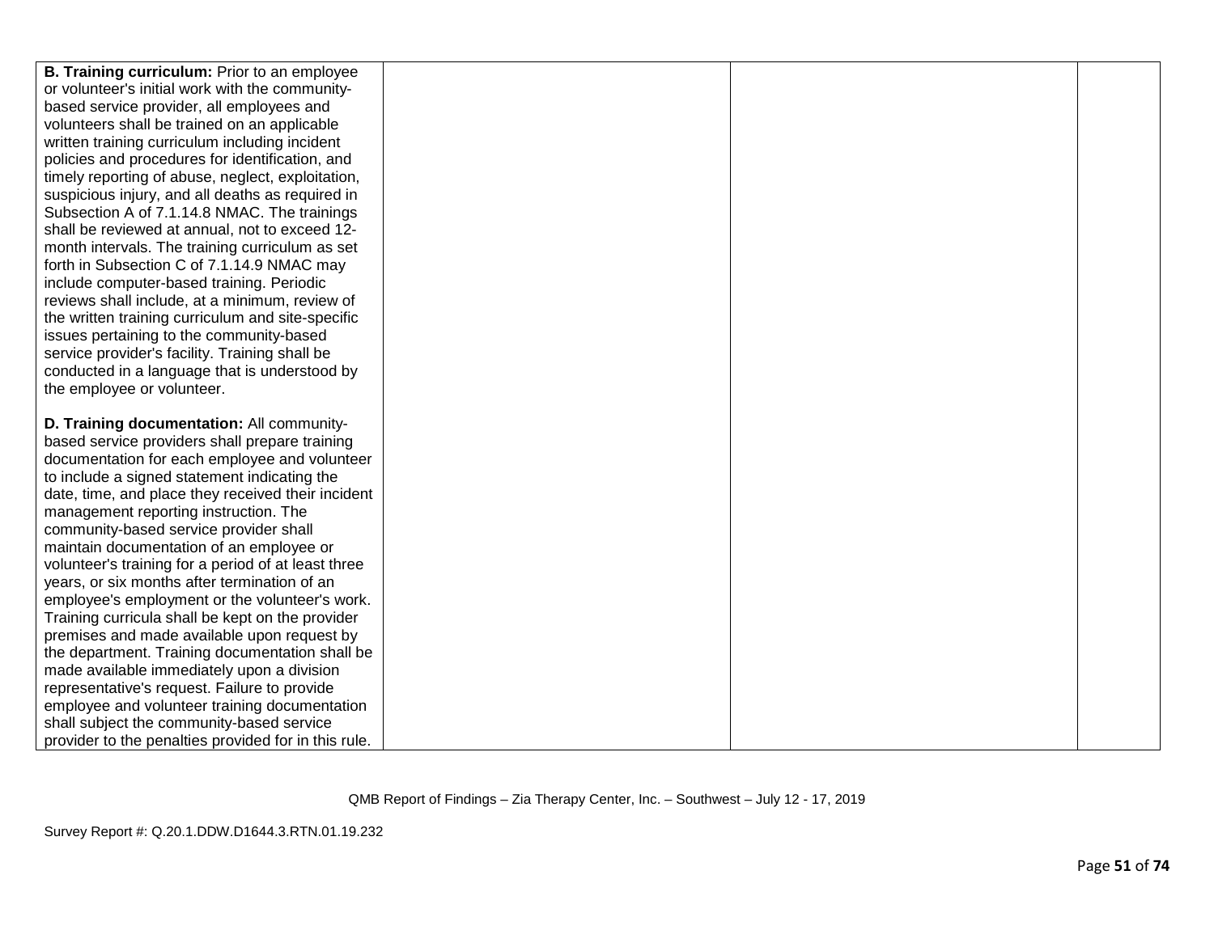| | | | |
|---|---|---|---|
| **B. Training curriculum:** Prior to an employee or volunteer's initial work with the community-based service provider, all employees and volunteers shall be trained on an applicable written training curriculum including incident policies and procedures for identification, and timely reporting of abuse, neglect, exploitation, suspicious injury, and all deaths as required in Subsection A of 7.1.14.8 NMAC. The trainings shall be reviewed at annual, not to exceed 12-month intervals. The training curriculum as set forth in Subsection C of 7.1.14.9 NMAC may include computer-based training. Periodic reviews shall include, at a minimum, review of the written training curriculum and site-specific issues pertaining to the community-based service provider's facility. Training shall be conducted in a language that is understood by the employee or volunteer.<br><br>**D. Training documentation:** All community-based service providers shall prepare training documentation for each employee and volunteer to include a signed statement indicating the date, time, and place they received their incident management reporting instruction. The community-based service provider shall maintain documentation of an employee or volunteer's training for a period of at least three years, or six months after termination of an employee's employment or the volunteer's work. Training curricula shall be kept on the provider premises and made available upon request by the department. Training documentation shall be made available immediately upon a division representative's request. Failure to provide employee and volunteer training documentation shall subject the community-based service provider to the penalties provided for in this rule. | | | |

QMB Report of Findings – Zia Therapy Center, Inc. – Southwest – July 12 - 17, 2019

Survey Report #: Q.20.1.DDW.D1644.3.RTN.01.19.232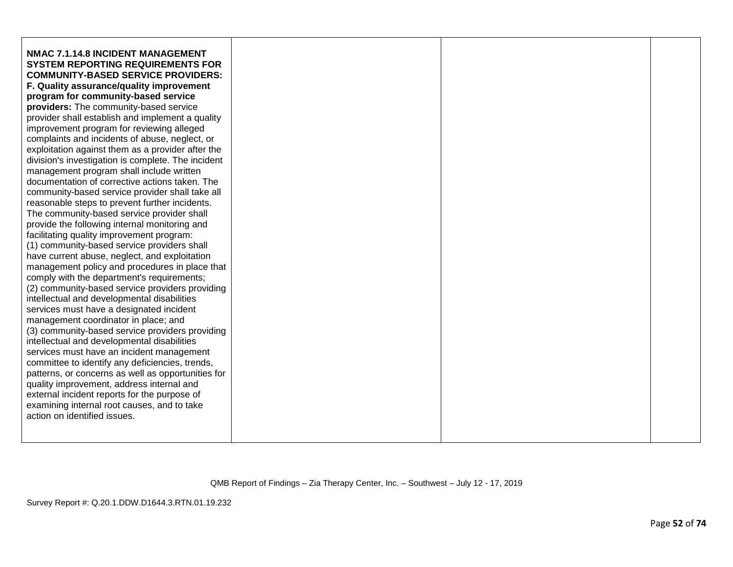| | | | |
|---|---|---|---|
| **NMAC 7.1.14.8 INCIDENT MANAGEMENT SYSTEM REPORTING REQUIREMENTS FOR COMMUNITY-BASED SERVICE PROVIDERS:**<br>**F. Quality assurance/quality improvement program for community-based service providers:** The community-based service provider shall establish and implement a quality improvement program for reviewing alleged complaints and incidents of abuse, neglect, or exploitation against them as a provider after the division's investigation is complete. The incident management program shall include written documentation of corrective actions taken. The community-based service provider shall take all reasonable steps to prevent further incidents. The community-based service provider shall provide the following internal monitoring and facilitating quality improvement program:<br>(1) community-based service providers shall have current abuse, neglect, and exploitation management policy and procedures in place that comply with the department's requirements;<br>(2) community-based service providers providing intellectual and developmental disabilities services must have a designated incident management coordinator in place; and<br>(3) community-based service providers providing intellectual and developmental disabilities services must have an incident management committee to identify any deficiencies, trends, patterns, or concerns as well as opportunities for quality improvement, address internal and external incident reports for the purpose of examining internal root causes, and to take action on identified issues. | | | |

QMB Report of Findings – Zia Therapy Center, Inc. – Southwest – July 12 - 17, 2019

Survey Report #: Q.20.1.DDW.D1644.3.RTN.01.19.232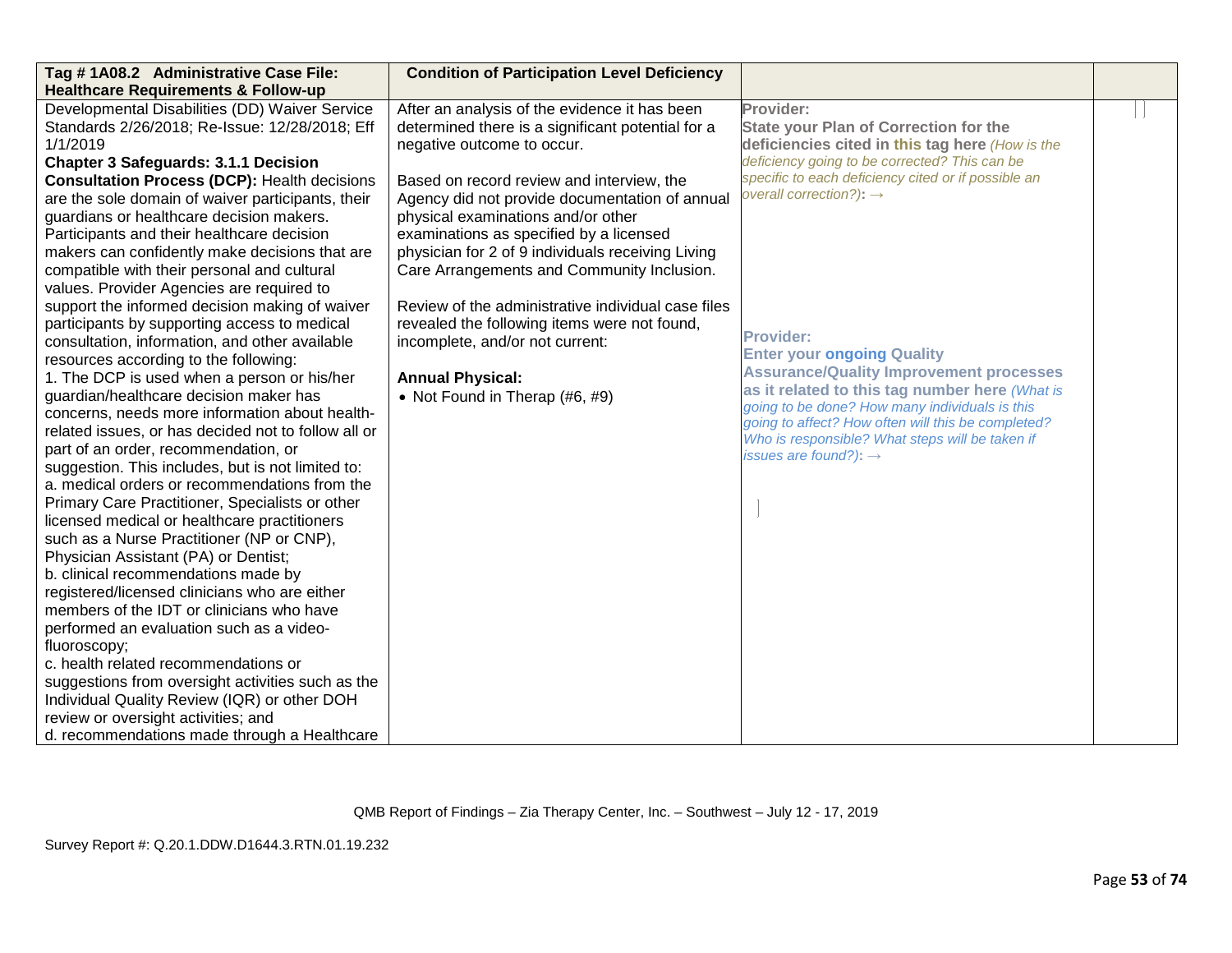| Tag # 1A08.2 Administrative Case File: Healthcare Requirements & Follow-up | Condition of Participation Level Deficiency | | |
|---|---|---|---|
| Developmental Disabilities (DD) Waiver Service Standards 2/26/2018; Re-Issue: 12/28/2018; Eff 1/1/2019<br>**Chapter 3 Safeguards: 3.1.1 Decision Consultation Process (DCP):** Health decisions are the sole domain of waiver participants, their guardians or healthcare decision makers. Participants and their healthcare decision makers can confidently make decisions that are compatible with their personal and cultural values. Provider Agencies are required to support the informed decision making of waiver participants by supporting access to medical consultation, information, and other available resources according to the following:<br>1. The DCP is used when a person or his/her guardian/healthcare decision maker has concerns, needs more information about health-related issues, or has decided not to follow all or part of an order, recommendation, or suggestion. This includes, but is not limited to:<br>a. medical orders or recommendations from the Primary Care Practitioner, Specialists or other licensed medical or healthcare practitioners such as a Nurse Practitioner (NP or CNP), Physician Assistant (PA) or Dentist;<br>b. clinical recommendations made by registered/licensed clinicians who are either members of the IDT or clinicians who have performed an evaluation such as a video-fluoroscopy;<br>c. health related recommendations or suggestions from oversight activities such as the Individual Quality Review (IQR) or other DOH review or oversight activities; and<br>d. recommendations made through a Healthcare | After an analysis of the evidence it has been determined there is a significant potential for a negative outcome to occur.<br><br>Based on record review and interview, the Agency did not provide documentation of annual physical examinations and/or other examinations as specified by a licensed physician for 2 of 9 individuals receiving Living Care Arrangements and Community Inclusion.<br><br>Review of the administrative individual case files revealed the following items were not found, incomplete, and/or not current:<br><br>**Annual Physical:**<br>• Not Found in Therap (#6, #9) | **Provider:**<br>**State your Plan of Correction for the deficiencies cited in this tag here** *(How is the deficiency going to be corrected? This can be specific to each deficiency cited or if possible an overall correction?)*: →<br><br>**Provider:**<br>**Enter your ongoing Quality Assurance/Quality Improvement processes as it related to this tag number here** *(What is going to be done? How many individuals is this going to affect? How often will this be completed? Who is responsible? What steps will be taken if issues are found?)*: → | |

QMB Report of Findings – Zia Therapy Center, Inc. – Southwest – July 12 - 17, 2019

Survey Report #: Q.20.1.DDW.D1644.3.RTN.01.19.232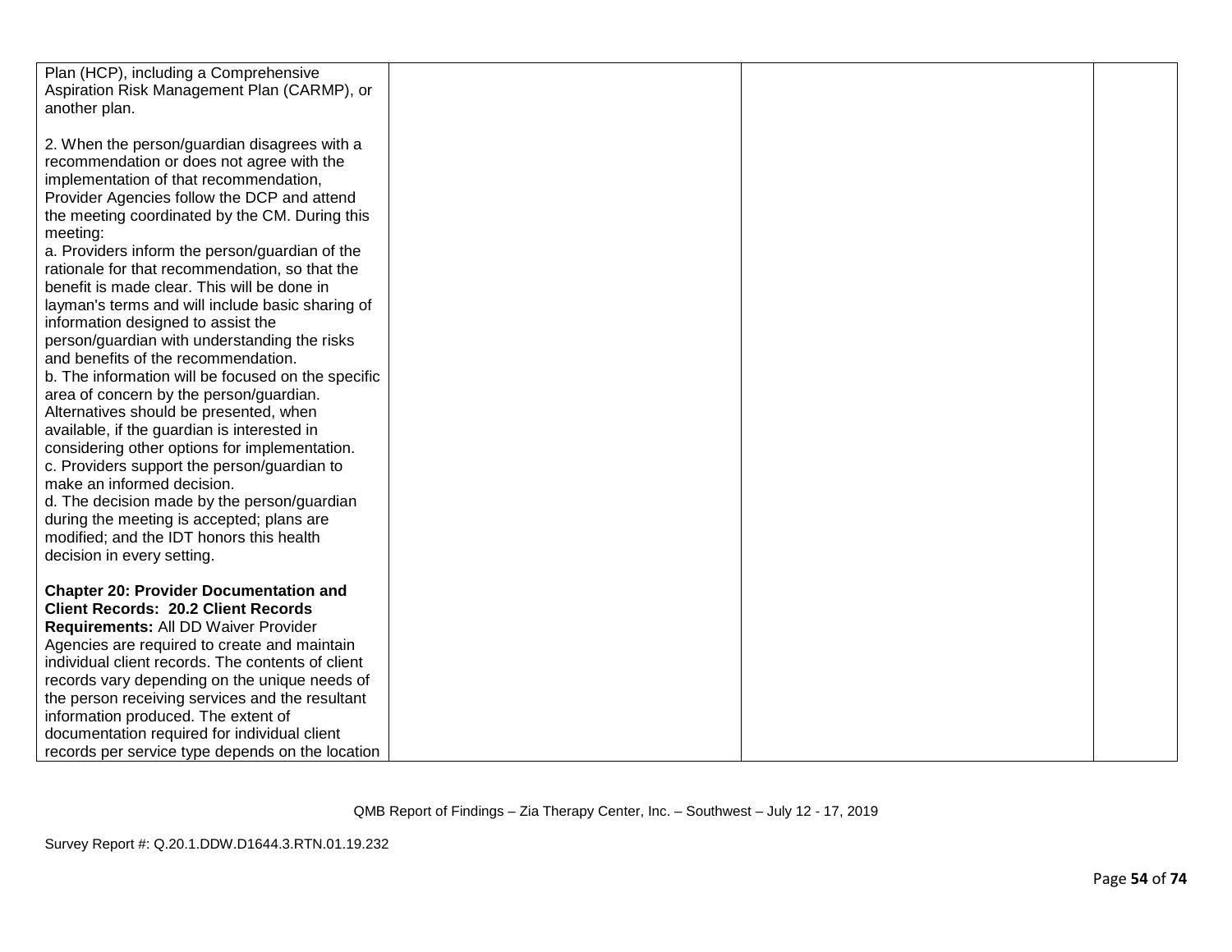| | | | |
|---|---|---|---|
| Plan (HCP), including a Comprehensive Aspiration Risk Management Plan (CARMP), or another plan.<br><br>2. When the person/guardian disagrees with a recommendation or does not agree with the implementation of that recommendation, Provider Agencies follow the DCP and attend the meeting coordinated by the CM. During this meeting:<br>a. Providers inform the person/guardian of the rationale for that recommendation, so that the benefit is made clear. This will be done in layman's terms and will include basic sharing of information designed to assist the person/guardian with understanding the risks and benefits of the recommendation.<br>b. The information will be focused on the specific area of concern by the person/guardian. Alternatives should be presented, when available, if the guardian is interested in considering other options for implementation.<br>c. Providers support the person/guardian to make an informed decision.<br>d. The decision made by the person/guardian during the meeting is accepted; plans are modified; and the IDT honors this health decision in every setting.<br><br>**Chapter 20: Provider Documentation and Client Records: 20.2 Client Records Requirements:** All DD Waiver Provider Agencies are required to create and maintain individual client records. The contents of client records vary depending on the unique needs of the person receiving services and the resultant information produced. The extent of documentation required for individual client records per service type depends on the location | | | |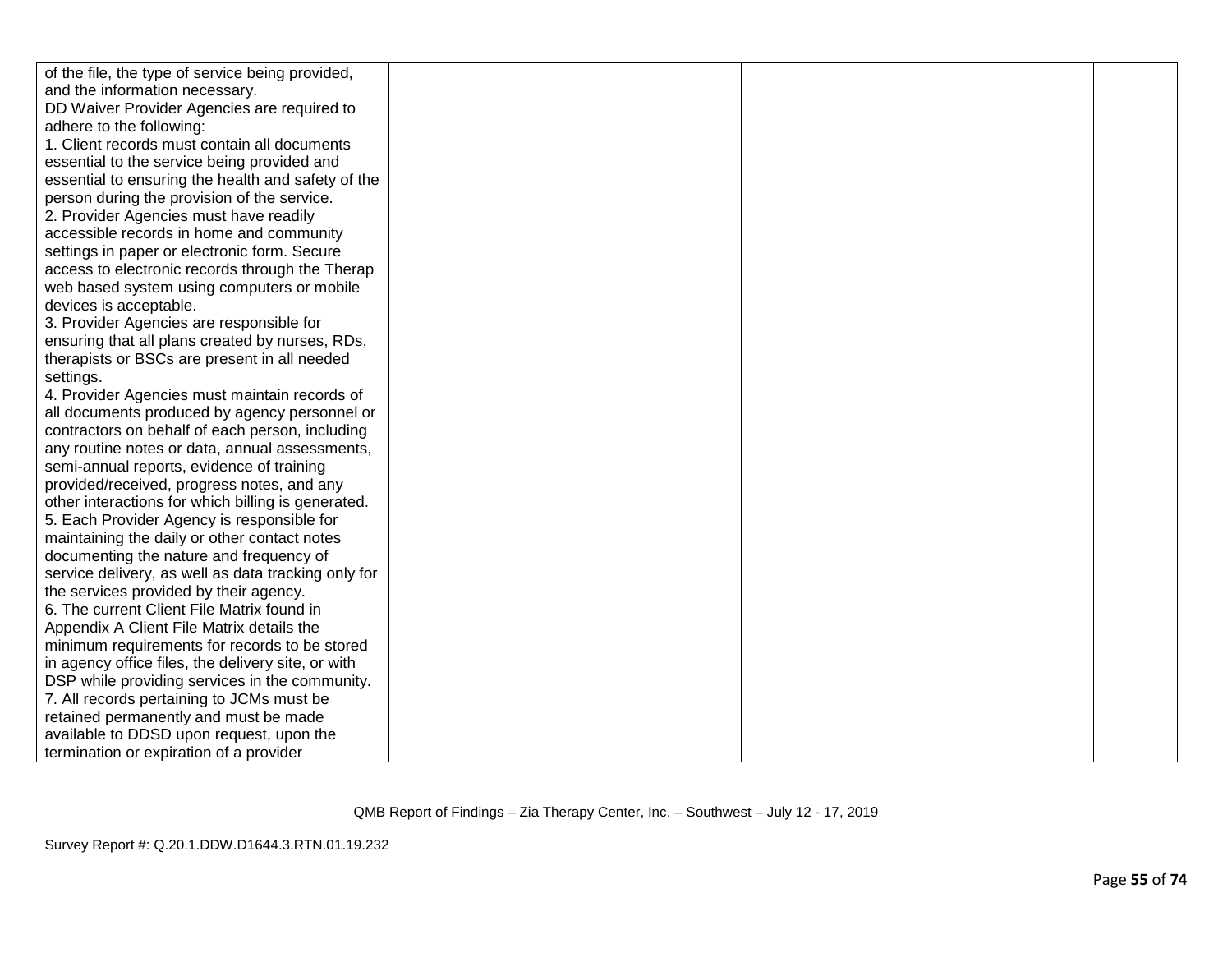| | | | |
|---|---|---|---|
| of the file, the type of service being provided, and the information necessary.<br>DD Waiver Provider Agencies are required to adhere to the following:<br>1. Client records must contain all documents essential to the service being provided and essential to ensuring the health and safety of the person during the provision of the service.<br>2. Provider Agencies must have readily accessible records in home and community settings in paper or electronic form. Secure access to electronic records through the Therap web based system using computers or mobile devices is acceptable.<br>3. Provider Agencies are responsible for ensuring that all plans created by nurses, RDs, therapists or BSCs are present in all needed settings.<br>4. Provider Agencies must maintain records of all documents produced by agency personnel or contractors on behalf of each person, including any routine notes or data, annual assessments, semi-annual reports, evidence of training provided/received, progress notes, and any other interactions for which billing is generated.<br>5. Each Provider Agency is responsible for maintaining the daily or other contact notes documenting the nature and frequency of service delivery, as well as data tracking only for the services provided by their agency.<br>6. The current Client File Matrix found in Appendix A Client File Matrix details the minimum requirements for records to be stored in agency office files, the delivery site, or with DSP while providing services in the community.<br>7. All records pertaining to JCMs must be retained permanently and must be made available to DDSD upon request, upon the termination or expiration of a provider | | | |

QMB Report of Findings – Zia Therapy Center, Inc. – Southwest – July 12 - 17, 2019

Survey Report #: Q.20.1.DDW.D1644.3.RTN.01.19.232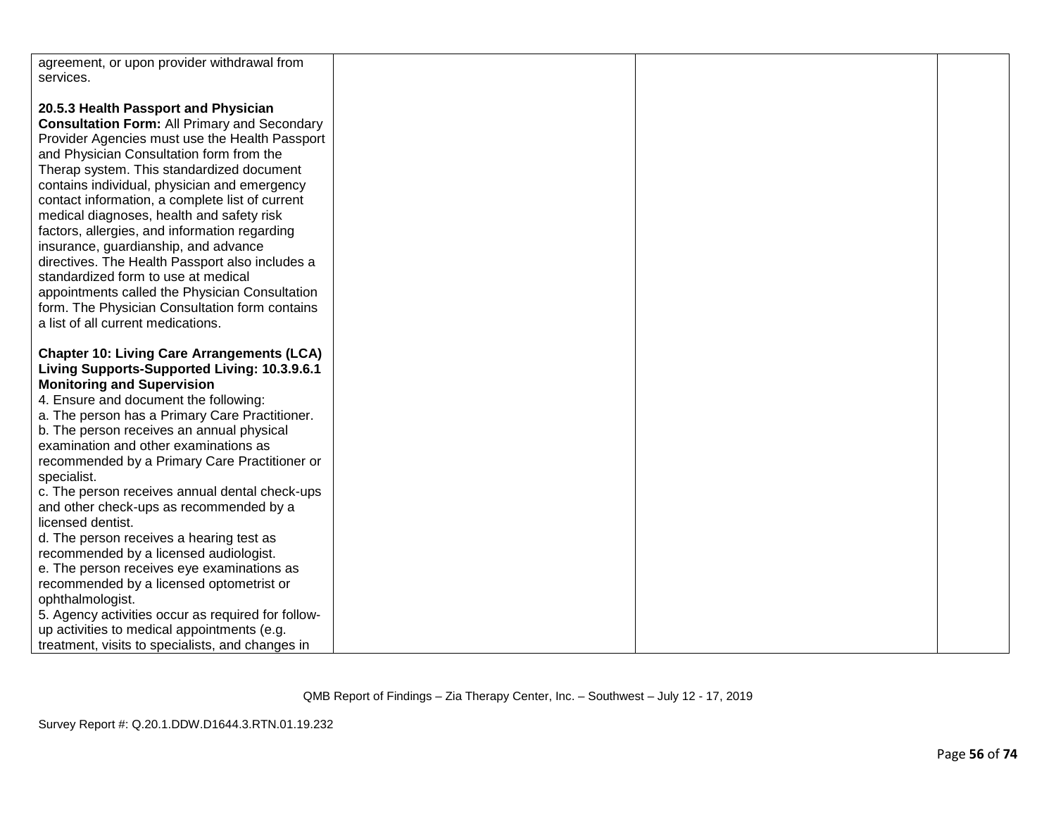| | | | |
|---|---|---|---|
| agreement, or upon provider withdrawal from services.<br><br>**20.5.3 Health Passport and Physician Consultation Form:** All Primary and Secondary Provider Agencies must use the Health Passport and Physician Consultation form from the Therap system. This standardized document contains individual, physician and emergency contact information, a complete list of current medical diagnoses, health and safety risk factors, allergies, and information regarding insurance, guardianship, and advance directives. The Health Passport also includes a standardized form to use at medical appointments called the Physician Consultation form. The Physician Consultation form contains a list of all current medications.<br><br>**Chapter 10: Living Care Arrangements (LCA) Living Supports-Supported Living: 10.3.9.6.1 Monitoring and Supervision**<br>4. Ensure and document the following:<br>a. The person has a Primary Care Practitioner.<br>b. The person receives an annual physical examination and other examinations as recommended by a Primary Care Practitioner or specialist.<br>c. The person receives annual dental check-ups and other check-ups as recommended by a licensed dentist.<br>d. The person receives a hearing test as recommended by a licensed audiologist.<br>e. The person receives eye examinations as recommended by a licensed optometrist or ophthalmologist.<br>5. Agency activities occur as required for follow-up activities to medical appointments (e.g. treatment, visits to specialists, and changes in | | | |

QMB Report of Findings – Zia Therapy Center, Inc. – Southwest – July 12 - 17, 2019

Survey Report #: Q.20.1.DDW.D1644.3.RTN.01.19.232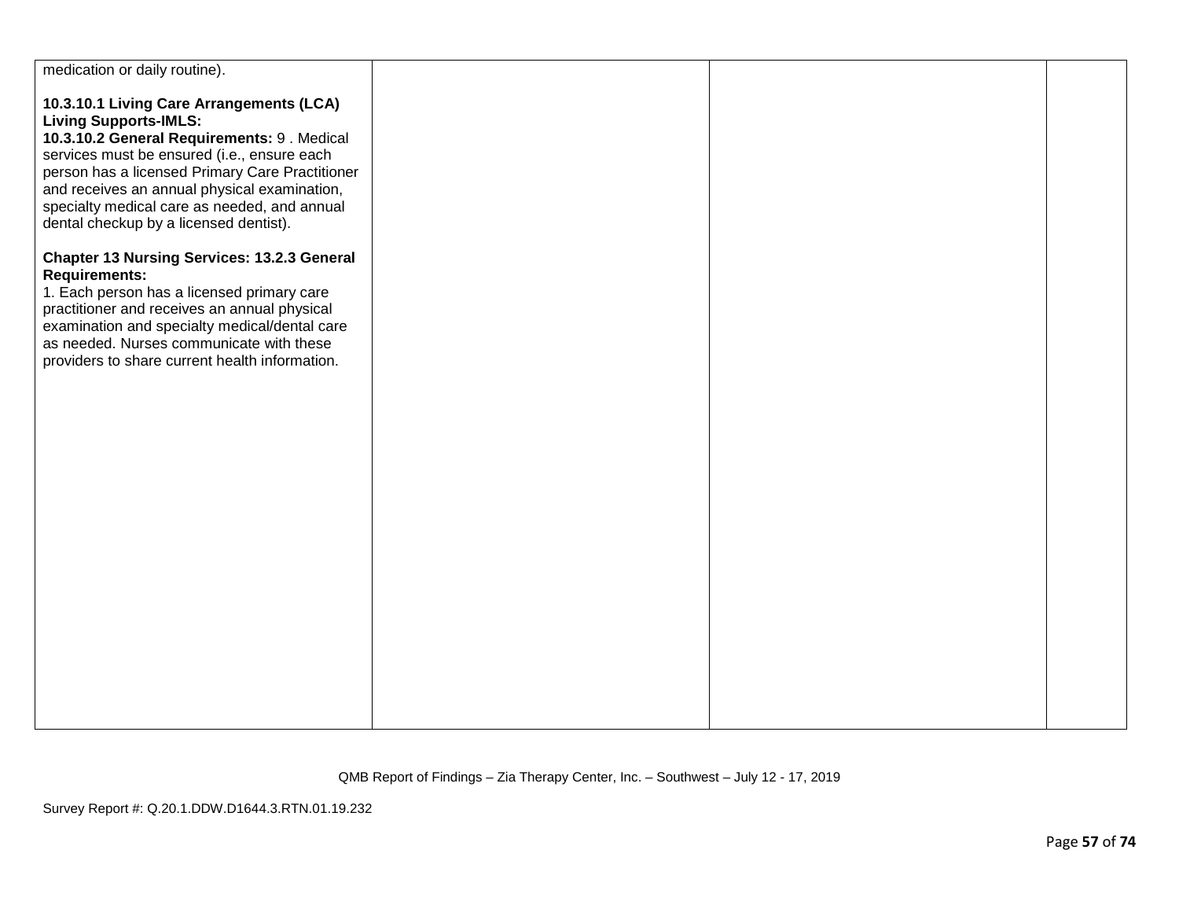| | | | |
|---|---|---|---|
| medication or daily routine).<br><br>**10.3.10.1 Living Care Arrangements (LCA) Living Supports-IMLS:**<br>**10.3.10.2 General Requirements:** 9 . Medical services must be ensured (i.e., ensure each person has a licensed Primary Care Practitioner and receives an annual physical examination, specialty medical care as needed, and annual dental checkup by a licensed dentist).<br><br>**Chapter 13 Nursing Services: 13.2.3 General Requirements:**<br>1. Each person has a licensed primary care practitioner and receives an annual physical examination and specialty medical/dental care as needed. Nurses communicate with these providers to share current health information. | | | |

QMB Report of Findings – Zia Therapy Center, Inc. – Southwest – July 12 - 17, 2019

Survey Report #: Q.20.1.DDW.D1644.3.RTN.01.19.232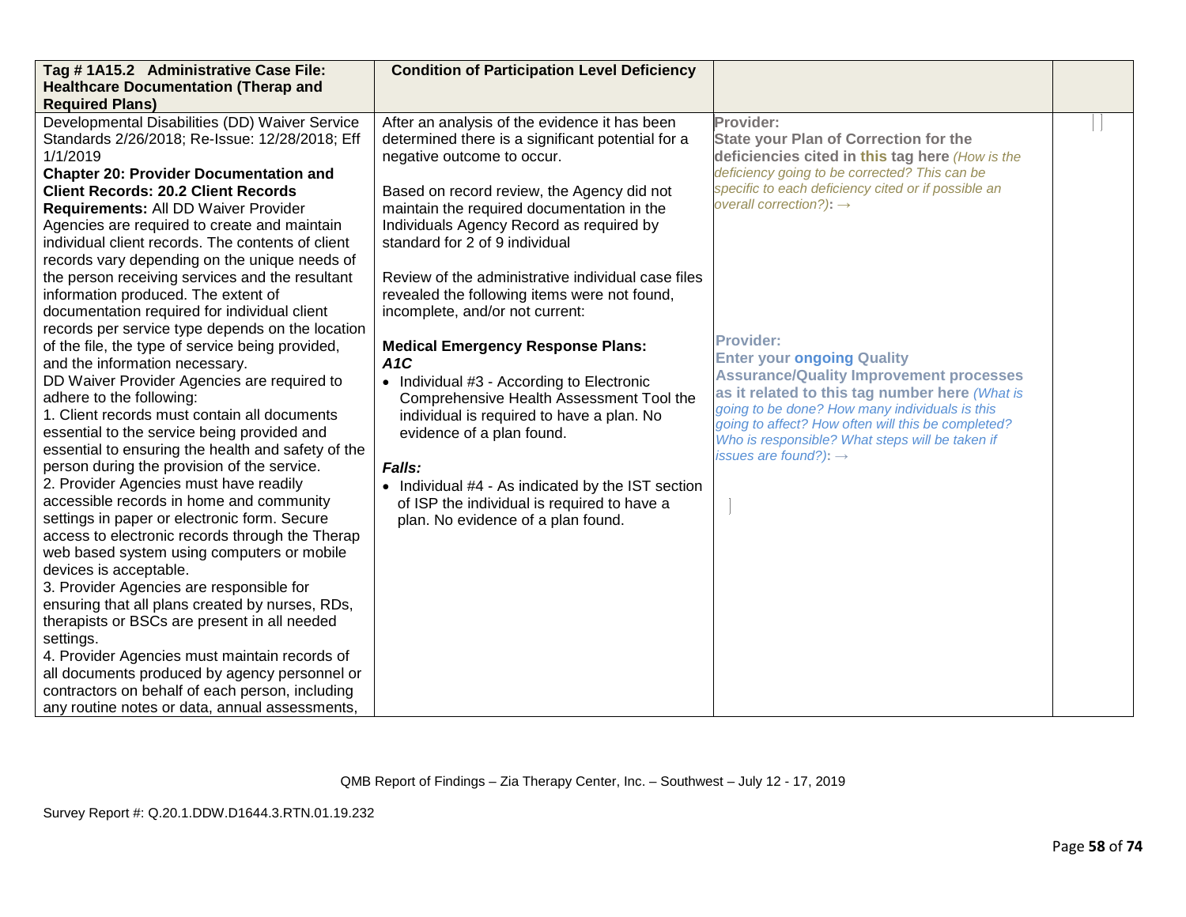| Tag # 1A15.2 Administrative Case File: Healthcare Documentation (Therap and Required Plans) | Condition of Participation Level Deficiency | | |
|---|---|---|---|
| Developmental Disabilities (DD) Waiver Service Standards 2/26/2018; Re-Issue: 12/28/2018; Eff 1/1/2019<br>**Chapter 20: Provider Documentation and Client Records: 20.2 Client Records Requirements:** All DD Waiver Provider Agencies are required to create and maintain individual client records. The contents of client records vary depending on the unique needs of the person receiving services and the resultant information produced. The extent of documentation required for individual client records per service type depends on the location of the file, the type of service being provided, and the information necessary.<br>DD Waiver Provider Agencies are required to adhere to the following:<br>1. Client records must contain all documents essential to the service being provided and essential to ensuring the health and safety of the person during the provision of the service.<br>2. Provider Agencies must have readily accessible records in home and community settings in paper or electronic form. Secure access to electronic records through the Therap web based system using computers or mobile devices is acceptable.<br>3. Provider Agencies are responsible for ensuring that all plans created by nurses, RDs, therapists or BSCs are present in all needed settings.<br>4. Provider Agencies must maintain records of all documents produced by agency personnel or contractors on behalf of each person, including any routine notes or data, annual assessments, | After an analysis of the evidence it has been determined there is a significant potential for a negative outcome to occur.<br><br>Based on record review, the Agency did not maintain the required documentation in the Individuals Agency Record as required by standard for 2 of 9 individual<br><br>Review of the administrative individual case files revealed the following items were not found, incomplete, and/or not current:<br><br>**Medical Emergency Response Plans:**<br>***A1C***<br>• Individual #3 - According to Electronic Comprehensive Health Assessment Tool the individual is required to have a plan. No evidence of a plan found.<br><br>***Falls:***<br>• Individual #4 - As indicated by the IST section of ISP the individual is required to have a plan. No evidence of a plan found. | **Provider:**<br>**State your Plan of Correction for the deficiencies cited in this tag here** *(How is the deficiency going to be corrected? This can be specific to each deficiency cited or if possible an overall correction?)*: →<br><br>**Provider:**<br>**Enter your ongoing Quality Assurance/Quality Improvement processes as it related to this tag number here** *(What is going to be done? How many individuals is this going to affect? How often will this be completed? Who is responsible? What steps will be taken if issues are found?)*: → | |

QMB Report of Findings – Zia Therapy Center, Inc. – Southwest – July 12 - 17, 2019

Survey Report #: Q.20.1.DDW.D1644.3.RTN.01.19.232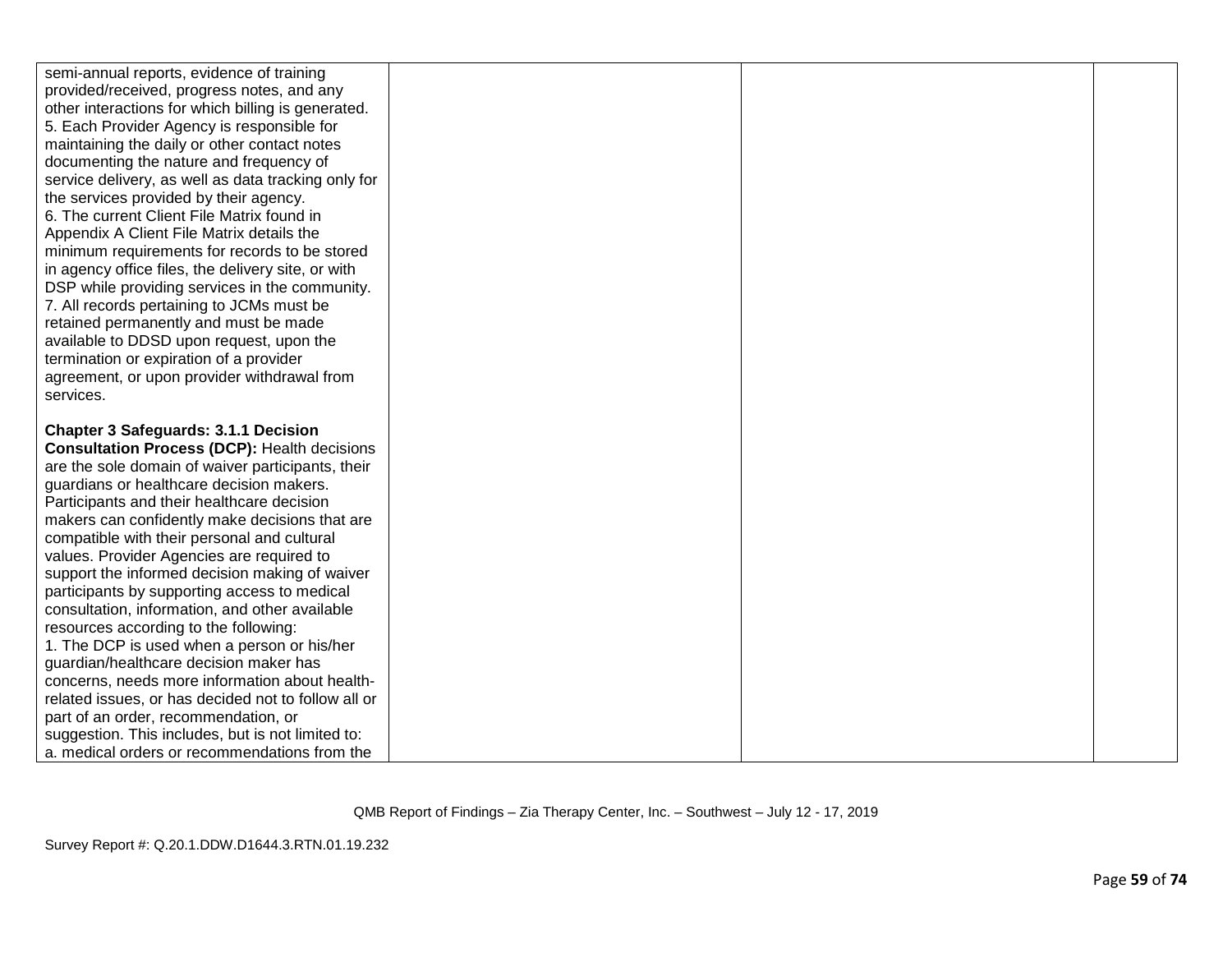| | | | |
|---|---|---|---|
| semi-annual reports, evidence of training provided/received, progress notes, and any other interactions for which billing is generated.<br>5. Each Provider Agency is responsible for maintaining the daily or other contact notes documenting the nature and frequency of service delivery, as well as data tracking only for the services provided by their agency.<br>6. The current Client File Matrix found in Appendix A Client File Matrix details the minimum requirements for records to be stored in agency office files, the delivery site, or with DSP while providing services in the community.<br>7. All records pertaining to JCMs must be retained permanently and must be made available to DDSD upon request, upon the termination or expiration of a provider agreement, or upon provider withdrawal from services.<br><br>**Chapter 3 Safeguards: 3.1.1 Decision Consultation Process (DCP):** Health decisions are the sole domain of waiver participants, their guardians or healthcare decision makers. Participants and their healthcare decision makers can confidently make decisions that are compatible with their personal and cultural values. Provider Agencies are required to support the informed decision making of waiver participants by supporting access to medical consultation, information, and other available resources according to the following:<br>1. The DCP is used when a person or his/her guardian/healthcare decision maker has concerns, needs more information about health-related issues, or has decided not to follow all or part of an order, recommendation, or suggestion. This includes, but is not limited to:<br>a. medical orders or recommendations from the | | | |

QMB Report of Findings – Zia Therapy Center, Inc. – Southwest – July 12 - 17, 2019

Survey Report #: Q.20.1.DDW.D1644.3.RTN.01.19.232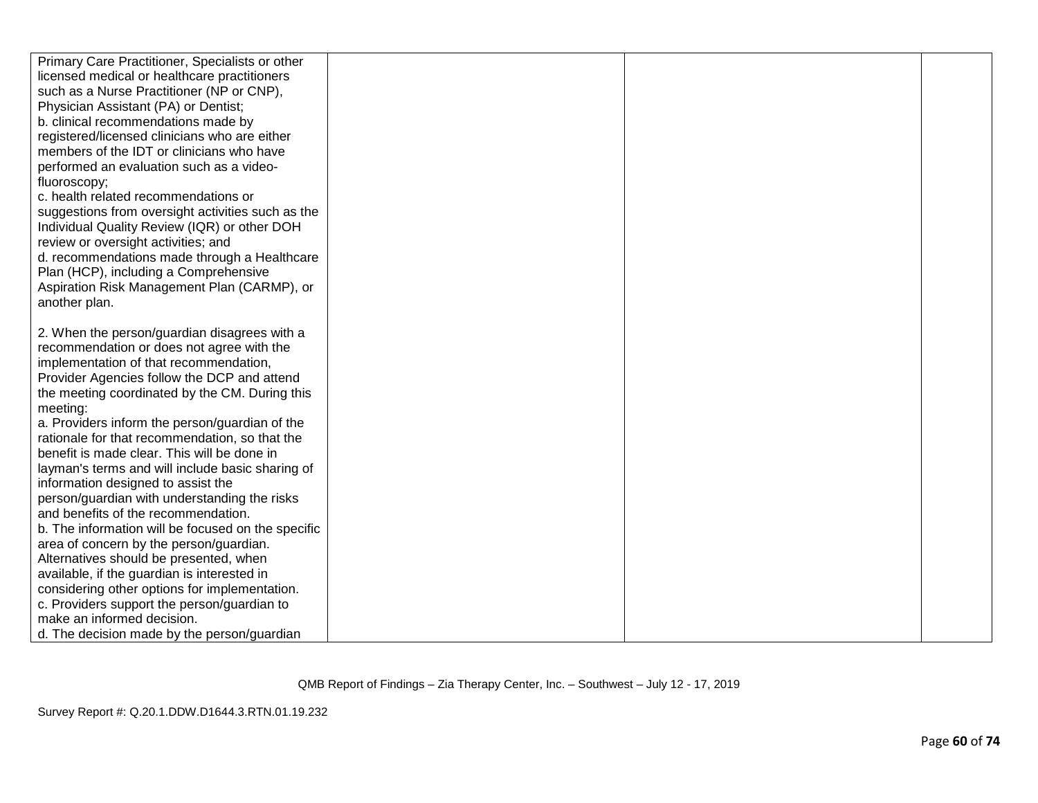| | | | |
|---|---|---|---|
| Primary Care Practitioner, Specialists or other licensed medical or healthcare practitioners such as a Nurse Practitioner (NP or CNP), Physician Assistant (PA) or Dentist;<br>b. clinical recommendations made by registered/licensed clinicians who are either members of the IDT or clinicians who have performed an evaluation such as a video-fluoroscopy;<br>c. health related recommendations or suggestions from oversight activities such as the Individual Quality Review (IQR) or other DOH review or oversight activities; and<br>d. recommendations made through a Healthcare Plan (HCP), including a Comprehensive Aspiration Risk Management Plan (CARMP), or another plan.<br><br>2. When the person/guardian disagrees with a recommendation or does not agree with the implementation of that recommendation, Provider Agencies follow the DCP and attend the meeting coordinated by the CM. During this meeting:<br>a. Providers inform the person/guardian of the rationale for that recommendation, so that the benefit is made clear. This will be done in layman's terms and will include basic sharing of information designed to assist the person/guardian with understanding the risks and benefits of the recommendation.<br>b. The information will be focused on the specific area of concern by the person/guardian. Alternatives should be presented, when available, if the guardian is interested in considering other options for implementation.<br>c. Providers support the person/guardian to make an informed decision.<br>d. The decision made by the person/guardian | | | |

QMB Report of Findings – Zia Therapy Center, Inc. – Southwest – July 12 - 17, 2019

Survey Report #: Q.20.1.DDW.D1644.3.RTN.01.19.232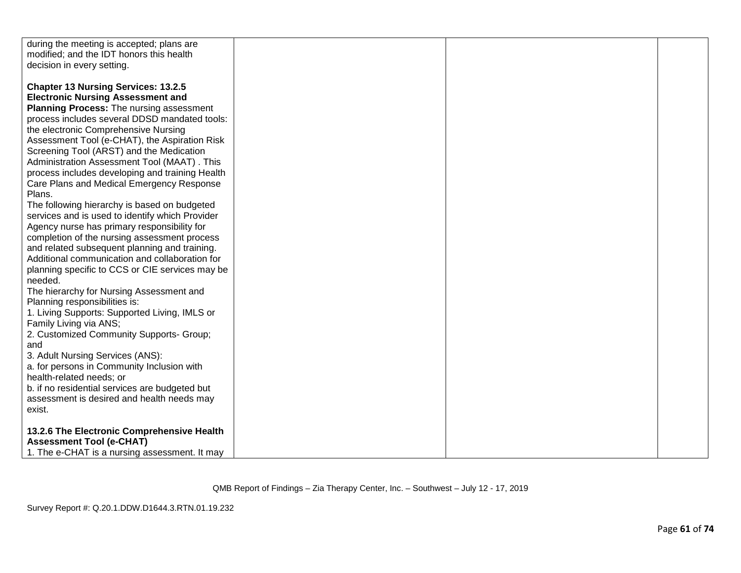| | | | |
|---|---|---|---|
| during the meeting is accepted; plans are modified; and the IDT honors this health decision in every setting.<br><br>**Chapter 13 Nursing Services: 13.2.5 Electronic Nursing Assessment and Planning Process:** The nursing assessment process includes several DDSD mandated tools: the electronic Comprehensive Nursing Assessment Tool (e-CHAT), the Aspiration Risk Screening Tool (ARST) and the Medication Administration Assessment Tool (MAAT) . This process includes developing and training Health Care Plans and Medical Emergency Response Plans.<br>The following hierarchy is based on budgeted services and is used to identify which Provider Agency nurse has primary responsibility for completion of the nursing assessment process and related subsequent planning and training. Additional communication and collaboration for planning specific to CCS or CIE services may be needed.<br>The hierarchy for Nursing Assessment and Planning responsibilities is:<br>1. Living Supports: Supported Living, IMLS or Family Living via ANS;<br>2. Customized Community Supports- Group; and<br>3. Adult Nursing Services (ANS):<br>a. for persons in Community Inclusion with health-related needs; or<br>b. if no residential services are budgeted but assessment is desired and health needs may exist.<br><br>**13.2.6 The Electronic Comprehensive Health Assessment Tool (e-CHAT)**<br>1. The e-CHAT is a nursing assessment. It may | | | |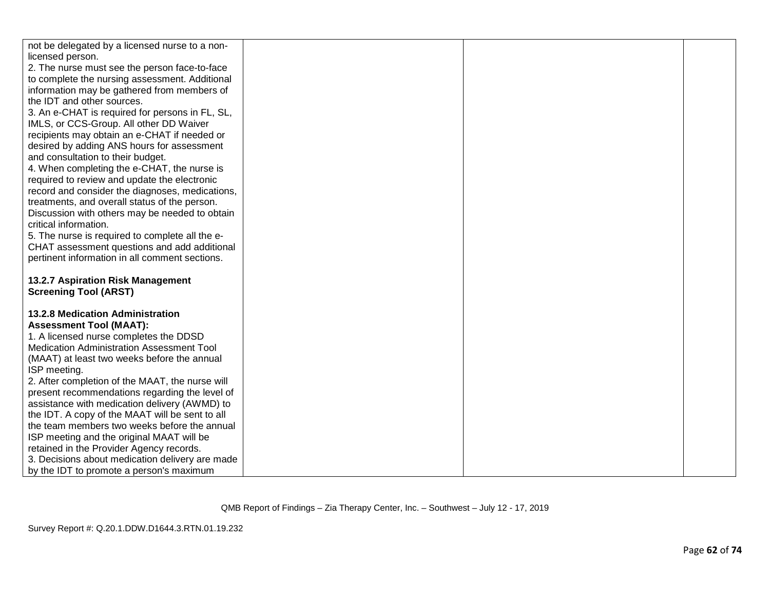| | | | |
|---|---|---|---|
| not be delegated by a licensed nurse to a non-licensed person.<br>2. The nurse must see the person face-to-face to complete the nursing assessment. Additional information may be gathered from members of the IDT and other sources.<br>3. An e-CHAT is required for persons in FL, SL, IMLS, or CCS-Group. All other DD Waiver recipients may obtain an e-CHAT if needed or desired by adding ANS hours for assessment and consultation to their budget.<br>4. When completing the e-CHAT, the nurse is required to review and update the electronic record and consider the diagnoses, medications, treatments, and overall status of the person. Discussion with others may be needed to obtain critical information.<br>5. The nurse is required to complete all the e-CHAT assessment questions and add additional pertinent information in all comment sections.<br><br>**13.2.7 Aspiration Risk Management Screening Tool (ARST)**<br><br>**13.2.8 Medication Administration Assessment Tool (MAAT):**<br>1. A licensed nurse completes the DDSD Medication Administration Assessment Tool (MAAT) at least two weeks before the annual ISP meeting.<br>2. After completion of the MAAT, the nurse will present recommendations regarding the level of assistance with medication delivery (AWMD) to the IDT. A copy of the MAAT will be sent to all the team members two weeks before the annual ISP meeting and the original MAAT will be retained in the Provider Agency records.<br>3. Decisions about medication delivery are made by the IDT to promote a person's maximum | | | |

QMB Report of Findings – Zia Therapy Center, Inc. – Southwest – July 12 - 17, 2019

Survey Report #: Q.20.1.DDW.D1644.3.RTN.01.19.232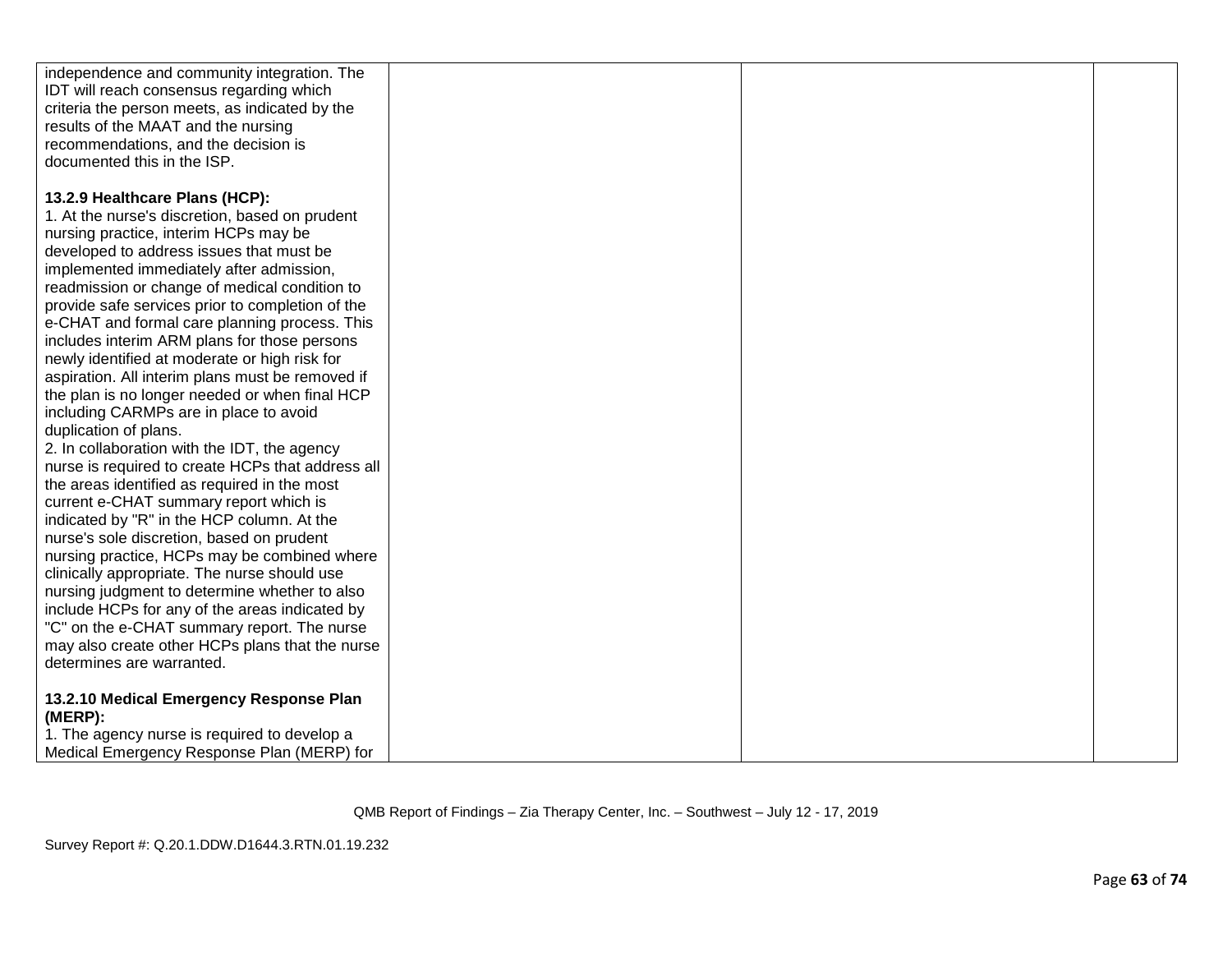| | | | |
|---|---|---|---|
| independence and community integration. The IDT will reach consensus regarding which criteria the person meets, as indicated by the results of the MAAT and the nursing recommendations, and the decision is documented this in the ISP.<br><br>**13.2.9 Healthcare Plans (HCP):**<br>1. At the nurse's discretion, based on prudent nursing practice, interim HCPs may be developed to address issues that must be implemented immediately after admission, readmission or change of medical condition to provide safe services prior to completion of the e-CHAT and formal care planning process. This includes interim ARM plans for those persons newly identified at moderate or high risk for aspiration. All interim plans must be removed if the plan is no longer needed or when final HCP including CARMPs are in place to avoid duplication of plans.<br>2. In collaboration with the IDT, the agency nurse is required to create HCPs that address all the areas identified as required in the most current e-CHAT summary report which is indicated by "R" in the HCP column. At the nurse's sole discretion, based on prudent nursing practice, HCPs may be combined where clinically appropriate. The nurse should use nursing judgment to determine whether to also include HCPs for any of the areas indicated by "C" on the e-CHAT summary report. The nurse may also create other HCPs plans that the nurse determines are warranted.<br><br>**13.2.10 Medical Emergency Response Plan (MERP):**<br>1. The agency nurse is required to develop a Medical Emergency Response Plan (MERP) for | | | |

QMB Report of Findings – Zia Therapy Center, Inc. – Southwest – July 12 - 17, 2019

Survey Report #: Q.20.1.DDW.D1644.3.RTN.01.19.232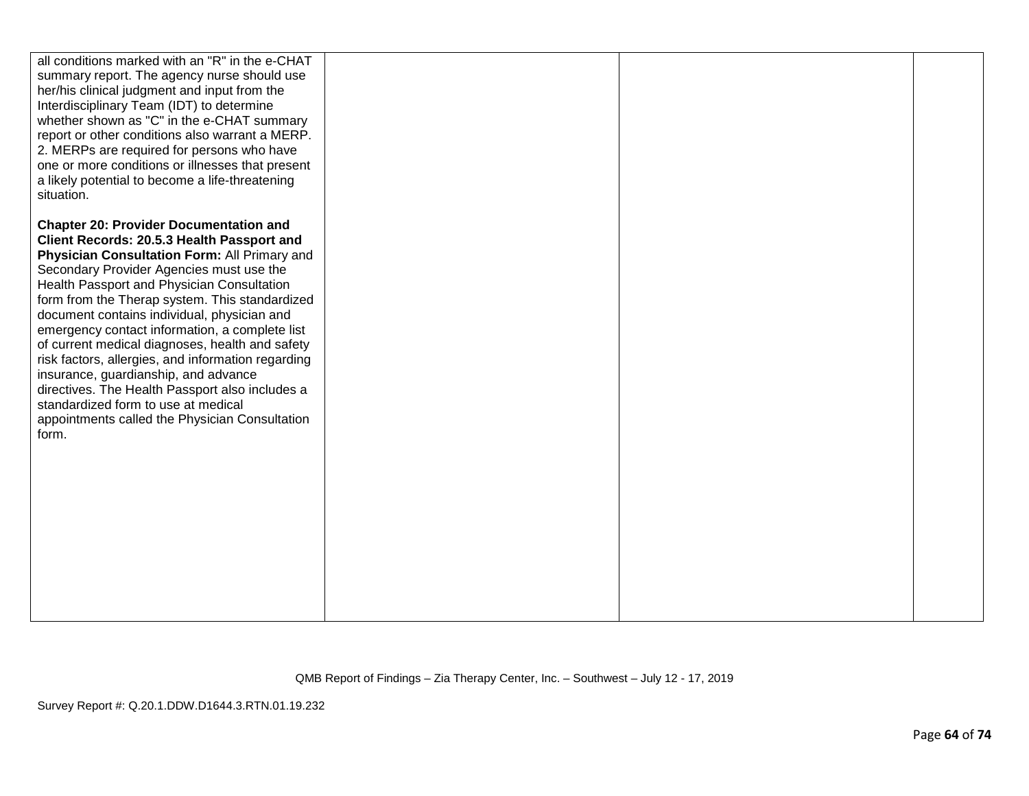| | | | |
|---|---|---|---|
| all conditions marked with an "R" in the e-CHAT summary report. The agency nurse should use her/his clinical judgment and input from the Interdisciplinary Team (IDT) to determine whether shown as "C" in the e-CHAT summary report or other conditions also warrant a MERP.<br>2. MERPs are required for persons who have one or more conditions or illnesses that present a likely potential to become a life-threatening situation.<br><br>**Chapter 20: Provider Documentation and Client Records: 20.5.3 Health Passport and Physician Consultation Form:** All Primary and Secondary Provider Agencies must use the Health Passport and Physician Consultation form from the Therap system. This standardized document contains individual, physician and emergency contact information, a complete list of current medical diagnoses, health and safety risk factors, allergies, and information regarding insurance, guardianship, and advance directives. The Health Passport also includes a standardized form to use at medical appointments called the Physician Consultation form. | | | |

QMB Report of Findings – Zia Therapy Center, Inc. – Southwest – July 12 - 17, 2019

Survey Report #: Q.20.1.DDW.D1644.3.RTN.01.19.232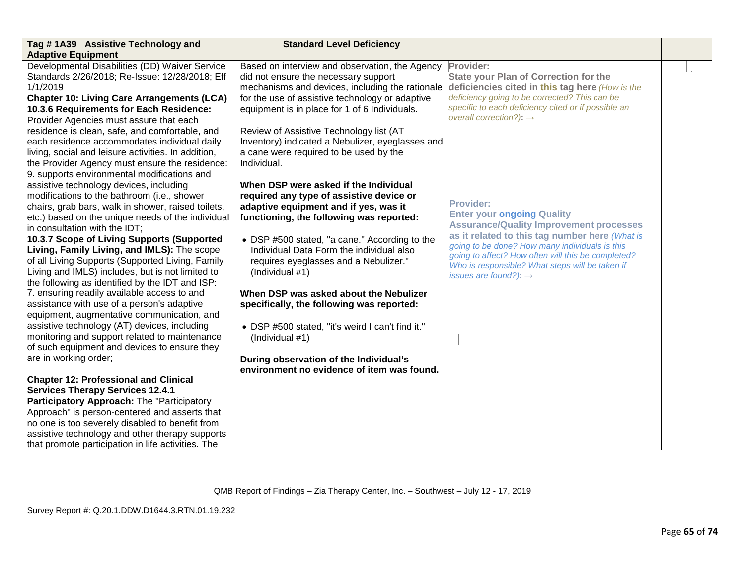| **Tag # 1A39 Assistive Technology and Adaptive Equipment** | **Standard Level Deficiency** | | |
|---|---|---|---|
| Developmental Disabilities (DD) Waiver Service Standards 2/26/2018; Re-Issue: 12/28/2018; Eff 1/1/2019<br>**Chapter 10: Living Care Arrangements (LCA) 10.3.6 Requirements for Each Residence:** Provider Agencies must assure that each residence is clean, safe, and comfortable, and each residence accommodates individual daily living, social and leisure activities. In addition, the Provider Agency must ensure the residence:<br>9. supports environmental modifications and assistive technology devices, including modifications to the bathroom (i.e., shower chairs, grab bars, walk in shower, raised toilets, etc.) based on the unique needs of the individual in consultation with the IDT;<br>**10.3.7 Scope of Living Supports (Supported Living, Family Living, and IMLS):** The scope of all Living Supports (Supported Living, Family Living and IMLS) includes, but is not limited to the following as identified by the IDT and ISP:<br>7. ensuring readily available access to and assistance with use of a person's adaptive equipment, augmentative communication, and assistive technology (AT) devices, including monitoring and support related to maintenance of such equipment and devices to ensure they are in working order;<br><br>**Chapter 12: Professional and Clinical Services Therapy Services 12.4.1 Participatory Approach:** The "Participatory Approach" is person-centered and asserts that no one is too severely disabled to benefit from assistive technology and other therapy supports that promote participation in life activities. The | Based on interview and observation, the Agency did not ensure the necessary support mechanisms and devices, including the rationale for the use of assistive technology or adaptive equipment is in place for 1 of 6 Individuals.<br><br>Review of Assistive Technology list (AT Inventory) indicated a Nebulizer, eyeglasses and a cane were required to be used by the Individual.<br><br>**When DSP were asked if the Individual required any type of assistive device or adaptive equipment and if yes, was it functioning, the following was reported:**<br><br>• DSP #500 stated, "a cane." According to the Individual Data Form the individual also requires eyeglasses and a Nebulizer." (Individual #1)<br><br>**When DSP was asked about the Nebulizer specifically, the following was reported:**<br><br>• DSP #500 stated, "it's weird I can't find it." (Individual #1)<br><br>**During observation of the Individual's environment no evidence of item was found.** | **Provider:**<br>**State your Plan of Correction for the deficiencies cited in this tag here** *(How is the deficiency going to be corrected? This can be specific to each deficiency cited or if possible an overall correction?):* →<br><br>**Provider:**<br>**Enter your ongoing Quality Assurance/Quality Improvement processes as it related to this tag number here** *(What is going to be done? How many individuals is this going to affect? How often will this be completed? Who is responsible? What steps will be taken if issues are found?):* → | |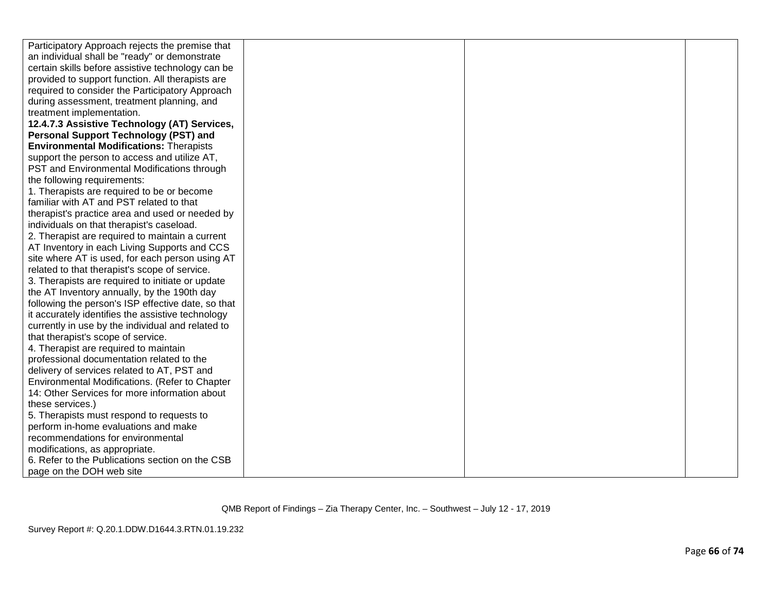| | | | |
|---|---|---|---|
| Participatory Approach rejects the premise that an individual shall be "ready" or demonstrate certain skills before assistive technology can be provided to support function. All therapists are required to consider the Participatory Approach during assessment, treatment planning, and treatment implementation.<br>**12.4.7.3 Assistive Technology (AT) Services, Personal Support Technology (PST) and Environmental Modifications:** Therapists support the person to access and utilize AT, PST and Environmental Modifications through the following requirements:<br>1. Therapists are required to be or become familiar with AT and PST related to that therapist's practice area and used or needed by individuals on that therapist's caseload.<br>2. Therapist are required to maintain a current AT Inventory in each Living Supports and CCS site where AT is used, for each person using AT related to that therapist's scope of service.<br>3. Therapists are required to initiate or update the AT Inventory annually, by the 190th day following the person's ISP effective date, so that it accurately identifies the assistive technology currently in use by the individual and related to that therapist's scope of service.<br>4. Therapist are required to maintain professional documentation related to the delivery of services related to AT, PST and Environmental Modifications. (Refer to Chapter 14: Other Services for more information about these services.)<br>5. Therapists must respond to requests to perform in-home evaluations and make recommendations for environmental modifications, as appropriate.<br>6. Refer to the Publications section on the CSB page on the DOH web site | | | |

QMB Report of Findings – Zia Therapy Center, Inc. – Southwest – July 12 - 17, 2019

Survey Report #: Q.20.1.DDW.D1644.3.RTN.01.19.232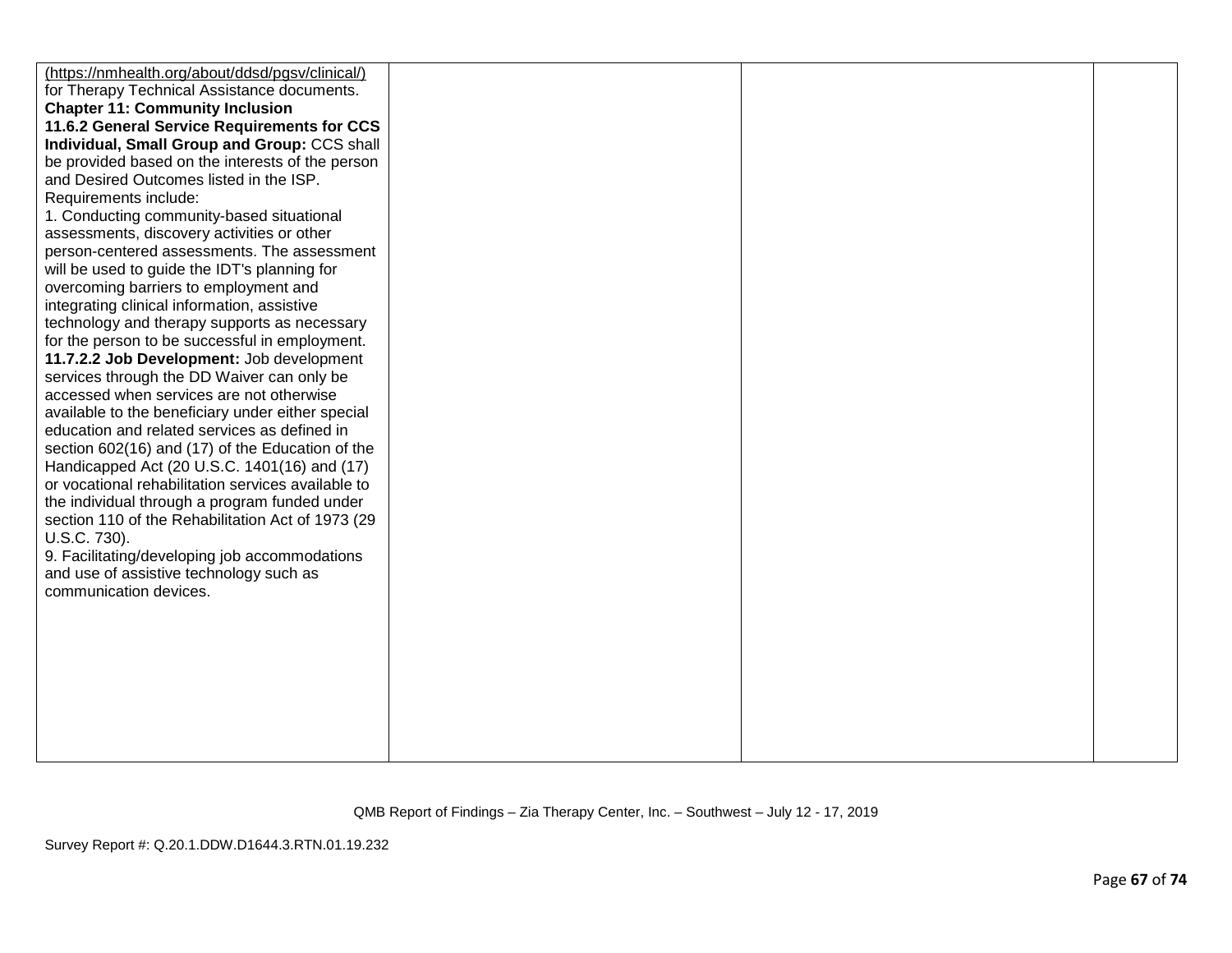| | | | |
|---|---|---|---|
| (https://nmhealth.org/about/ddsd/pgsv/clinical/) for Therapy Technical Assistance documents.<br>**Chapter 11: Community Inclusion**<br>**11.6.2 General Service Requirements for CCS Individual, Small Group and Group:** CCS shall be provided based on the interests of the person and Desired Outcomes listed in the ISP. Requirements include:<br>1. Conducting community-based situational assessments, discovery activities or other person-centered assessments. The assessment will be used to guide the IDT's planning for overcoming barriers to employment and integrating clinical information, assistive technology and therapy supports as necessary for the person to be successful in employment.<br>**11.7.2.2 Job Development:** Job development services through the DD Waiver can only be accessed when services are not otherwise available to the beneficiary under either special education and related services as defined in section 602(16) and (17) of the Education of the Handicapped Act (20 U.S.C. 1401(16) and (17) or vocational rehabilitation services available to the individual through a program funded under section 110 of the Rehabilitation Act of 1973 (29 U.S.C. 730).<br>9. Facilitating/developing job accommodations and use of assistive technology such as communication devices. | | | |

QMB Report of Findings – Zia Therapy Center, Inc. – Southwest – July 12 - 17, 2019

Survey Report #: Q.20.1.DDW.D1644.3.RTN.01.19.232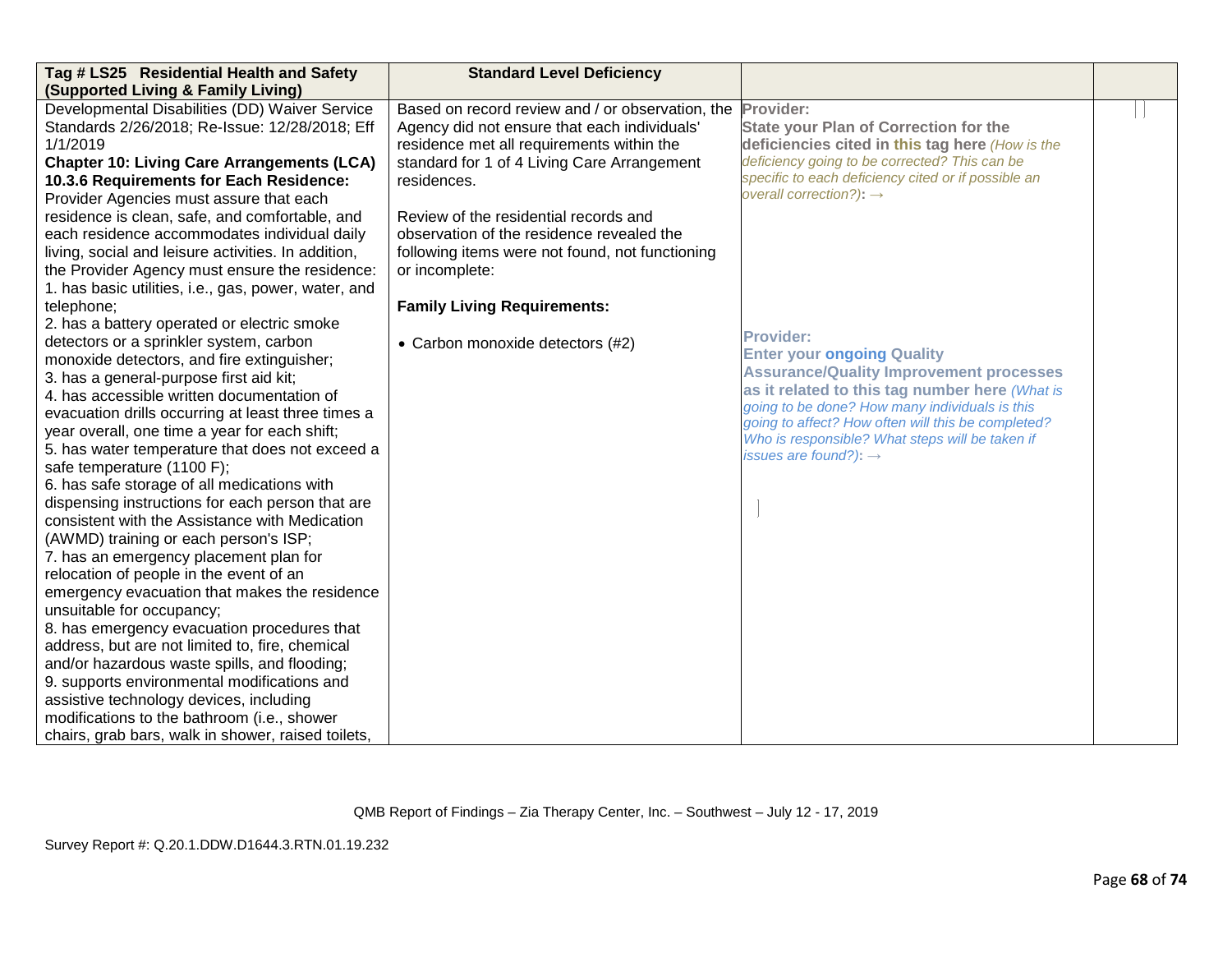| Tag # LS25 Residential Health and Safety (Supported Living & Family Living) | Standard Level Deficiency | | |
|---|---|---|---|
| Developmental Disabilities (DD) Waiver Service Standards 2/26/2018; Re-Issue: 12/28/2018; Eff 1/1/2019<br>**Chapter 10: Living Care Arrangements (LCA) 10.3.6 Requirements for Each Residence:** Provider Agencies must assure that each residence is clean, safe, and comfortable, and each residence accommodates individual daily living, social and leisure activities. In addition, the Provider Agency must ensure the residence:<br>1. has basic utilities, i.e., gas, power, water, and telephone;<br>2. has a battery operated or electric smoke detectors or a sprinkler system, carbon monoxide detectors, and fire extinguisher;<br>3. has a general-purpose first aid kit;<br>4. has accessible written documentation of evacuation drills occurring at least three times a year overall, one time a year for each shift;<br>5. has water temperature that does not exceed a safe temperature (1100 F);<br>6. has safe storage of all medications with dispensing instructions for each person that are consistent with the Assistance with Medication (AWMD) training or each person's ISP;<br>7. has an emergency placement plan for relocation of people in the event of an emergency evacuation that makes the residence unsuitable for occupancy;<br>8. has emergency evacuation procedures that address, but are not limited to, fire, chemical and/or hazardous waste spills, and flooding;<br>9. supports environmental modifications and assistive technology devices, including modifications to the bathroom (i.e., shower chairs, grab bars, walk in shower, raised toilets, | Based on record review and / or observation, the Agency did not ensure that each individuals' residence met all requirements within the standard for 1 of 4 Living Care Arrangement residences.<br><br>Review of the residential records and observation of the residence revealed the following items were not found, not functioning or incomplete:<br><br>**Family Living Requirements:**<br><br>• Carbon monoxide detectors (#2) | **Provider:**<br>**State your Plan of Correction for the deficiencies cited in this tag here** *(How is the deficiency going to be corrected? This can be specific to each deficiency cited or if possible an overall correction?)*: →<br><br>**Provider:**<br>**Enter your ongoing Quality Assurance/Quality Improvement processes as it related to this tag number here** *(What is going to be done? How many individuals is this going to affect? How often will this be completed? Who is responsible? What steps will be taken if issues are found?)*: → | |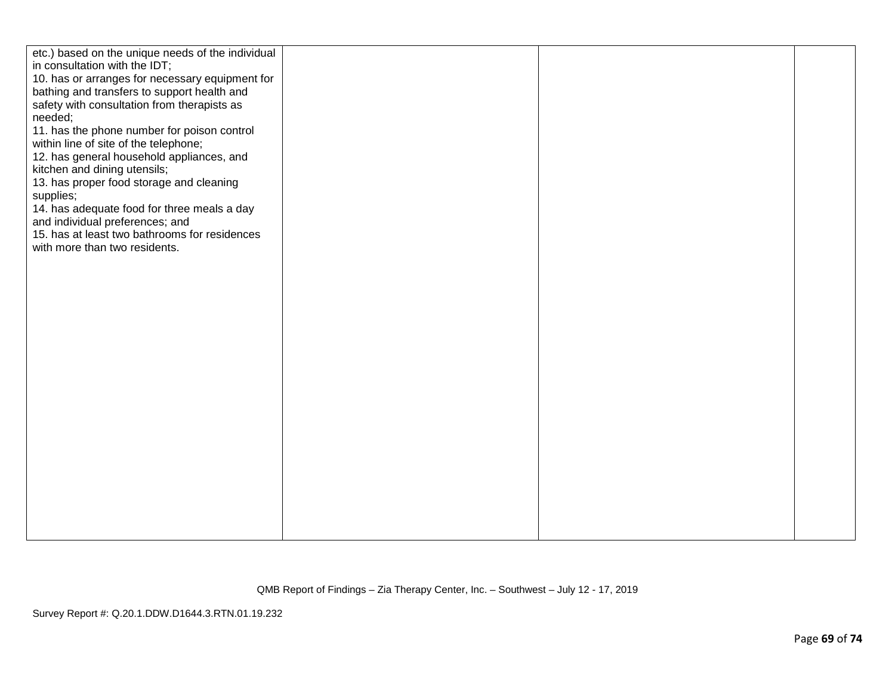| | | | |
|---|---|---|---|
| etc.) based on the unique needs of the individual in consultation with the IDT;<br>10. has or arranges for necessary equipment for bathing and transfers to support health and safety with consultation from therapists as needed;<br>11. has the phone number for poison control within line of site of the telephone;<br>12. has general household appliances, and kitchen and dining utensils;<br>13. has proper food storage and cleaning supplies;<br>14. has adequate food for three meals a day and individual preferences; and<br>15. has at least two bathrooms for residences with more than two residents. | | | |

QMB Report of Findings – Zia Therapy Center, Inc. – Southwest – July 12 - 17, 2019

Survey Report #: Q.20.1.DDW.D1644.3.RTN.01.19.232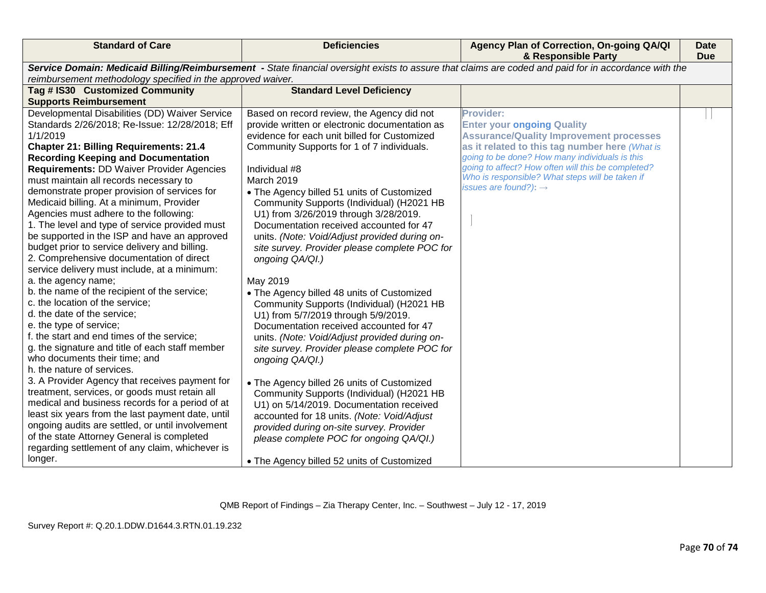| Standard of Care | Deficiencies | Agency Plan of Correction, On-going QA/QI & Responsible Party | Date Due |
|---|---|---|---|
| ***Service Domain: Medicaid Billing/Reimbursement** - State financial oversight exists to assure that claims are coded and paid for in accordance with the reimbursement methodology specified in the approved waiver.* | | | |
| **Tag # IS30 Customized Community Supports Reimbursement** | **Standard Level Deficiency** | | |
| Developmental Disabilities (DD) Waiver Service Standards 2/26/2018; Re-Issue: 12/28/2018; Eff 1/1/2019<br>**Chapter 21: Billing Requirements: 21.4 Recording Keeping and Documentation Requirements:** DD Waiver Provider Agencies must maintain all records necessary to demonstrate proper provision of services for Medicaid billing. At a minimum, Provider Agencies must adhere to the following:<br>1. The level and type of service provided must be supported in the ISP and have an approved budget prior to service delivery and billing.<br>2. Comprehensive documentation of direct service delivery must include, at a minimum:<br>a. the agency name;<br>b. the name of the recipient of the service;<br>c. the location of the service;<br>d. the date of the service;<br>e. the type of service;<br>f. the start and end times of the service;<br>g. the signature and title of each staff member who documents their time; and<br>h. the nature of services.<br>3. A Provider Agency that receives payment for treatment, services, or goods must retain all medical and business records for a period of at least six years from the last payment date, until ongoing audits are settled, or until involvement of the state Attorney General is completed regarding settlement of any claim, whichever is longer. | Based on record review, the Agency did not provide written or electronic documentation as evidence for each unit billed for Customized Community Supports for 1 of 7 individuals.<br><br>Individual #8<br>March 2019<br>• The Agency billed 51 units of Customized Community Supports (Individual) (H2021 HB U1) from 3/26/2019 through 3/28/2019. Documentation received accounted for 47 units. *(Note: Void/Adjust provided during on-site survey. Provider please complete POC for ongoing QA/QI.)*<br><br>May 2019<br>• The Agency billed 48 units of Customized Community Supports (Individual) (H2021 HB U1) from 5/7/2019 through 5/9/2019. Documentation received accounted for 47 units. *(Note: Void/Adjust provided during on-site survey. Provider please complete POC for ongoing QA/QI.)*<br><br>• The Agency billed 26 units of Customized Community Supports (Individual) (H2021 HB U1) on 5/14/2019. Documentation received accounted for 18 units. *(Note: Void/Adjust provided during on-site survey. Provider please complete POC for ongoing QA/QI.)*<br><br>• The Agency billed 52 units of Customized | **Provider:**<br>**Enter your ongoing Quality Assurance/Quality Improvement processes as it related to this tag number here** *(What is going to be done? How many individuals is this going to affect? How often will this be completed? Who is responsible? What steps will be taken if issues are found?)*: → | |

QMB Report of Findings – Zia Therapy Center, Inc. – Southwest – July 12 - 17, 2019

Survey Report #: Q.20.1.DDW.D1644.3.RTN.01.19.232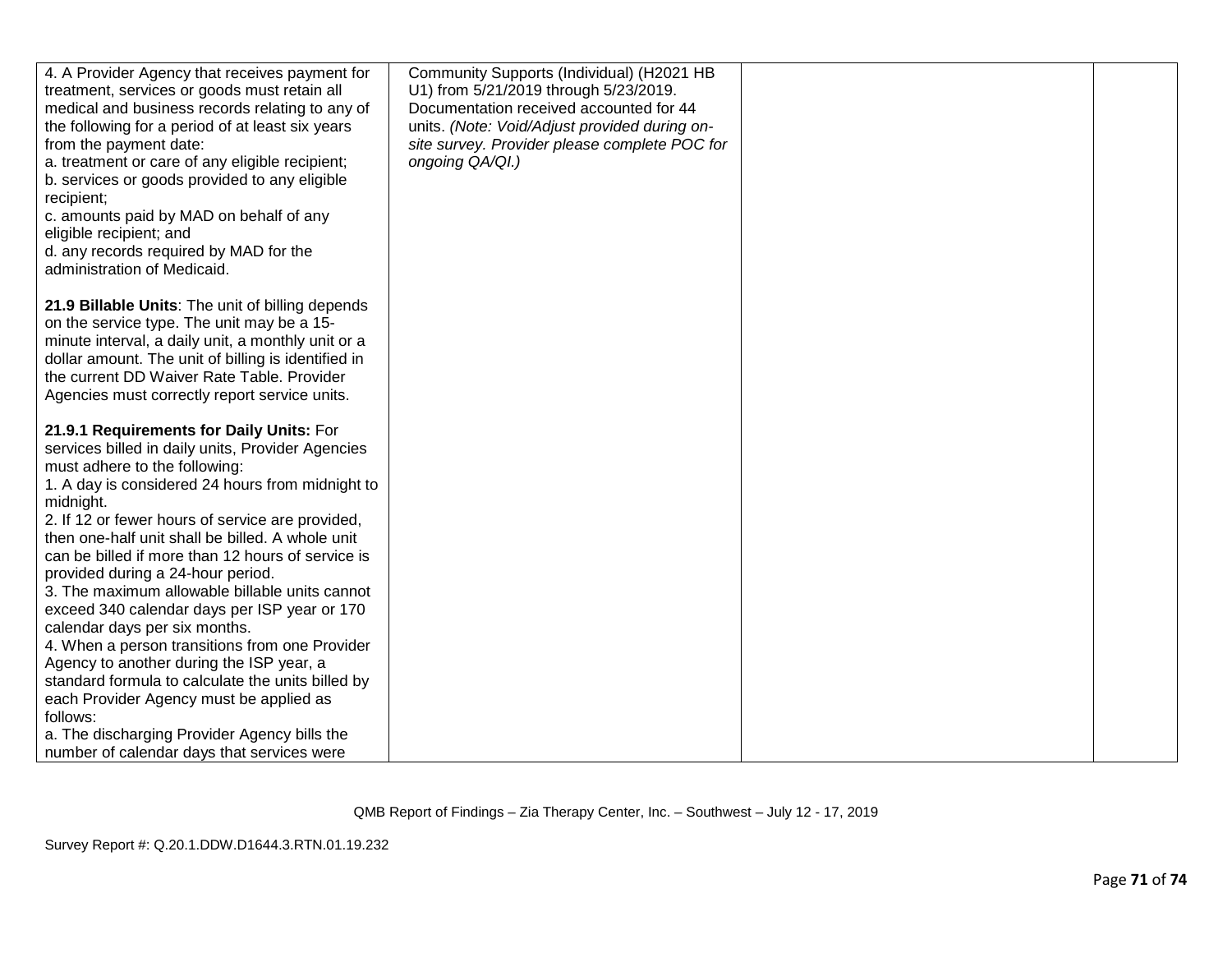| | | | |
|---|---|---|---|
| 4. A Provider Agency that receives payment for treatment, services or goods must retain all medical and business records relating to any of the following for a period of at least six years from the payment date:<br>a. treatment or care of any eligible recipient;<br>b. services or goods provided to any eligible recipient;<br>c. amounts paid by MAD on behalf of any eligible recipient; and<br>d. any records required by MAD for the administration of Medicaid.<br><br>**21.9 Billable Units**: The unit of billing depends on the service type. The unit may be a 15-minute interval, a daily unit, a monthly unit or a dollar amount. The unit of billing is identified in the current DD Waiver Rate Table. Provider Agencies must correctly report service units.<br><br>**21.9.1 Requirements for Daily Units:** For services billed in daily units, Provider Agencies must adhere to the following:<br>1. A day is considered 24 hours from midnight to midnight.<br>2. If 12 or fewer hours of service are provided, then one-half unit shall be billed. A whole unit can be billed if more than 12 hours of service is provided during a 24-hour period.<br>3. The maximum allowable billable units cannot exceed 340 calendar days per ISP year or 170 calendar days per six months.<br>4. When a person transitions from one Provider Agency to another during the ISP year, a standard formula to calculate the units billed by each Provider Agency must be applied as follows:<br>a. The discharging Provider Agency bills the number of calendar days that services were | Community Supports (Individual) (H2021 HB U1) from 5/21/2019 through 5/23/2019. Documentation received accounted for 44 units. *(Note: Void/Adjust provided during on-site survey. Provider please complete POC for ongoing QA/QI.)* | | |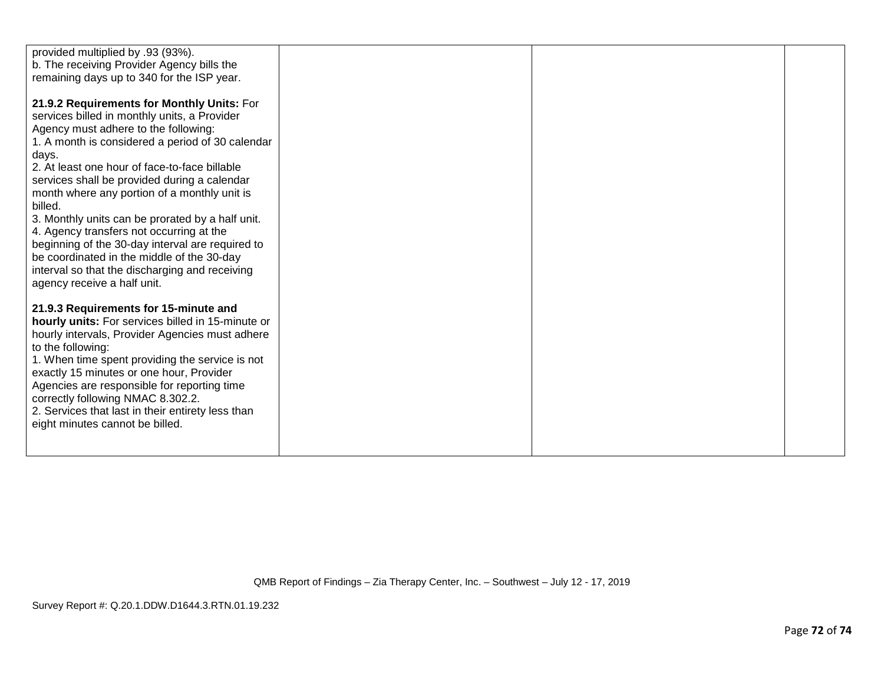| | | | |
|---|---|---|---|
| provided multiplied by .93 (93%).<br>b. The receiving Provider Agency bills the remaining days up to 340 for the ISP year.<br><br>**21.9.2 Requirements for Monthly Units:** For services billed in monthly units, a Provider Agency must adhere to the following:<br>1. A month is considered a period of 30 calendar days.<br>2. At least one hour of face-to-face billable services shall be provided during a calendar month where any portion of a monthly unit is billed.<br>3. Monthly units can be prorated by a half unit.<br>4. Agency transfers not occurring at the beginning of the 30-day interval are required to be coordinated in the middle of the 30-day interval so that the discharging and receiving agency receive a half unit.<br><br>**21.9.3 Requirements for 15-minute and hourly units:** For services billed in 15-minute or hourly intervals, Provider Agencies must adhere to the following:<br>1. When time spent providing the service is not exactly 15 minutes or one hour, Provider Agencies are responsible for reporting time correctly following NMAC 8.302.2.<br>2. Services that last in their entirety less than eight minutes cannot be billed. | | | |

QMB Report of Findings – Zia Therapy Center, Inc. – Southwest – July 12 - 17, 2019

Survey Report #: Q.20.1.DDW.D1644.3.RTN.01.19.232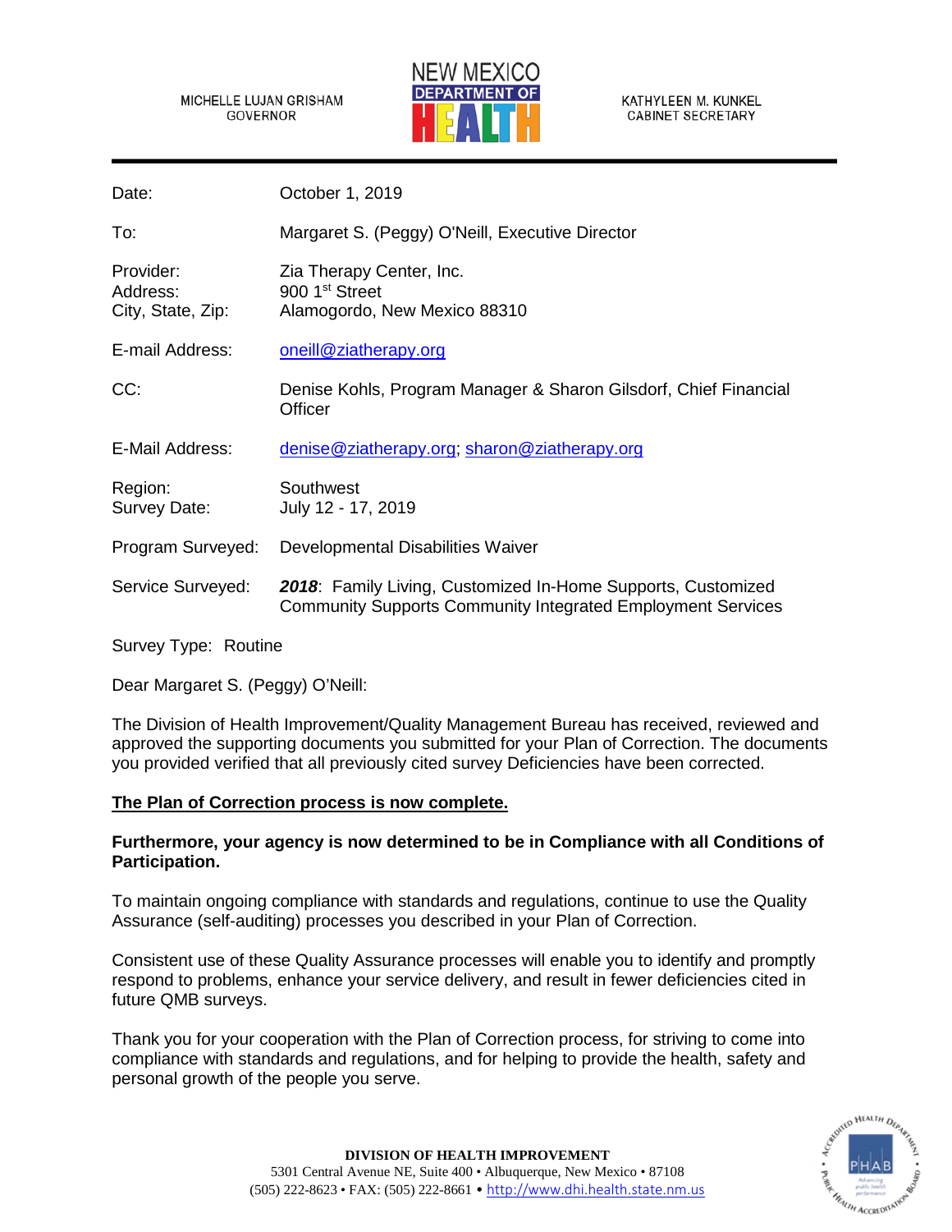MICHELLE LUJAN GRISHAM
GOVERNOR

NEW MEXICO
DEPARTMENT OF
HEALTH

KATHYLEEN M. KUNKEL
CABINET SECRETARY

| | |
|---|---|
| Date: | October 1, 2019 |
| To: | Margaret S. (Peggy) O'Neill, Executive Director |
| Provider: | Zia Therapy Center, Inc. |
| Address: | 900 1st Street |
| City, State, Zip: | Alamogordo, New Mexico 88310 |
| E-mail Address: | oneill@ziatherapy.org |
| CC: | Denise Kohls, Program Manager & Sharon Gilsdorf, Chief Financial Officer |
| E-Mail Address: | denise@ziatherapy.org; sharon@ziatherapy.org |
| Region: | Southwest |
| Survey Date: | July 12 - 17, 2019 |
| Program Surveyed: | Developmental Disabilities Waiver |
| Service Surveyed: | ***2018***: Family Living, Customized In-Home Supports, Customized Community Supports Community Integrated Employment Services |

Survey Type: Routine

Dear Margaret S. (Peggy) O'Neill:

The Division of Health Improvement/Quality Management Bureau has received, reviewed and approved the supporting documents you submitted for your Plan of Correction. The documents you provided verified that all previously cited survey Deficiencies have been corrected.

**The Plan of Correction process is now complete.**

**Furthermore, your agency is now determined to be in Compliance with all Conditions of Participation.**

To maintain ongoing compliance with standards and regulations, continue to use the Quality Assurance (self-auditing) processes you described in your Plan of Correction.

Consistent use of these Quality Assurance processes will enable you to identify and promptly respond to problems, enhance your service delivery, and result in fewer deficiencies cited in future QMB surveys.

Thank you for your cooperation with the Plan of Correction process, for striving to come into compliance with standards and regulations, and for helping to provide the health, safety and personal growth of the people you serve.

**DIVISION OF HEALTH IMPROVEMENT**
5301 Central Avenue NE, Suite 400 • Albuquerque, New Mexico • 87108
(505) 222-8623 • FAX: (505) 222-8661 • http://www.dhi.health.state.nm.us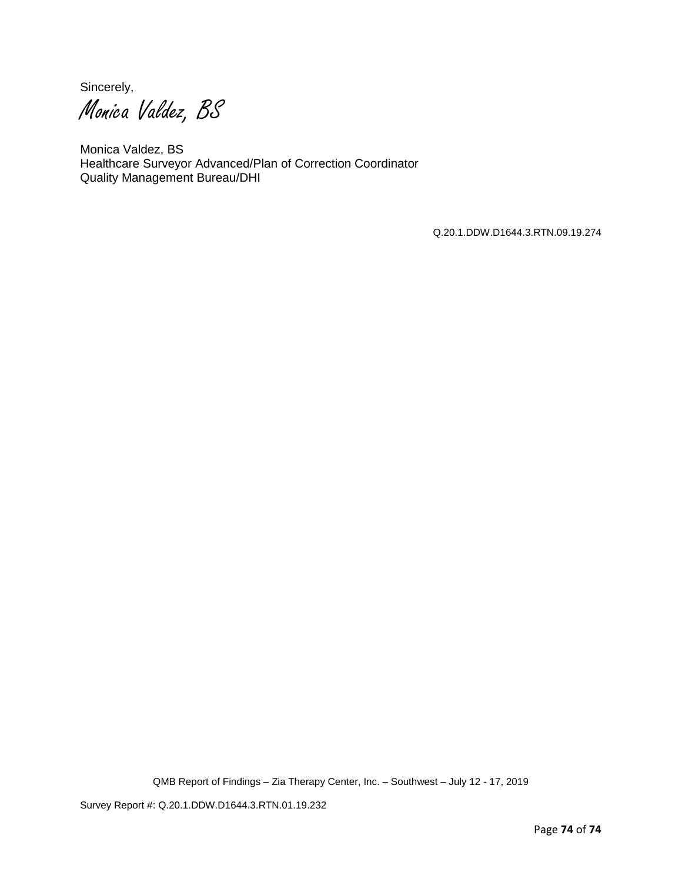Sincerely,

*Monica Valdez, BS*

Monica Valdez, BS
Healthcare Surveyor Advanced/Plan of Correction Coordinator
Quality Management Bureau/DHI

Q.20.1.DDW.D1644.3.RTN.09.19.274